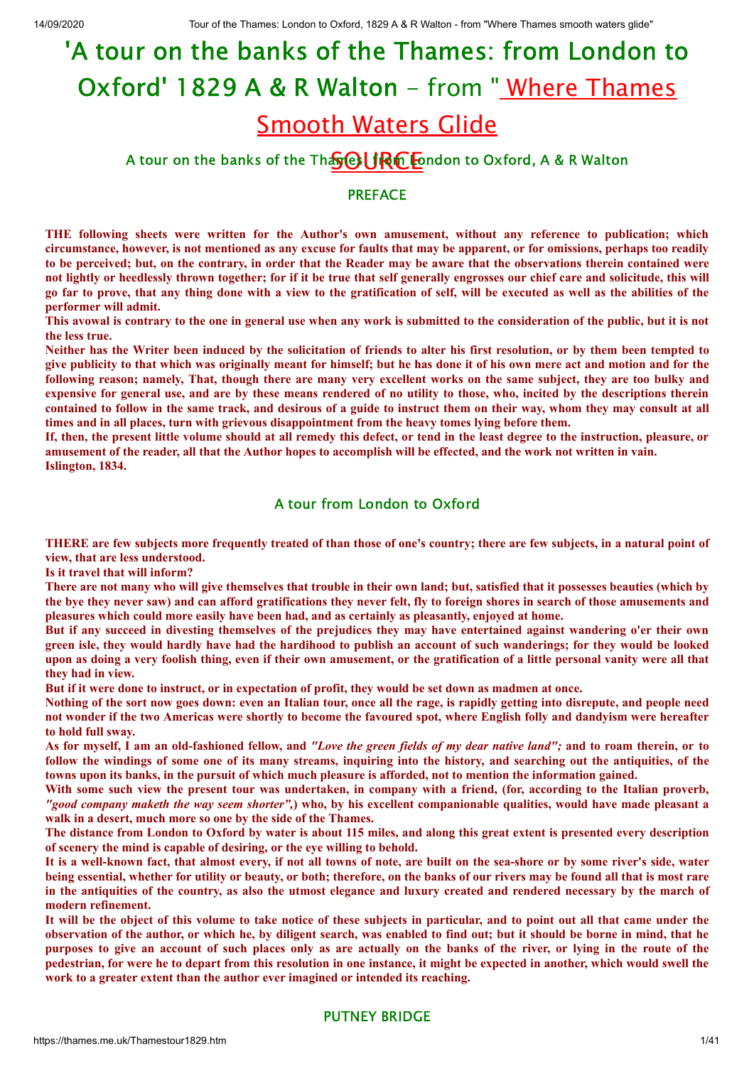# 'A tour on the banks of the Thames: from London to Oxford' 1829 A & R Walton - from " Where Thames Smooth Waters Glide

## SOURCE

A tour on the banks of the Thames: from London to Oxford, A & R Walton

### PREFACE

**THE following sheets were written for the Author's own amusement, without any reference to publication; which circumstance, however, is not mentioned as any excuse for faults that may be apparent, or for omissions, perhaps too readily to be perceived; but, on the contrary, in order that the Reader may be aware that the observations therein contained were not lightly or heedlessly thrown together; for if it be true that self generally engrosses our chief care and solicitude, this will go far to prove, that any thing done with a view to the gratification of self, will be executed as well as the abilities of the performer will admit.**

**This avowal is contrary to the one in general use when any work is submitted to the consideration of the public, but it is not the less true.**

**Neither has the Writer been induced by the solicitation of friends to alter his first resolution, or by them been tempted to give publicity to that which was originally meant for himself; but he has done it of his own mere act and motion and for the following reason; namely, That, though there are many very excellent works on the same subject, they are too bulky and expensive for general use, and are by these means rendered of no utility to those, who, incited by the descriptions therein contained to follow in the same track, and desirous of a guide to instruct them on their way, whom they may consult at all times and in all places, turn with grievous disappointment from the heavy tomes lying before them.**

**If, then, the present little volume should at all remedy this defect, or tend in the least degree to the instruction, pleasure, or amusement of the reader, all that the Author hopes to accomplish will be effected, and the work not written in vain.**

**Islington, 1834.**

### A tour from London to Oxford

**THERE are few subjects more frequently treated of than those of one's country; there are few subjects, in a natural point of view, that are less understood.**

**Is it travel that will inform?**

**There are not many who will give themselves that trouble in their own land; but, satisfied that it possesses beauties (which by the bye they never saw) and can afford gratifications they never felt, fly to foreign shores in search of those amusements and pleasures which could more easily have been had, and as certainly as pleasantly, enjoyed at home.**

**But if any succeed in divesting themselves of the prejudices they may have entertained against wandering o'er their own green isle, they would hardly have had the hardihood to publish an account of such wanderings; for they would be looked upon as doing a very foolish thing, even if their own amusement, or the gratification of a little personal vanity were all that they had in view.**

**But if it were done to instruct, or in expectation of profit, they would be set down as madmen at once.**

**Nothing of the sort now goes down: even an Italian tour, once all the rage, is rapidly getting into disrepute, and people need not wonder if the two Americas were shortly to become the favoured spot, where English folly and dandyism were hereafter to hold full sway.**

**As for myself, I am an old-fashioned fellow, and *"Love the green fields of my dear native land";* and to roam therein, or to follow the windings of some one of its many streams, inquiring into the history, and searching out the antiquities, of the towns upon its banks, in the pursuit of which much pleasure is afforded, not to mention the information gained.**

**With some such view the present tour was undertaken, in company with a friend, (for, according to the Italian proverb, *"good company maketh the way seem shorter"*,) who, by his excellent companionable qualities, would have made pleasant a walk in a desert, much more so one by the side of the Thames.**

**The distance from London to Oxford by water is about 115 miles, and along this great extent is presented every description of scenery the mind is capable of desiring, or the eye willing to behold.**

**It is a well-known fact, that almost every, if not all towns of note, are built on the sea-shore or by some river's side, water being essential, whether for utility or beauty, or both; therefore, on the banks of our rivers may be found all that is most rare in the antiquities of the country, as also the utmost elegance and luxury created and rendered necessary by the march of modern refinement.**

**It will be the object of this volume to take notice of these subjects in particular, and to point out all that came under the observation of the author, or which he, by diligent search, was enabled to find out; but it should be borne in mind, that he purposes to give an account of such places only as are actually on the banks of the river, or lying in the route of the pedestrian, for were he to depart from this resolution in one instance, it might be expected in another, which would swell the work to a greater extent than the author ever imagined or intended its reaching.**

### PUTNEY BRIDGE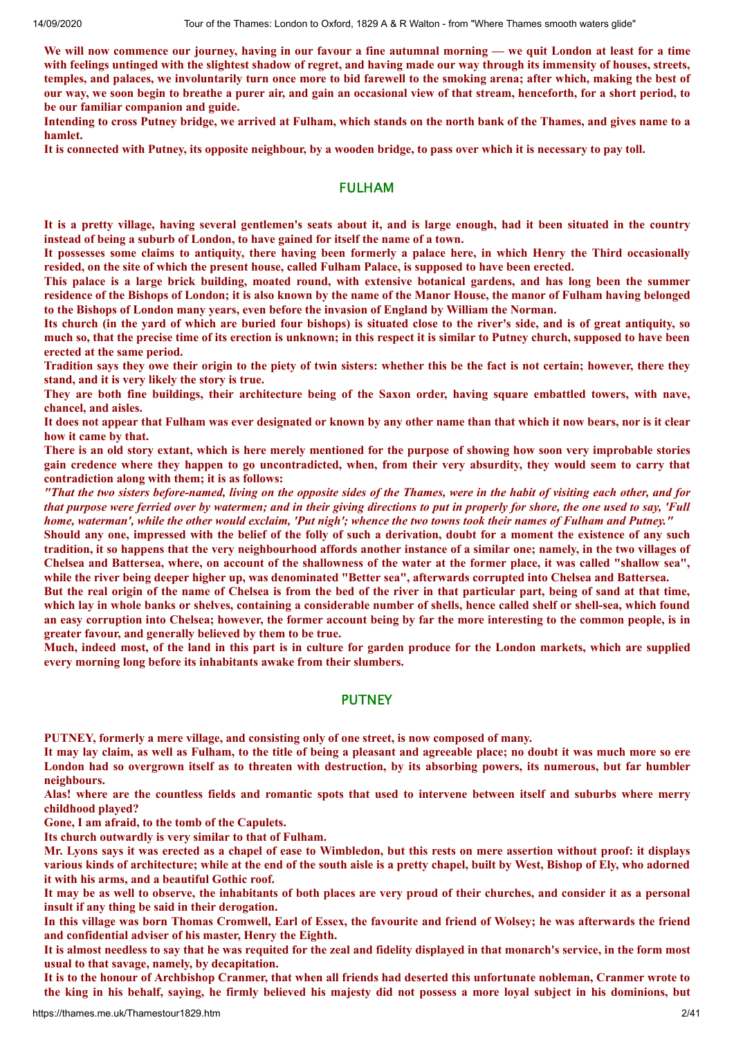**We will now commence our journey, having in our favour a fine autumnal morning — we quit London at least for a time with feelings untinged with the slightest shadow of regret, and having made our way through its immensity of houses, streets, temples, and palaces, we involuntarily turn once more to bid farewell to the smoking arena; after which, making the best of our way, we soon begin to breathe a purer air, and gain an occasional view of that stream, henceforth, for a short period, to be our familiar companion and guide.**

**Intending to cross Putney bridge, we arrived at Fulham, which stands on the north bank of the Thames, and gives name to a hamlet.**

**It is connected with Putney, its opposite neighbour, by a wooden bridge, to pass over which it is necessary to pay toll.**

## FULHAM

**It is a pretty village, having several gentlemen's seats about it, and is large enough, had it been situated in the country instead of being a suburb of London, to have gained for itself the name of a town.**

**It possesses some claims to antiquity, there having been formerly a palace here, in which Henry the Third occasionally resided, on the site of which the present house, called Fulham Palace, is supposed to have been erected.**

**This palace is a large brick building, moated round, with extensive botanical gardens, and has long been the summer residence of the Bishops of London; it is also known by the name of the Manor House, the manor of Fulham having belonged to the Bishops of London many years, even before the invasion of England by William the Norman.**

**Its church (in the yard of which are buried four bishops) is situated close to the river's side, and is of great antiquity, so much so, that the precise time of its erection is unknown; in this respect it is similar to Putney church, supposed to have been erected at the same period.**

**Tradition says they owe their origin to the piety of twin sisters: whether this be the fact is not certain; however, there they stand, and it is very likely the story is true.**

**They are both fine buildings, their architecture being of the Saxon order, having square embattled towers, with nave, chancel, and aisles.**

**It does not appear that Fulham was ever designated or known by any other name than that which it now bears, nor is it clear how it came by that.**

**There is an old story extant, which is here merely mentioned for the purpose of showing how soon very improbable stories gain credence where they happen to go uncontradicted, when, from their very absurdity, they would seem to carry that contradiction along with them; it is as follows:**

***"That the two sisters before-named, living on the opposite sides of the Thames, were in the habit of visiting each other, and for that purpose were ferried over by watermen; and in their giving directions to put in properly for shore, the one used to say, 'Full home, waterman', while the other would exclaim, 'Put nigh'; whence the two towns took their names of Fulham and Putney."***

**Should any one, impressed with the belief of the folly of such a derivation, doubt for a moment the existence of any such tradition, it so happens that the very neighbourhood affords another instance of a similar one; namely, in the two villages of Chelsea and Battersea, where, on account of the shallowness of the water at the former place, it was called "shallow sea", while the river being deeper higher up, was denominated "Better sea", afterwards corrupted into Chelsea and Battersea.**

**But the real origin of the name of Chelsea is from the bed of the river in that particular part, being of sand at that time, which lay in whole banks or shelves, containing a considerable number of shells, hence called shelf or shell-sea, which found an easy corruption into Chelsea; however, the former account being by far the more interesting to the common people, is in greater favour, and generally believed by them to be true.**

**Much, indeed most, of the land in this part is in culture for garden produce for the London markets, which are supplied every morning long before its inhabitants awake from their slumbers.**

## PUTNEY

**PUTNEY, formerly a mere village, and consisting only of one street, is now composed of many.**

**It may lay claim, as well as Fulham, to the title of being a pleasant and agreeable place; no doubt it was much more so ere London had so overgrown itself as to threaten with destruction, by its absorbing powers, its numerous, but far humbler neighbours.**

**Alas! where are the countless fields and romantic spots that used to intervene between itself and suburbs where merry childhood played?**

**Gone, I am afraid, to the tomb of the Capulets.**

**Its church outwardly is very similar to that of Fulham.**

**Mr. Lyons says it was erected as a chapel of ease to Wimbledon, but this rests on mere assertion without proof: it displays various kinds of architecture; while at the end of the south aisle is a pretty chapel, built by West, Bishop of Ely, who adorned it with his arms, and a beautiful Gothic roof.**

**It may be as well to observe, the inhabitants of both places are very proud of their churches, and consider it as a personal insult if any thing be said in their derogation.**

**In this village was born Thomas Cromwell, Earl of Essex, the favourite and friend of Wolsey; he was afterwards the friend and confidential adviser of his master, Henry the Eighth.**

**It is almost needless to say that he was requited for the zeal and fidelity displayed in that monarch's service, in the form most usual to that savage, namely, by decapitation.**

**It is to the honour of Archbishop Cranmer, that when all friends had deserted this unfortunate nobleman, Cranmer wrote to the king in his behalf, saying, he firmly believed his majesty did not possess a more loyal subject in his dominions, but**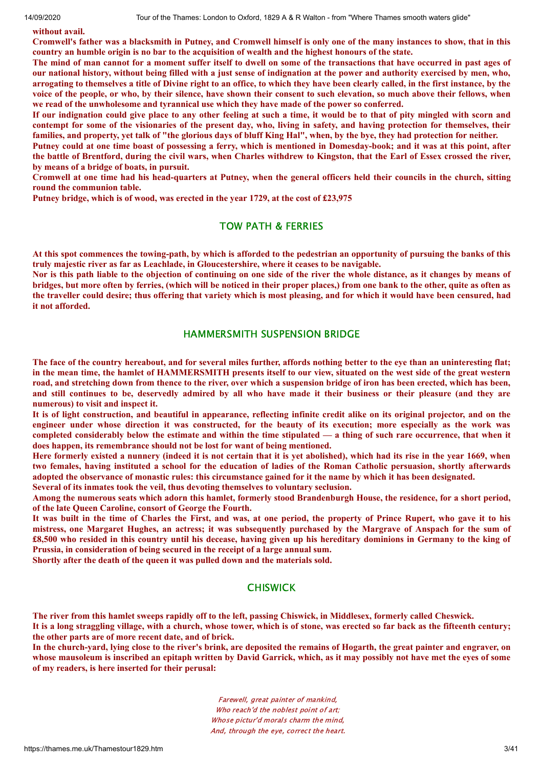**without avail.**

**Cromwell's father was a blacksmith in Putney, and Cromwell himself is only one of the many instances to show, that in this country an humble origin is no bar to the acquisition of wealth and the highest honours of the state.**

**The mind of man cannot for a moment suffer itself to dwell on some of the transactions that have occurred in past ages of our national history, without being filled with a just sense of indignation at the power and authority exercised by men, who, arrogating to themselves a title of Divine right to an office, to which they have been clearly called, in the first instance, by the voice of the people, or who, by their silence, have shown their consent to such elevation, so much above their fellows, when we read of the unwholesome and tyrannical use which they have made of the power so conferred.**

**If our indignation could give place to any other feeling at such a time, it would be to that of pity mingled with scorn and contempt for some of the visionaries of the present day, who, living in safety, and having protection for themselves, their families, and property, yet talk of "the glorious days of bluff King Hal", when, by the bye, they had protection for neither.**

**Putney could at one time boast of possessing a ferry, which is mentioned in Domesday-book; and it was at this point, after the battle of Brentford, during the civil wars, when Charles withdrew to Kingston, that the Earl of Essex crossed the river, by means of a bridge of boats, in pursuit.**

**Cromwell at one time had his head-quarters at Putney, when the general officers held their councils in the church, sitting round the communion table.**

**Putney bridge, which is of wood, was erected in the year 1729, at the cost of £23,975**

## TOW PATH & FERRIES

**At this spot commences the towing-path, by which is afforded to the pedestrian an opportunity of pursuing the banks of this truly majestic river as far as Leachlade, in Gloucestershire, where it ceases to be navigable.**

**Nor is this path liable to the objection of continuing on one side of the river the whole distance, as it changes by means of bridges, but more often by ferries, (which will be noticed in their proper places,) from one bank to the other, quite as often as the traveller could desire; thus offering that variety which is most pleasing, and for which it would have been censured, had it not afforded.**

## HAMMERSMITH SUSPENSION BRIDGE

**The face of the country hereabout, and for several miles further, affords nothing better to the eye than an uninteresting flat; in the mean time, the hamlet of HAMMERSMITH presents itself to our view, situated on the west side of the great western road, and stretching down from thence to the river, over which a suspension bridge of iron has been erected, which has been, and still continues to be, deservedly admired by all who have made it their business or their pleasure (and they are numerous) to visit and inspect it.**

**It is of light construction, and beautiful in appearance, reflecting infinite credit alike on its original projector, and on the engineer under whose direction it was constructed, for the beauty of its execution; more especially as the work was completed considerably below the estimate and within the time stipulated — a thing of such rare occurrence, that when it does happen, its remembrance should not be lost for want of being mentioned.**

**Here formerly existed a nunnery (indeed it is not certain that it is yet abolished), which had its rise in the year 1669, when two females, having instituted a school for the education of ladies of the Roman Catholic persuasion, shortly afterwards adopted the observance of monastic rules: this circumstance gained for it the name by which it has been designated.**

**Several of its inmates took the veil, thus devoting themselves to voluntary seclusion.**

**Among the numerous seats which adorn this hamlet, formerly stood Brandenburgh House, the residence, for a short period, of the late Queen Caroline, consort of George the Fourth.**

**It was built in the time of Charles the First, and was, at one period, the property of Prince Rupert, who gave it to his mistress, one Margaret Hughes, an actress; it was subsequently purchased by the Margrave of Anspach for the sum of £8,500 who resided in this country until his decease, having given up his hereditary dominions in Germany to the king of Prussia, in consideration of being secured in the receipt of a large annual sum.**

**Shortly after the death of the queen it was pulled down and the materials sold.**

## CHISWICK

**The river from this hamlet sweeps rapidly off to the left, passing Chiswick, in Middlesex, formerly called Cheswick.**

**It is a long straggling village, with a church, whose tower, which is of stone, was erected so far back as the fifteenth century; the other parts are of more recent date, and of brick.**

**In the church-yard, lying close to the river's brink, are deposited the remains of Hogarth, the great painter and engraver, on whose mausoleum is inscribed an epitaph written by David Garrick, which, as it may possibly not have met the eyes of some of my readers, is here inserted for their perusal:**

*Farewell, great painter of mankind,*
*Who reach'd the noblest point of art;*
*Whose pictur'd morals charm the mind,*
*And, through the eye, correct the heart.*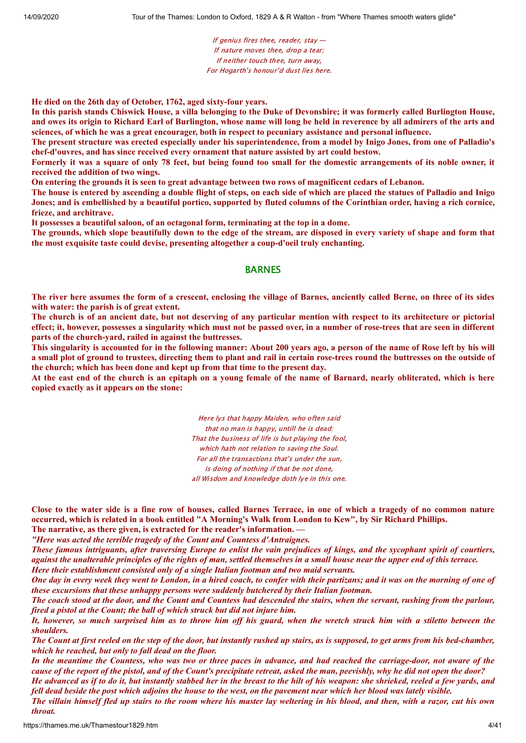*If genius fires thee, reader, stay —*
*If nature moves thee, drop a tear;*
*If neither touch thee, turn away,*
*For Hogarth's honour'd dust lies here.*

**He died on the 26th day of October, 1762, aged sixty-four years.**

**In this parish stands Chiswick House, a villa belonging to the Duke of Devonshire; it was formerly called Burlington House, and owes its origin to Richard Earl of Burlington, whose name will long be held in reverence by all admirers of the arts and sciences, of which he was a great encourager, both in respect to pecuniary assistance and personal influence.**

**The present structure was erected especially under his superintendence, from a model by Inigo Jones, from one of Palladio's chef-d'ouvres, and has since received every ornament that nature assisted by art could bestow.**

**Formerly it was a square of only 78 feet, but being found too small for the domestic arrangements of its noble owner, it received the addition of two wings.**

**On entering the grounds it is seen to great advantage between two rows of magnificent cedars of Lebanon.**

**The house is entered by ascending a double flight of steps, on each side of which are placed the statues of Palladio and Inigo Jones; and is embellished by a beautiful portico, supported by fluted columns of the Corinthian order, having a rich cornice, frieze, and architrave.**

**It possesses a beautiful saloon, of an octagonal form, terminating at the top in a dome.**

**The grounds, which slope beautifully down to the edge of the stream, are disposed in every variety of shape and form that the most exquisite taste could devise, presenting altogether a coup-d'oeil truly enchanting.**

## BARNES

**The river here assumes the form of a crescent, enclosing the village of Barnes, anciently called Berne, on three of its sides with water: the parish is of great extent.**

**The church is of an ancient date, but not deserving of any particular mention with respect to its architecture or pictorial effect; it, however, possesses a singularity which must not be passed over, in a number of rose-trees that are seen in different parts of the church-yard, railed in against the buttresses.**

**This singularity is accounted for in the following manner: About 200 years ago, a person of the name of Rose left by his will a small plot of ground to trustees, directing them to plant and rail in certain rose-trees round the buttresses on the outside of the church; which has been done and kept up from that time to the present day.**

**At the east end of the church is an epitaph on a young female of the name of Barnard, nearly obliterated, which is here copied exactly as it appears on the stone:**

*Here lys that happy Maiden, who often said*
*that no man is happy, untill he is dead:*
*That the business of life is but playing the fool,*
*which hath not relation to saving the Soul.*
*For all the transactions that's under the sun,*
*is doing of nothing if that be not done,*
*all Wisdom and knowledge doth lye in this one.*

**Close to the water side is a fine row of houses, called Barnes Terrace, in one of which a tragedy of no common nature occurred, which is related in a book entitled "A Morning's Walk from London to Kew", by Sir Richard Phillips.**

**The narrative, as there given, is extracted for the reader's information. —**

***"Here was acted the terrible tragedy of the Count and Countess d'Antraignes.***

***These famous intriguants, after traversing Europe to enlist the vain prejudices of kings, and the sycophant spirit of courtiers, against the unalterable principles of the rights of man, settled themselves in a small house near the upper end of this terrace. Here their establishment consisted only of a single Italian footman and two maid servants.***

***One day in every week they went to London, in a hired coach, to confer with their partizans; and it was on the morning of one of these excursions that these unhappy persons were suddenly butchered by their Italian footman.***

***The coach stood at the door, and the Count and Countess had descended the stairs, when the servant, rushing from the parlour, fired a pistol at the Count; the ball of which struck but did not injure him.***

***It, however, so much surprised him as to throw him off his guard, when the wretch struck him with a stiletto between the shoulders.***

***The Count at first reeled on the step of the door, but instantly rushed up stairs, as is supposed, to get arms from his bed-chamber, which he reached, but only to fall dead on the floor.***

***In the meantime the Countess, who was two or three paces in advance, and had reached the carriage-door, not aware of the cause of the report of the pistol, and of the Count's precipitate retreat, asked the man, peevishly, why he did not open the door? He advanced as if to do it, but instantly stabbed her in the breast to the hilt of his weapon: she shrieked, reeled a few yards, and fell dead beside the post which adjoins the house to the west, on the pavement near which her blood was lately visible.***

***The villain himself fled up stairs to the room where his master lay weltering in his blood, and then, with a razor, cut his own throat.***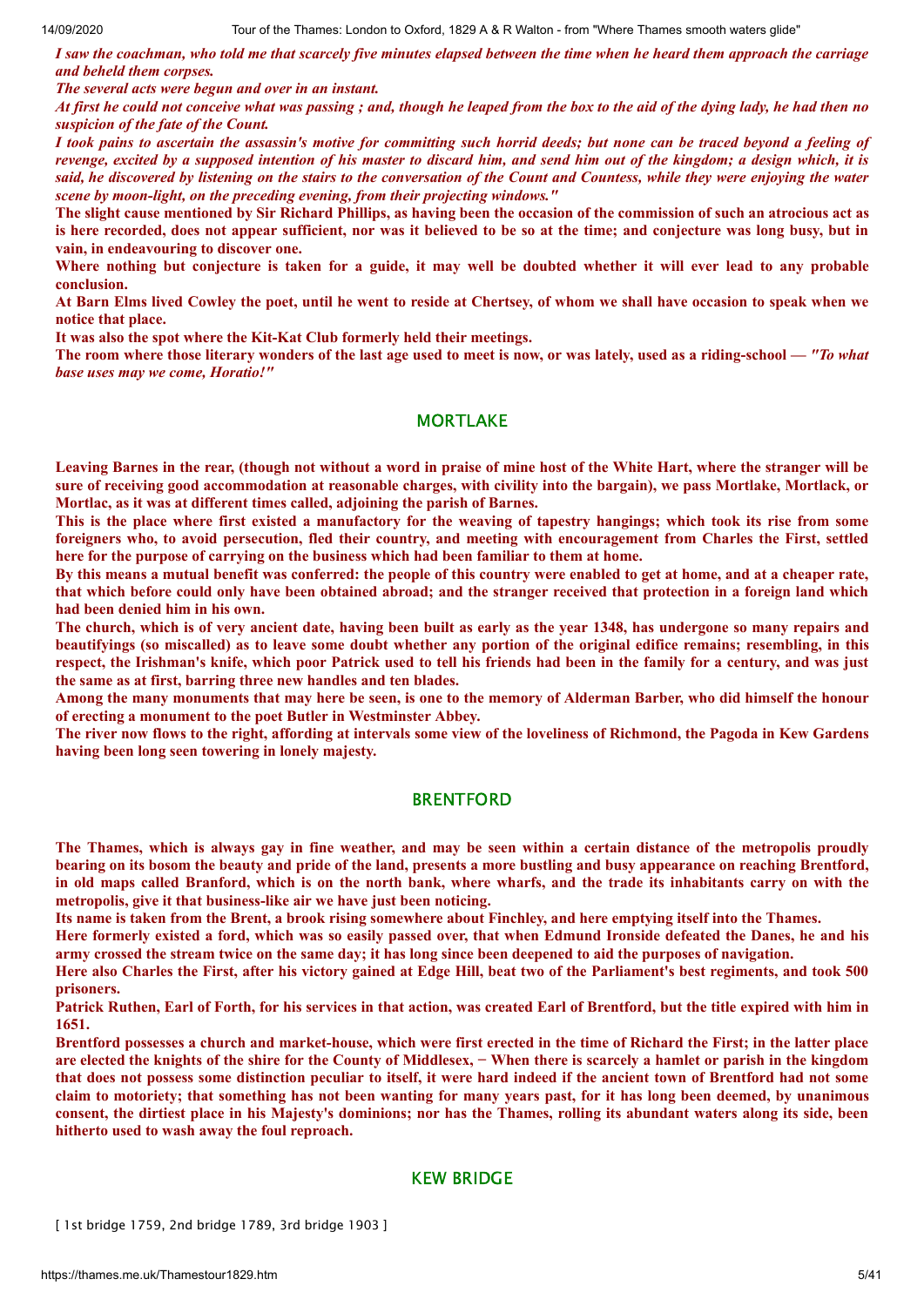*I saw the coachman, who told me that scarcely five minutes elapsed between the time when he heard them approach the carriage and beheld them corpses.*

*The several acts were begun and over in an instant.*

*At first he could not conceive what was passing ; and, though he leaped from the box to the aid of the dying lady, he had then no suspicion of the fate of the Count.*

*I took pains to ascertain the assassin's motive for committing such horrid deeds; but none can be traced beyond a feeling of revenge, excited by a supposed intention of his master to discard him, and send him out of the kingdom; a design which, it is said, he discovered by listening on the stairs to the conversation of the Count and Countess, while they were enjoying the water scene by moon-light, on the preceding evening, from their projecting windows."*

**The slight cause mentioned by Sir Richard Phillips, as having been the occasion of the commission of such an atrocious act as is here recorded, does not appear sufficient, nor was it believed to be so at the time; and conjecture was long busy, but in vain, in endeavouring to discover one.**

**Where nothing but conjecture is taken for a guide, it may well be doubted whether it will ever lead to any probable conclusion.**

**At Barn Elms lived Cowley the poet, until he went to reside at Chertsey, of whom we shall have occasion to speak when we notice that place.**

**It was also the spot where the Kit-Kat Club formerly held their meetings.**

**The room where those literary wonders of the last age used to meet is now, or was lately, used as a riding-school — *"To what base uses may we come, Horatio!"***

## MORTLAKE

**Leaving Barnes in the rear, (though not without a word in praise of mine host of the White Hart, where the stranger will be sure of receiving good accommodation at reasonable charges, with civility into the bargain), we pass Mortlake, Mortlack, or Mortlac, as it was at different times called, adjoining the parish of Barnes.**

**This is the place where first existed a manufactory for the weaving of tapestry hangings; which took its rise from some foreigners who, to avoid persecution, fled their country, and meeting with encouragement from Charles the First, settled here for the purpose of carrying on the business which had been familiar to them at home.**

**By this means a mutual benefit was conferred: the people of this country were enabled to get at home, and at a cheaper rate, that which before could only have been obtained abroad; and the stranger received that protection in a foreign land which had been denied him in his own.**

**The church, which is of very ancient date, having been built as early as the year 1348, has undergone so many repairs and beautifyings (so miscalled) as to leave some doubt whether any portion of the original edifice remains; resembling, in this respect, the Irishman's knife, which poor Patrick used to tell his friends had been in the family for a century, and was just the same as at first, barring three new handles and ten blades.**

**Among the many monuments that may here be seen, is one to the memory of Alderman Barber, who did himself the honour of erecting a monument to the poet Butler in Westminster Abbey.**

**The river now flows to the right, affording at intervals some view of the loveliness of Richmond, the Pagoda in Kew Gardens having been long seen towering in lonely majesty.**

## BRENTFORD

**The Thames, which is always gay in fine weather, and may be seen within a certain distance of the metropolis proudly bearing on its bosom the beauty and pride of the land, presents a more bustling and busy appearance on reaching Brentford, in old maps called Branford, which is on the north bank, where wharfs, and the trade its inhabitants carry on with the metropolis, give it that business-like air we have just been noticing.**

**Its name is taken from the Brent, a brook rising somewhere about Finchley, and here emptying itself into the Thames.**

**Here formerly existed a ford, which was so easily passed over, that when Edmund Ironside defeated the Danes, he and his army crossed the stream twice on the same day; it has long since been deepened to aid the purposes of navigation.**

**Here also Charles the First, after his victory gained at Edge Hill, beat two of the Parliament's best regiments, and took 500 prisoners.**

**Patrick Ruthen, Earl of Forth, for his services in that action, was created Earl of Brentford, but the title expired with him in 1651.**

**Brentford possesses a church and market-house, which were first erected in the time of Richard the First; in the latter place are elected the knights of the shire for the County of Middlesex, − When there is scarcely a hamlet or parish in the kingdom that does not possess some distinction peculiar to itself, it were hard indeed if the ancient town of Brentford had not some claim to motoriety; that something has not been wanting for many years past, for it has long been deemed, by unanimous consent, the dirtiest place in his Majesty's dominions; nor has the Thames, rolling its abundant waters along its side, been hitherto used to wash away the foul reproach.**

## KEW BRIDGE

[ 1st bridge 1759, 2nd bridge 1789, 3rd bridge 1903 ]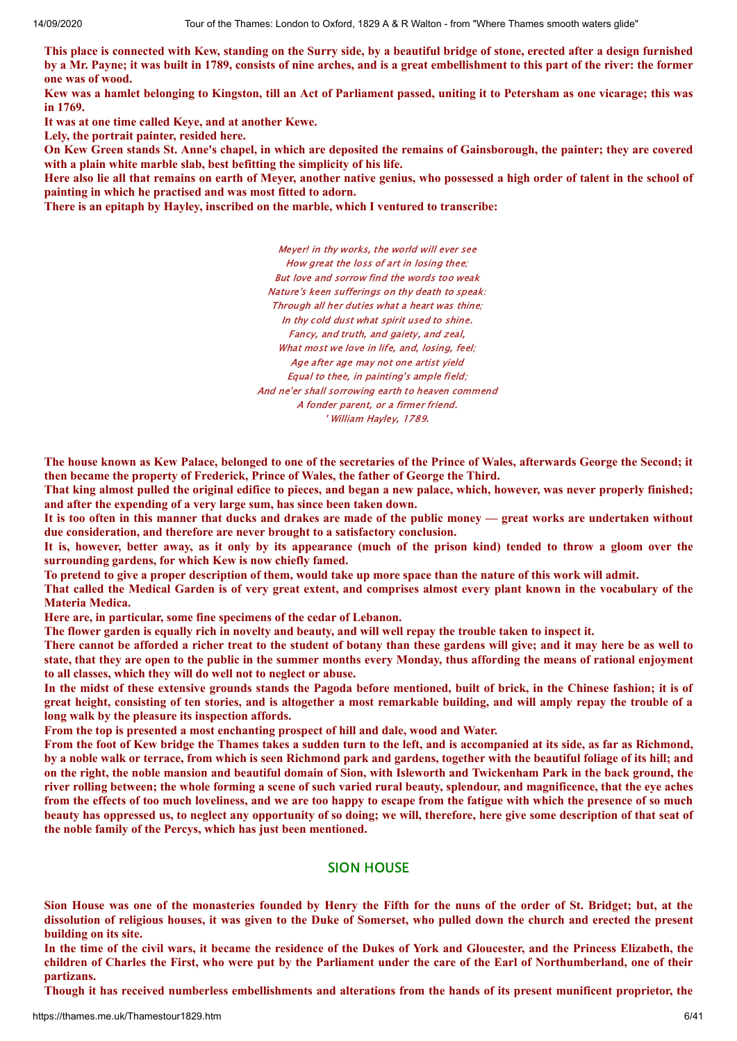**This place is connected with Kew, standing on the Surry side, by a beautiful bridge of stone, erected after a design furnished by a Mr. Payne; it was built in 1789, consists of nine arches, and is a great embellishment to this part of the river: the former one was of wood.**

**Kew was a hamlet belonging to Kingston, till an Act of Parliament passed, uniting it to Petersham as one vicarage; this was in 1769.**

**It was at one time called Keye, and at another Kewe.**

**Lely, the portrait painter, resided here.**

**On Kew Green stands St. Anne's chapel, in which are deposited the remains of Gainsborough, the painter; they are covered with a plain white marble slab, best befitting the simplicity of his life.**

**Here also lie all that remains on earth of Meyer, another native genius, who possessed a high order of talent in the school of painting in which he practised and was most fitted to adorn.**

**There is an epitaph by Hayley, inscribed on the marble, which I ventured to transcribe:**

*Meyer! in thy works, the world will ever see*
*How great the loss of art in losing thee;*
*But love and sorrow find the words too weak*
*Nature's keen sufferings on thy death to speak:*
*Through all her duties what a heart was thine;*
*In thy cold dust what spirit used to shine.*
*Fancy, and truth, and gaiety, and zeal,*
*What most we love in life, and, losing, feel;*
*Age after age may not one artist yield*
*Equal to thee, in painting's ample field;*
*And ne'er shall sorrowing earth to heaven commend*
*A fonder parent, or a firmer friend.*
*' William Hayley, 1789.*

**The house known as Kew Palace, belonged to one of the secretaries of the Prince of Wales, afterwards George the Second; it then became the property of Frederick, Prince of Wales, the father of George the Third.**

**That king almost pulled the original edifice to pieces, and began a new palace, which, however, was never properly finished; and after the expending of a very large sum, has since been taken down.**

**It is too often in this manner that ducks and drakes are made of the public money — great works are undertaken without due consideration, and therefore are never brought to a satisfactory conclusion.**

**It is, however, better away, as it only by its appearance (much of the prison kind) tended to throw a gloom over the surrounding gardens, for which Kew is now chiefly famed.**

**To pretend to give a proper description of them, would take up more space than the nature of this work will admit.**

**That called the Medical Garden is of very great extent, and comprises almost every plant known in the vocabulary of the Materia Medica.**

**Here are, in particular, some fine specimens of the cedar of Lebanon.**

**The flower garden is equally rich in novelty and beauty, and will well repay the trouble taken to inspect it.**

**There cannot be afforded a richer treat to the student of botany than these gardens will give; and it may here be as well to state, that they are open to the public in the summer months every Monday, thus affording the means of rational enjoyment to all classes, which they will do well not to neglect or abuse.**

**In the midst of these extensive grounds stands the Pagoda before mentioned, built of brick, in the Chinese fashion; it is of great height, consisting of ten stories, and is altogether a most remarkable building, and will amply repay the trouble of a long walk by the pleasure its inspection affords.**

**From the top is presented a most enchanting prospect of hill and dale, wood and Water.**

**From the foot of Kew bridge the Thames takes a sudden turn to the left, and is accompanied at its side, as far as Richmond, by a noble walk or terrace, from which is seen Richmond park and gardens, together with the beautiful foliage of its hill; and on the right, the noble mansion and beautiful domain of Sion, with Isleworth and Twickenham Park in the back ground, the river rolling between; the whole forming a scene of such varied rural beauty, splendour, and magnificence, that the eye aches from the effects of too much loveliness, and we are too happy to escape from the fatigue with which the presence of so much beauty has oppressed us, to neglect any opportunity of so doing; we will, therefore, here give some description of that seat of the noble family of the Percys, which has just been mentioned.**

## SION HOUSE

**Sion House was one of the monasteries founded by Henry the Fifth for the nuns of the order of St. Bridget; but, at the dissolution of religious houses, it was given to the Duke of Somerset, who pulled down the church and erected the present building on its site.**

**In the time of the civil wars, it became the residence of the Dukes of York and Gloucester, and the Princess Elizabeth, the children of Charles the First, who were put by the Parliament under the care of the Earl of Northumberland, one of their partizans.**

**Though it has received numberless embellishments and alterations from the hands of its present munificent proprietor, the**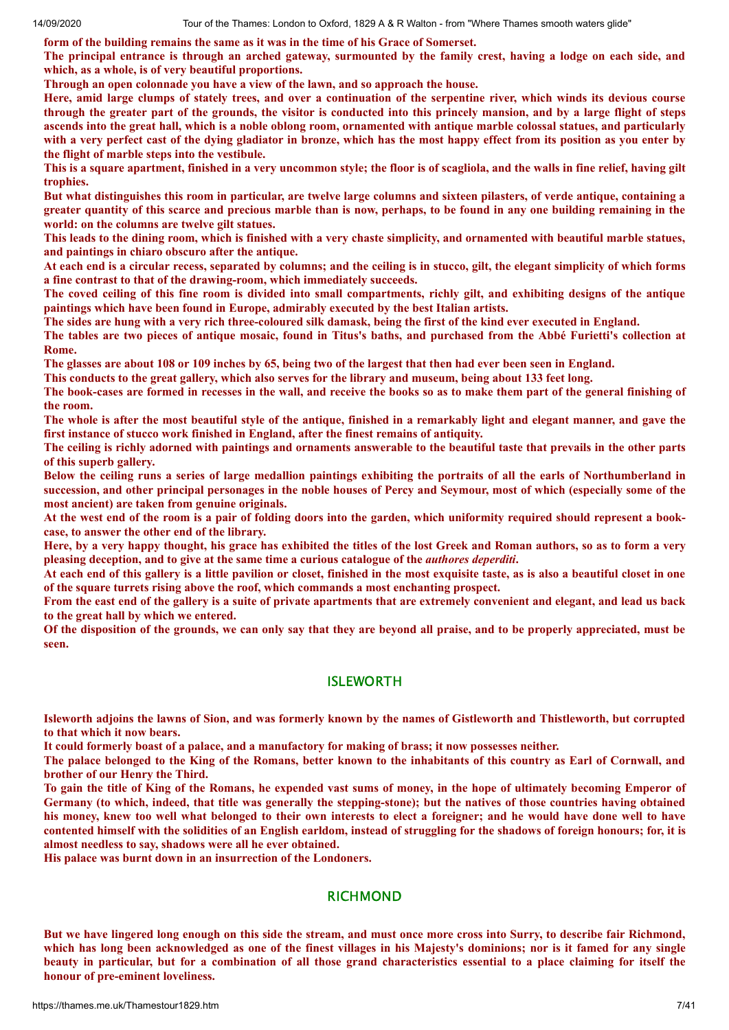**form of the building remains the same as it was in the time of his Grace of Somerset.**

**The principal entrance is through an arched gateway, surmounted by the family crest, having a lodge on each side, and which, as a whole, is of very beautiful proportions.**

**Through an open colonnade you have a view of the lawn, and so approach the house.**

**Here, amid large clumps of stately trees, and over a continuation of the serpentine river, which winds its devious course through the greater part of the grounds, the visitor is conducted into this princely mansion, and by a large flight of steps ascends into the great hall, which is a noble oblong room, ornamented with antique marble colossal statues, and particularly with a very perfect cast of the dying gladiator in bronze, which has the most happy effect from its position as you enter by the flight of marble steps into the vestibule.**

**This is a square apartment, finished in a very uncommon style; the floor is of scagliola, and the walls in fine relief, having gilt trophies.**

**But what distinguishes this room in particular, are twelve large columns and sixteen pilasters, of verde antique, containing a greater quantity of this scarce and precious marble than is now, perhaps, to be found in any one building remaining in the world: on the columns are twelve gilt statues.**

**This leads to the dining room, which is finished with a very chaste simplicity, and ornamented with beautiful marble statues, and paintings in chiaro obscuro after the antique.**

**At each end is a circular recess, separated by columns; and the ceiling is in stucco, gilt, the elegant simplicity of which forms a fine contrast to that of the drawing-room, which immediately succeeds.**

**The coved ceiling of this fine room is divided into small compartments, richly gilt, and exhibiting designs of the antique paintings which have been found in Europe, admirably executed by the best Italian artists.**

**The sides are hung with a very rich three-coloured silk damask, being the first of the kind ever executed in England.**

**The tables are two pieces of antique mosaic, found in Titus's baths, and purchased from the Abbé Furietti's collection at Rome.**

**The glasses are about 108 or 109 inches by 65, being two of the largest that then had ever been seen in England.**

**This conducts to the great gallery, which also serves for the library and museum, being about 133 feet long.**

**The book-cases are formed in recesses in the wall, and receive the books so as to make them part of the general finishing of the room.**

**The whole is after the most beautiful style of the antique, finished in a remarkably light and elegant manner, and gave the first instance of stucco work finished in England, after the finest remains of antiquity.**

**The ceiling is richly adorned with paintings and ornaments answerable to the beautiful taste that prevails in the other parts of this superb gallery.**

**Below the ceiling runs a series of large medallion paintings exhibiting the portraits of all the earls of Northumberland in succession, and other principal personages in the noble houses of Percy and Seymour, most of which (especially some of the most ancient) are taken from genuine originals.**

**At the west end of the room is a pair of folding doors into the garden, which uniformity required should represent a book-case, to answer the other end of the library.**

**Here, by a very happy thought, his grace has exhibited the titles of the lost Greek and Roman authors, so as to form a very pleasing deception, and to give at the same time a curious catalogue of the *authores deperditi*.**

**At each end of this gallery is a little pavilion or closet, finished in the most exquisite taste, as is also a beautiful closet in one of the square turrets rising above the roof, which commands a most enchanting prospect.**

**From the east end of the gallery is a suite of private apartments that are extremely convenient and elegant, and lead us back to the great hall by which we entered.**

**Of the disposition of the grounds, we can only say that they are beyond all praise, and to be properly appreciated, must be seen.**

## ISLEWORTH

**Isleworth adjoins the lawns of Sion, and was formerly known by the names of Gistleworth and Thistleworth, but corrupted to that which it now bears.**

**It could formerly boast of a palace, and a manufactory for making of brass; it now possesses neither.**

**The palace belonged to the King of the Romans, better known to the inhabitants of this country as Earl of Cornwall, and brother of our Henry the Third.**

**To gain the title of King of the Romans, he expended vast sums of money, in the hope of ultimately becoming Emperor of Germany (to which, indeed, that title was generally the stepping-stone); but the natives of those countries having obtained his money, knew too well what belonged to their own interests to elect a foreigner; and he would have done well to have contented himself with the solidities of an English earldom, instead of struggling for the shadows of foreign honours; for, it is almost needless to say, shadows were all he ever obtained.**

**His palace was burnt down in an insurrection of the Londoners.**

## RICHMOND

**But we have lingered long enough on this side the stream, and must once more cross into Surry, to describe fair Richmond, which has long been acknowledged as one of the finest villages in his Majesty's dominions; nor is it famed for any single beauty in particular, but for a combination of all those grand characteristics essential to a place claiming for itself the honour of pre-eminent loveliness.**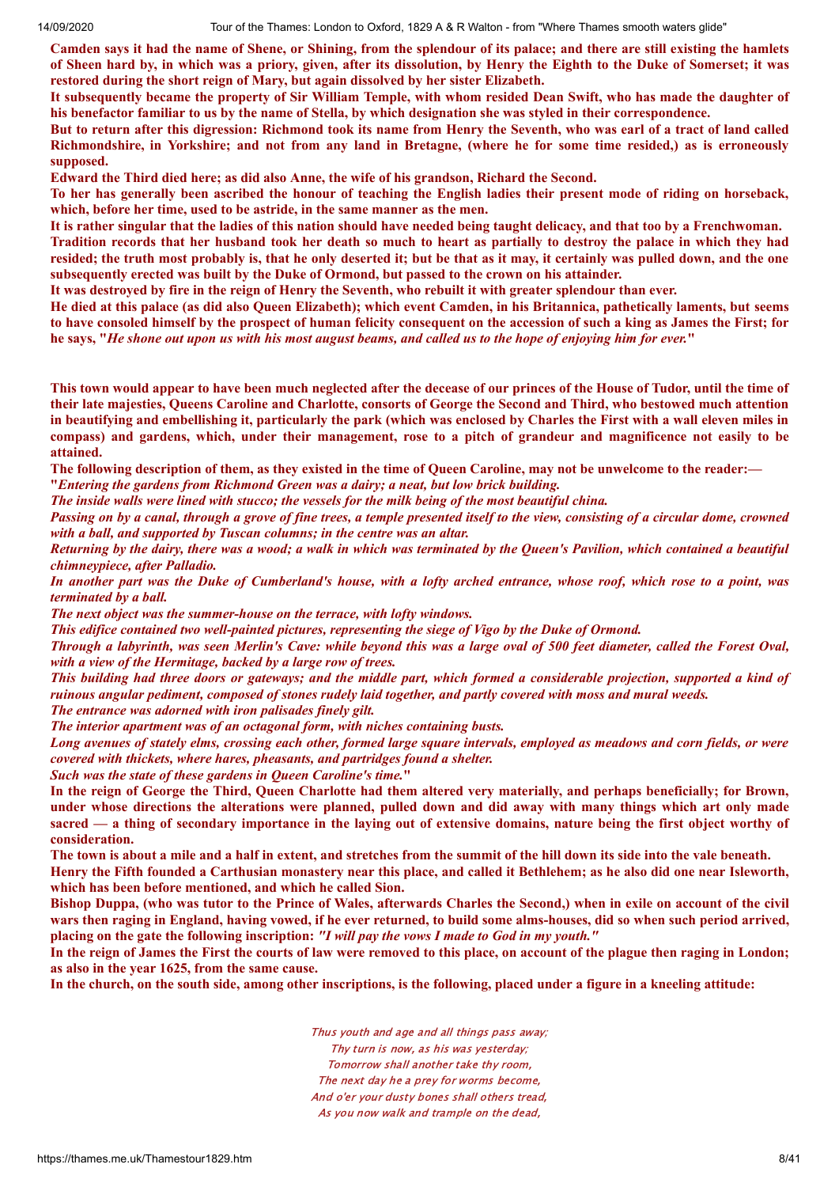**Camden says it had the name of Shene, or Shining, from the splendour of its palace; and there are still existing the hamlets of Sheen hard by, in which was a priory, given, after its dissolution, by Henry the Eighth to the Duke of Somerset; it was restored during the short reign of Mary, but again dissolved by her sister Elizabeth.**

**It subsequently became the property of Sir William Temple, with whom resided Dean Swift, who has made the daughter of his benefactor familiar to us by the name of Stella, by which designation she was styled in their correspondence.**

**But to return after this digression: Richmond took its name from Henry the Seventh, who was earl of a tract of land called Richmondshire, in Yorkshire; and not from any land in Bretagne, (where he for some time resided,) as is erroneously supposed.**

**Edward the Third died here; as did also Anne, the wife of his grandson, Richard the Second.**

**To her has generally been ascribed the honour of teaching the English ladies their present mode of riding on horseback, which, before her time, used to be astride, in the same manner as the men.**

**It is rather singular that the ladies of this nation should have needed being taught delicacy, and that too by a Frenchwoman.**

**Tradition records that her husband took her death so much to heart as partially to destroy the palace in which they had resided; the truth most probably is, that he only deserted it; but be that as it may, it certainly was pulled down, and the one subsequently erected was built by the Duke of Ormond, but passed to the crown on his attainder.**

**It was destroyed by fire in the reign of Henry the Seventh, who rebuilt it with greater splendour than ever.**

**He died at this palace (as did also Queen Elizabeth); which event Camden, in his Britannica, pathetically laments, but seems to have consoled himself by the prospect of human felicity consequent on the accession of such a king as James the First; for he says, "*He shone out upon us with his most august beams, and called us to the hope of enjoying him for ever.*"**

**This town would appear to have been much neglected after the decease of our princes of the House of Tudor, until the time of their late majesties, Queens Caroline and Charlotte, consorts of George the Second and Third, who bestowed much attention in beautifying and embellishing it, particularly the park (which was enclosed by Charles the First with a wall eleven miles in compass) and gardens, which, under their management, rose to a pitch of grandeur and magnificence not easily to be attained.**

**The following description of them, as they existed in the time of Queen Caroline, may not be unwelcome to the reader:—**

***"Entering the gardens from Richmond Green was a dairy; a neat, but low brick building.***

***The inside walls were lined with stucco; the vessels for the milk being of the most beautiful china.***

***Passing on by a canal, through a grove of fine trees, a temple presented itself to the view, consisting of a circular dome, crowned with a ball, and supported by Tuscan columns; in the centre was an altar.***

***Returning by the dairy, there was a wood; a walk in which was terminated by the Queen's Pavilion, which contained a beautiful chimneypiece, after Palladio.***

***In another part was the Duke of Cumberland's house, with a lofty arched entrance, whose roof, which rose to a point, was terminated by a ball.***

***The next object was the summer-house on the terrace, with lofty windows.***

***This edifice contained two well-painted pictures, representing the siege of Vigo by the Duke of Ormond.***

***Through a labyrinth, was seen Merlin's Cave: while beyond this was a large oval of 500 feet diameter, called the Forest Oval, with a view of the Hermitage, backed by a large row of trees.***

***This building had three doors or gateways; and the middle part, which formed a considerable projection, supported a kind of ruinous angular pediment, composed of stones rudely laid together, and partly covered with moss and mural weeds.***

***The entrance was adorned with iron palisades finely gilt.***

***The interior apartment was of an octagonal form, with niches containing busts.***

***Long avenues of stately elms, crossing each other, formed large square intervals, employed as meadows and corn fields, or were covered with thickets, where hares, pheasants, and partridges found a shelter.***

***Such was the state of these gardens in Queen Caroline's time."***

**In the reign of George the Third, Queen Charlotte had them altered very materially, and perhaps beneficially; for Brown, under whose directions the alterations were planned, pulled down and did away with many things which art only made sacred — a thing of secondary importance in the laying out of extensive domains, nature being the first object worthy of consideration.**

**The town is about a mile and a half in extent, and stretches from the summit of the hill down its side into the vale beneath.**

**Henry the Fifth founded a Carthusian monastery near this place, and called it Bethlehem; as he also did one near Isleworth, which has been before mentioned, and which he called Sion.**

**Bishop Duppa, (who was tutor to the Prince of Wales, afterwards Charles the Second,) when in exile on account of the civil wars then raging in England, having vowed, if he ever returned, to build some alms-houses, did so when such period arrived, placing on the gate the following inscription: *"I will pay the vows I made to God in my youth."***

**In the reign of James the First the courts of law were removed to this place, on account of the plague then raging in London; as also in the year 1625, from the same cause.**

**In the church, on the south side, among other inscriptions, is the following, placed under a figure in a kneeling attitude:**

*Thus youth and age and all things pass away;*
*Thy turn is now, as his was yesterday;*
*Tomorrow shall another take thy room,*
*The next day he a prey for worms become,*
*And o'er your dusty bones shall others tread,*
*As you now walk and trample on the dead,*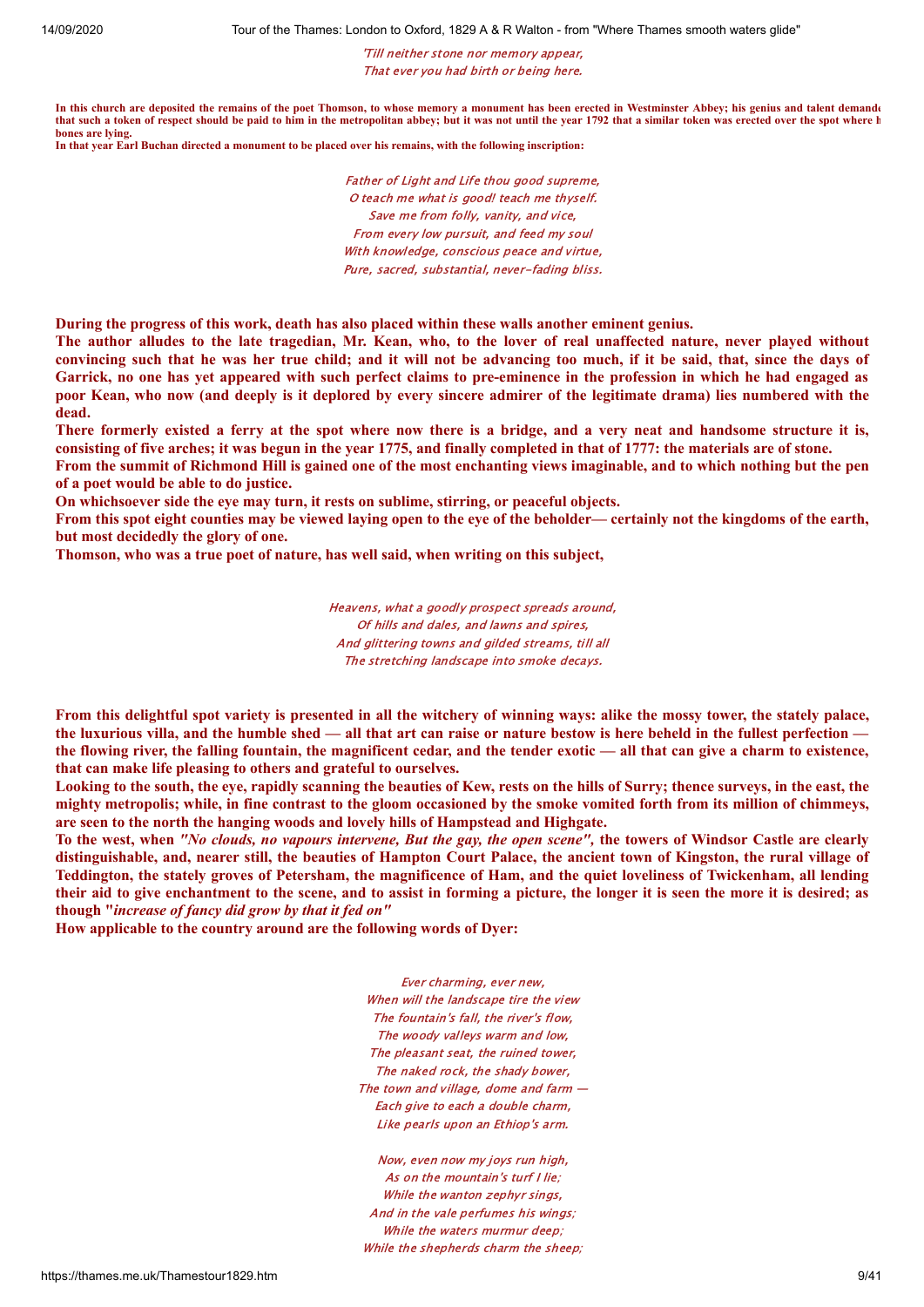*'Till neither stone nor memory appear,*
*That ever you had birth or being here.*

**In this church are deposited the remains of the poet Thomson, to whose memory a monument has been erected in Westminster Abbey; his genius and talent demande that such a token of respect should be paid to him in the metropolitan abbey; but it was not until the year 1792 that a similar token was erected over the spot where h bones are lying.**
**In that year Earl Buchan directed a monument to be placed over his remains, with the following inscription:**

*Father of Light and Life thou good supreme,*
*O teach me what is good! teach me thyself.*
*Save me from folly, vanity, and vice,*
*From every low pursuit, and feed my soul*
*With knowledge, conscious peace and virtue,*
*Pure, sacred, substantial, never-fading bliss.*

**During the progress of this work, death has also placed within these walls another eminent genius.**
**The author alludes to the late tragedian, Mr. Kean, who, to the lover of real unaffected nature, never played without convincing such that he was her true child; and it will not be advancing too much, if it be said, that, since the days of Garrick, no one has yet appeared with such perfect claims to pre-eminence in the profession in which he had engaged as poor Kean, who now (and deeply is it deplored by every sincere admirer of the legitimate drama) lies numbered with the dead.**
**There formerly existed a ferry at the spot where now there is a bridge, and a very neat and handsome structure it is, consisting of five arches; it was begun in the year 1775, and finally completed in that of 1777: the materials are of stone.**
**From the summit of Richmond Hill is gained one of the most enchanting views imaginable, and to which nothing but the pen of a poet would be able to do justice.**
**On whichsoever side the eye may turn, it rests on sublime, stirring, or peaceful objects.**
**From this spot eight counties may be viewed laying open to the eye of the beholder— certainly not the kingdoms of the earth, but most decidedly the glory of one.**
**Thomson, who was a true poet of nature, has well said, when writing on this subject,**

*Heavens, what a goodly prospect spreads around,*
*Of hills and dales, and lawns and spires,*
*And glittering towns and gilded streams, till all*
*The stretching landscape into smoke decays.*

**From this delightful spot variety is presented in all the witchery of winning ways: alike the mossy tower, the stately palace, the luxurious villa, and the humble shed — all that art can raise or nature bestow is here beheld in the fullest perfection — the flowing river, the falling fountain, the magnificent cedar, and the tender exotic — all that can give a charm to existence, that can make life pleasing to others and grateful to ourselves.**
**Looking to the south, the eye, rapidly scanning the beauties of Kew, rests on the hills of Surry; thence surveys, in the east, the mighty metropolis; while, in fine contrast to the gloom occasioned by the smoke vomited forth from its million of chimmeys, are seen to the north the hanging woods and lovely hills of Hampstead and Highgate.**
**To the west, when *"No clouds, no vapours intervene, But the gay, the open scene"*, the towers of Windsor Castle are clearly distinguishable, and, nearer still, the beauties of Hampton Court Palace, the ancient town of Kingston, the rural village of Teddington, the stately groves of Petersham, the magnificence of Ham, and the quiet loveliness of Twickenham, all lending their aid to give enchantment to the scene, and to assist in forming a picture, the longer it is seen the more it is desired; as though "*increase of fancy did grow by that it fed on"***
**How applicable to the country around are the following words of Dyer:**

*Ever charming, ever new,*
*When will the landscape tire the view*
*The fountain's fall, the river's flow,*
*The woody valleys warm and low,*
*The pleasant seat, the ruined tower,*
*The naked rock, the shady bower,*
*The town and village, dome and farm —*
*Each give to each a double charm,*
*Like pearls upon an Ethiop's arm.*

*Now, even now my joys run high,*
*As on the mountain's turf I lie;*
*While the wanton zephyr sings,*
*And in the vale perfumes his wings;*
*While the waters murmur deep;*
*While the shepherds charm the sheep;*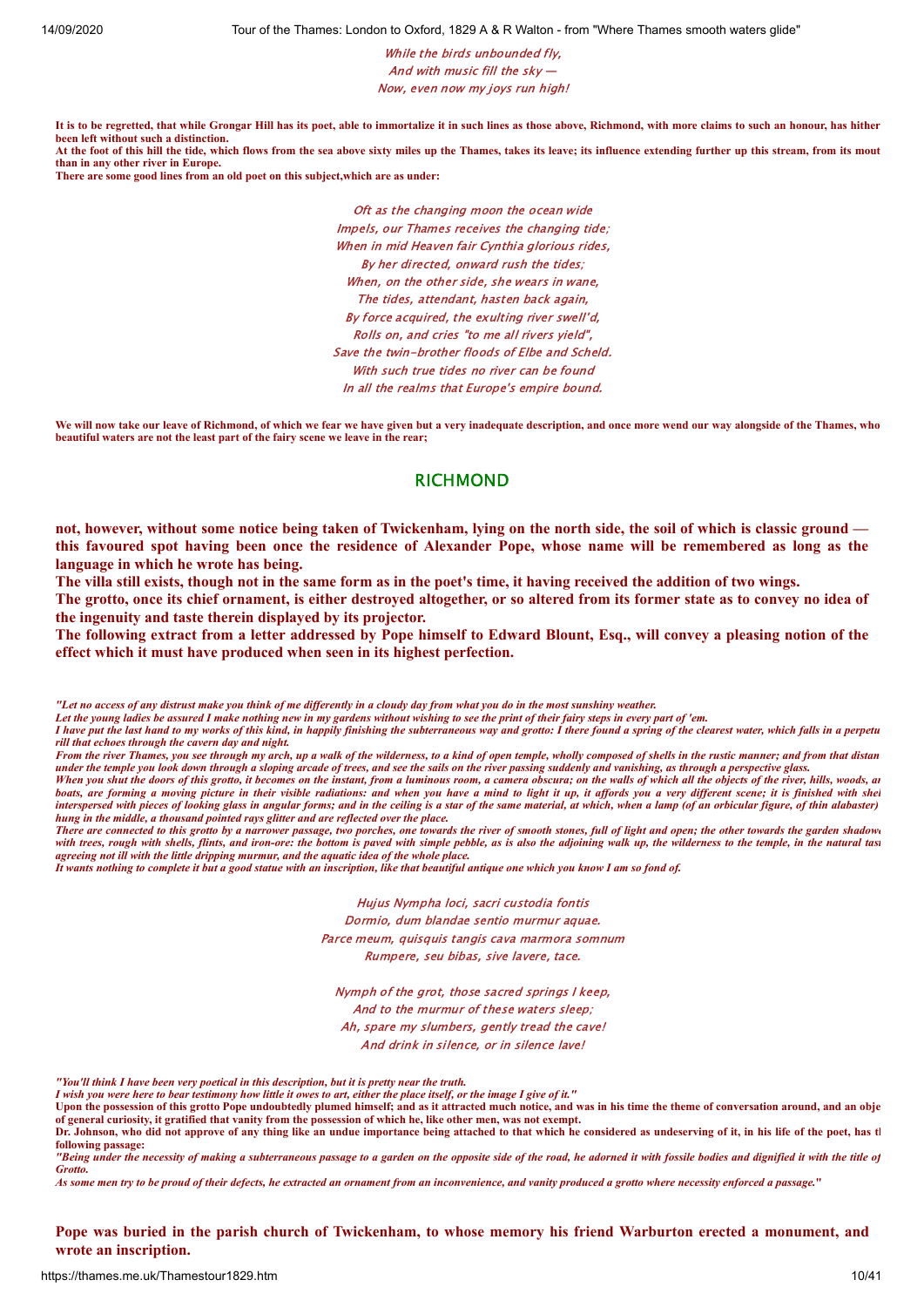*While the birds unbounded fly,*
*And with music fill the sky —*
*Now, even now my joys run high!*

**It is to be regretted, that while Grongar Hill has its poet, able to immortalize it in such lines as those above, Richmond, with more claims to such an honour, has hither been left without such a distinction.**
**At the foot of this hill the tide, which flows from the sea above sixty miles up the Thames, takes its leave; its influence extending further up this stream, from its mout than in any other river in Europe.**
**There are some good lines from an old poet on this subject,which are as under:**

*Oft as the changing moon the ocean wide*
*Impels, our Thames receives the changing tide;*
*When in mid Heaven fair Cynthia glorious rides,*
*By her directed, onward rush the tides;*
*When, on the other side, she wears in wane,*
*The tides, attendant, hasten back again,*
*By force acquired, the exulting river swell'd,*
*Rolls on, and cries "to me all rivers yield",*
*Save the twin-brother floods of Elbe and Scheld.*
*With such true tides no river can be found*
*In all the realms that Europe's empire bound.*

**We will now take our leave of Richmond, of which we fear we have given but a very inadequate description, and once more wend our way alongside of the Thames, who beautiful waters are not the least part of the fairy scene we leave in the rear;**

## RICHMOND

**not, however, without some notice being taken of Twickenham, lying on the north side, the soil of which is classic ground — this favoured spot having been once the residence of Alexander Pope, whose name will be remembered as long as the language in which he wrote has being.**
**The villa still exists, though not in the same form as in the poet's time, it having received the addition of two wings.**
**The grotto, once its chief ornament, is either destroyed altogether, or so altered from its former state as to convey no idea of the ingenuity and taste therein displayed by its projector.**
**The following extract from a letter addressed by Pope himself to Edward Blount, Esq., will convey a pleasing notion of the effect which it must have produced when seen in its highest perfection.**

***"Let no access of any distrust make you think of me differently in a cloudy day from what you do in the most sunshiny weather.***
***Let the young ladies be assured I make nothing new in my gardens without wishing to see the print of their fairy steps in every part of 'em.***
***I have put the last hand to my works of this kind, in happily finishing the subterraneous way and grotto: I there found a spring of the clearest water, which falls in a perpetu rill that echoes through the cavern day and night.***
***From the river Thames, you see through my arch, up a walk of the wilderness, to a kind of open temple, wholly composed of shells in the rustic manner; and from that distan under the temple you look down through a sloping arcade of trees, and see the sails on the river passing suddenly and vanishing, as through a perspective glass.***
***When you shut the doors of this grotto, it becomes on the instant, from a luminous room, a camera obscura; on the walls of which all the objects of the river, hills, woods, an boats, are forming a moving picture in their visible radiations: and when you have a mind to light it up, it affords you a very different scene; it is finished with shel interspersed with pieces of looking glass in angular forms; and in the ceiling is a star of the same material, at which, when a lamp (of an orbicular figure, of thin alabaster) hung in the middle, a thousand pointed rays glitter and are reflected over the place.***
***There are connected to this grotto by a narrower passage, two porches, one towards the river of smooth stones, full of light and open; the other towards the garden shadow with trees, rough with shells, flints, and iron-ore: the bottom is paved with simple pebble, as is also the adjoining walk up, the wilderness to the temple, in the natural tast agreeing not ill with the little dripping murmur, and the aquatic idea of the whole place.***
***It wants nothing to complete it but a good statue with an inscription, like that beautiful antique one which you know I am so fond of.***

*Hujus Nympha loci, sacri custodia fontis*
*Dormio, dum blandae sentio murmur aquae.*
*Parce meum, quisquis tangis cava marmora somnum*
*Rumpere, seu bibas, sive lavere, tace.*

*Nymph of the grot, those sacred springs I keep,*
*And to the murmur of these waters sleep;*
*Ah, spare my slumbers, gently tread the cave!*
*And drink in silence, or in silence lave!*

***"You'll think I have been very poetical in this description, but it is pretty near the truth.***
***I wish you were here to bear testimony how little it owes to art, either the place itself, or the image I give of it."***
**Upon the possession of this grotto Pope undoubtedly plumed himself; and as it attracted much notice, and was in his time the theme of conversation around, and an obje of general curiosity, it gratified that vanity from the possession of which he, like other men, was not exempt.**
**Dr. Johnson, who did not approve of any thing like an undue importance being attached to that which he considered as undeserving of it, in his life of the poet, has th following passage:**
***"Being under the necessity of making a subterraneous passage to a garden on the opposite side of the road, he adorned it with fossile bodies and dignified it with the title of Grotto.***
***As some men try to be proud of their defects, he extracted an ornament from an inconvenience, and vanity produced a grotto where necessity enforced a passage."***

**Pope was buried in the parish church of Twickenham, to whose memory his friend Warburton erected a monument, and wrote an inscription.**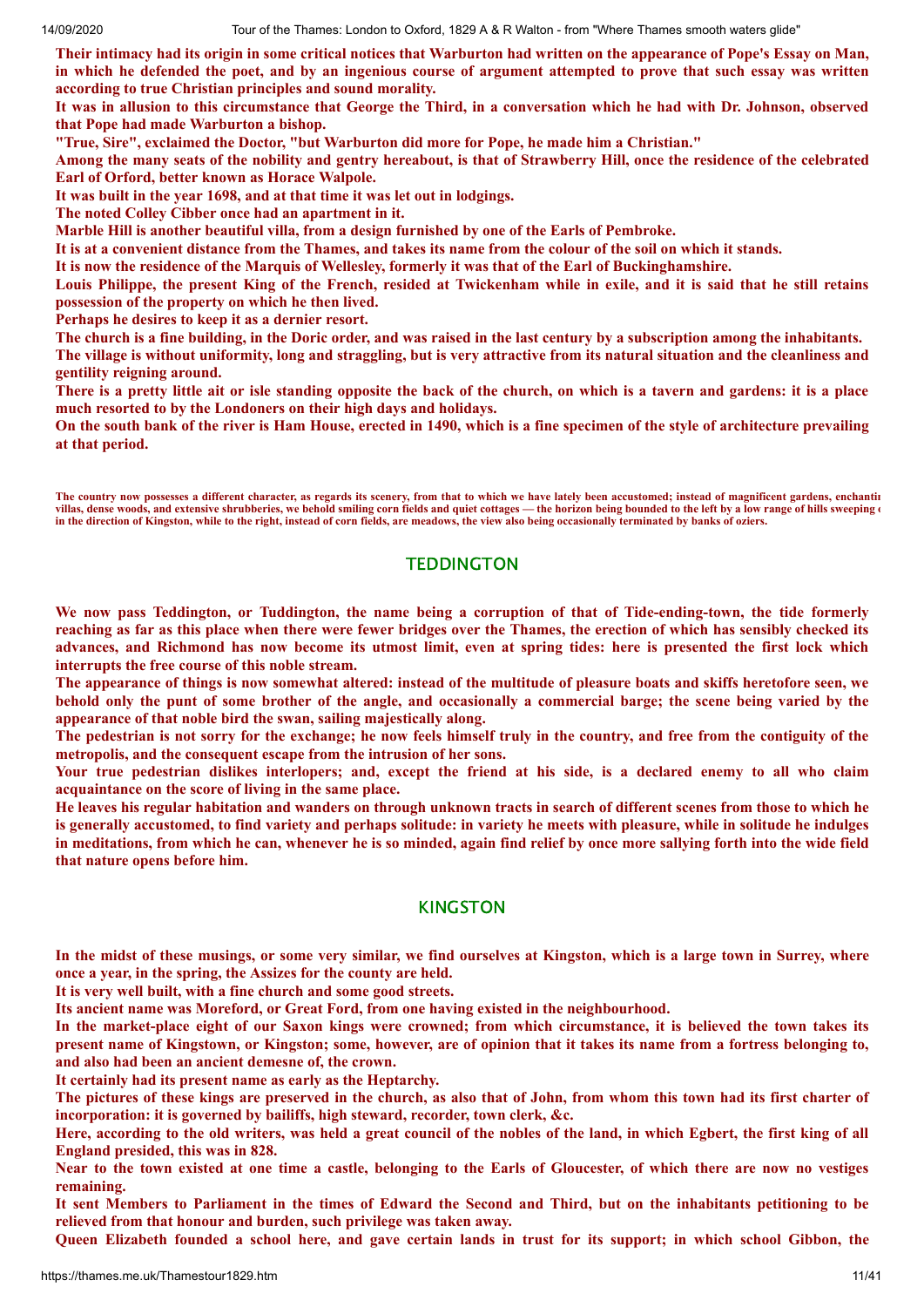**Their intimacy had its origin in some critical notices that Warburton had written on the appearance of Pope's Essay on Man, in which he defended the poet, and by an ingenious course of argument attempted to prove that such essay was written according to true Christian principles and sound morality.**

**It was in allusion to this circumstance that George the Third, in a conversation which he had with Dr. Johnson, observed that Pope had made Warburton a bishop.**

**"True, Sire", exclaimed the Doctor, "but Warburton did more for Pope, he made him a Christian."**

**Among the many seats of the nobility and gentry hereabout, is that of Strawberry Hill, once the residence of the celebrated Earl of Orford, better known as Horace Walpole.**

**It was built in the year 1698, and at that time it was let out in lodgings.**

**The noted Colley Cibber once had an apartment in it.**

**Marble Hill is another beautiful villa, from a design furnished by one of the Earls of Pembroke.**

**It is at a convenient distance from the Thames, and takes its name from the colour of the soil on which it stands.**

**It is now the residence of the Marquis of Wellesley, formerly it was that of the Earl of Buckinghamshire.**

**Louis Philippe, the present King of the French, resided at Twickenham while in exile, and it is said that he still retains possession of the property on which he then lived.**

**Perhaps he desires to keep it as a dernier resort.**

**The church is a fine building, in the Doric order, and was raised in the last century by a subscription among the inhabitants.**

**The village is without uniformity, long and straggling, but is very attractive from its natural situation and the cleanliness and gentility reigning around.**

**There is a pretty little ait or isle standing opposite the back of the church, on which is a tavern and gardens: it is a place much resorted to by the Londoners on their high days and holidays.**

**On the south bank of the river is Ham House, erected in 1490, which is a fine specimen of the style of architecture prevailing at that period.**

**The country now possesses a different character, as regards its scenery, from that to which we have lately been accustomed; instead of magnificent gardens, enchantin villas, dense woods, and extensive shrubberies, we behold smiling corn fields and quiet cottages — the horizon being bounded to the left by a low range of hills sweeping in the direction of Kingston, while to the right, instead of corn fields, are meadows, the view also being occasionally terminated by banks of oziers.**

## TEDDINGTON

**We now pass Teddington, or Tuddington, the name being a corruption of that of Tide-ending-town, the tide formerly reaching as far as this place when there were fewer bridges over the Thames, the erection of which has sensibly checked its advances, and Richmond has now become its utmost limit, even at spring tides: here is presented the first lock which interrupts the free course of this noble stream.**

**The appearance of things is now somewhat altered: instead of the multitude of pleasure boats and skiffs heretofore seen, we behold only the punt of some brother of the angle, and occasionally a commercial barge; the scene being varied by the appearance of that noble bird the swan, sailing majestically along.**

**The pedestrian is not sorry for the exchange; he now feels himself truly in the country, and free from the contiguity of the metropolis, and the consequent escape from the intrusion of her sons.**

**Your true pedestrian dislikes interlopers; and, except the friend at his side, is a declared enemy to all who claim acquaintance on the score of living in the same place.**

**He leaves his regular habitation and wanders on through unknown tracts in search of different scenes from those to which he is generally accustomed, to find variety and perhaps solitude: in variety he meets with pleasure, while in solitude he indulges in meditations, from which he can, whenever he is so minded, again find relief by once more sallying forth into the wide field that nature opens before him.**

## KINGSTON

**In the midst of these musings, or some very similar, we find ourselves at Kingston, which is a large town in Surrey, where once a year, in the spring, the Assizes for the county are held.**

**It is very well built, with a fine church and some good streets.**

**Its ancient name was Moreford, or Great Ford, from one having existed in the neighbourhood.**

**In the market-place eight of our Saxon kings were crowned; from which circumstance, it is believed the town takes its present name of Kingstown, or Kingston; some, however, are of opinion that it takes its name from a fortress belonging to, and also had been an ancient demesne of, the crown.**

**It certainly had its present name as early as the Heptarchy.**

**The pictures of these kings are preserved in the church, as also that of John, from whom this town had its first charter of incorporation: it is governed by bailiffs, high steward, recorder, town clerk, &c.**

**Here, according to the old writers, was held a great council of the nobles of the land, in which Egbert, the first king of all England presided, this was in 828.**

**Near to the town existed at one time a castle, belonging to the Earls of Gloucester, of which there are now no vestiges remaining.**

**It sent Members to Parliament in the times of Edward the Second and Third, but on the inhabitants petitioning to be relieved from that honour and burden, such privilege was taken away.**

**Queen Elizabeth founded a school here, and gave certain lands in trust for its support; in which school Gibbon, the**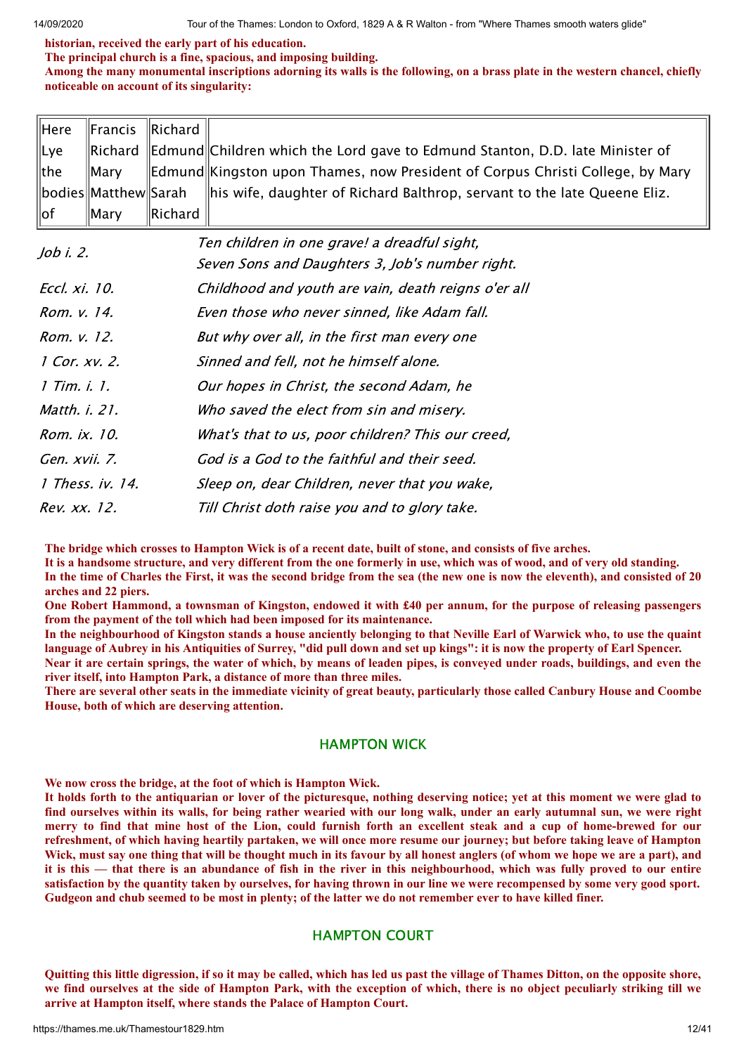**historian, received the early part of his education.**
**The principal church is a fine, spacious, and imposing building.**
**Among the many monumental inscriptions adorning its walls is the following, on a brass plate in the western chancel, chiefly noticeable on account of its singularity:**

| | | | |
|---|---|---|---|
| Here | Francis | Richard | |
| Lye | Richard | Edmund | Children which the Lord gave to Edmund Stanton, D.D. late Minister of |
| the | Mary | Edmund | Kingston upon Thames, now President of Corpus Christi College, by Mary |
| bodies | Matthew | Sarah | his wife, daughter of Richard Balthrop, servant to the late Queene Eliz. |
| of | Mary | Richard | |

| | |
|---|---|
| *Job i. 2.* | *Ten children in one grave! a dreadful sight,*<br>*Seven Sons and Daughters 3, Job's number right.* |
| *Eccl. xi. 10.* | *Childhood and youth are vain, death reigns o'er all* |
| *Rom. v. 14.* | *Even those who never sinned, like Adam fall.* |
| *Rom. v. 12.* | *But why over all, in the first man every one* |
| *1 Cor. xv. 2.* | *Sinned and fell, not he himself alone.* |
| *1 Tim. i. 1.* | *Our hopes in Christ, the second Adam, he* |
| *Matth. i. 21.* | *Who saved the elect from sin and misery.* |
| *Rom. ix. 10.* | *What's that to us, poor children? This our creed,* |
| *Gen. xvii. 7.* | *God is a God to the faithful and their seed.* |
| *1 Thess. iv. 14.* | *Sleep on, dear Children, never that you wake,* |
| *Rev. xx. 12.* | *Till Christ doth raise you and to glory take.* |

**The bridge which crosses to Hampton Wick is of a recent date, built of stone, and consists of five arches.**
**It is a handsome structure, and very different from the one formerly in use, which was of wood, and of very old standing.**
**In the time of Charles the First, it was the second bridge from the sea (the new one is now the eleventh), and consisted of 20 arches and 22 piers.**
**One Robert Hammond, a townsman of Kingston, endowed it with £40 per annum, for the purpose of releasing passengers from the payment of the toll which had been imposed for its maintenance.**
**In the neighbourhood of Kingston stands a house anciently belonging to that Neville Earl of Warwick who, to use the quaint language of Aubrey in his Antiquities of Surrey, "did pull down and set up kings": it is now the property of Earl Spencer.**
**Near it are certain springs, the water of which, by means of leaden pipes, is conveyed under roads, buildings, and even the river itself, into Hampton Park, a distance of more than three miles.**
**There are several other seats in the immediate vicinity of great beauty, particularly those called Canbury House and Coombe House, both of which are deserving attention.**

## HAMPTON WICK

**We now cross the bridge, at the foot of which is Hampton Wick.**
**It holds forth to the antiquarian or lover of the picturesque, nothing deserving notice; yet at this moment we were glad to find ourselves within its walls, for being rather wearied with our long walk, under an early autumnal sun, we were right merry to find that mine host of the Lion, could furnish forth an excellent steak and a cup of home-brewed for our refreshment, of which having heartily partaken, we will once more resume our journey; but before taking leave of Hampton Wick, must say one thing that will be thought much in its favour by all honest anglers (of whom we hope we are a part), and it is this — that there is an abundance of fish in the river in this neighbourhood, which was fully proved to our entire satisfaction by the quantity taken by ourselves, for having thrown in our line we were recompensed by some very good sport. Gudgeon and chub seemed to be most in plenty; of the latter we do not remember ever to have killed finer.**

## HAMPTON COURT

**Quitting this little digression, if so it may be called, which has led us past the village of Thames Ditton, on the opposite shore, we find ourselves at the side of Hampton Park, with the exception of which, there is no object peculiarly striking till we arrive at Hampton itself, where stands the Palace of Hampton Court.**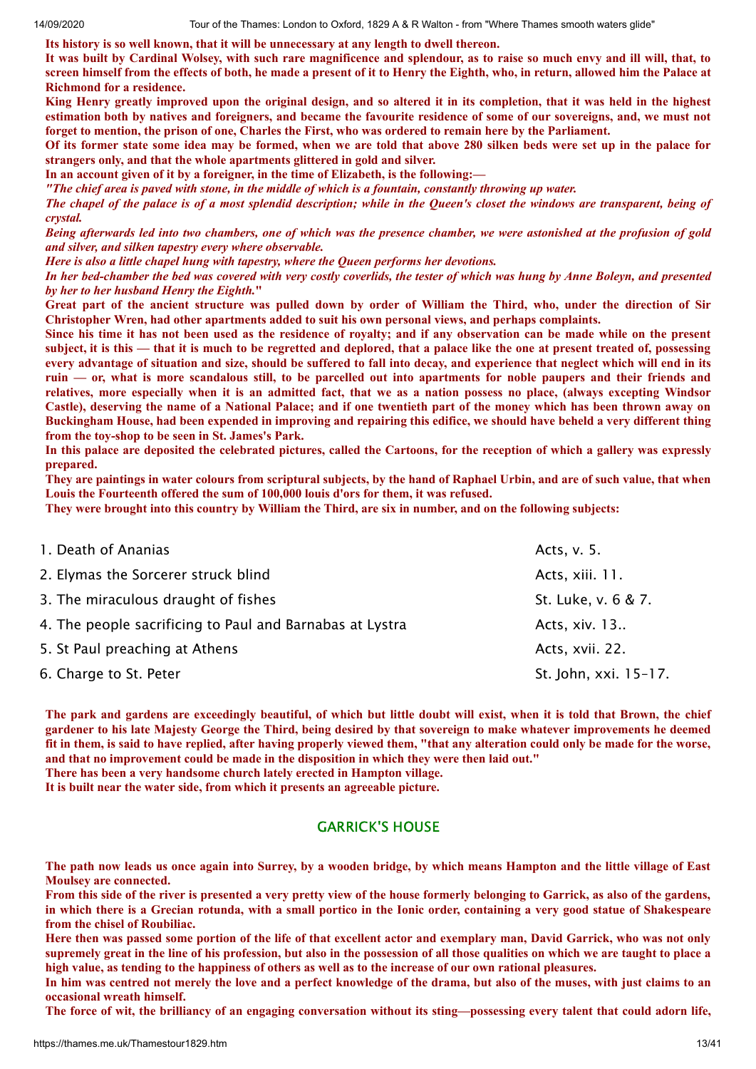**Its history is so well known, that it will be unnecessary at any length to dwell thereon.**

**It was built by Cardinal Wolsey, with such rare magnificence and splendour, as to raise so much envy and ill will, that, to screen himself from the effects of both, he made a present of it to Henry the Eighth, who, in return, allowed him the Palace at Richmond for a residence.**

**King Henry greatly improved upon the original design, and so altered it in its completion, that it was held in the highest estimation both by natives and foreigners, and became the favourite residence of some of our sovereigns, and, we must not forget to mention, the prison of one, Charles the First, who was ordered to remain here by the Parliament.**

**Of its former state some idea may be formed, when we are told that above 280 silken beds were set up in the palace for strangers only, and that the whole apartments glittered in gold and silver.**

**In an account given of it by a foreigner, in the time of Elizabeth, is the following:—**

***"The chief area is paved with stone, in the middle of which is a fountain, constantly throwing up water.***

***The chapel of the palace is of a most splendid description; while in the Queen's closet the windows are transparent, being of crystal.***

***Being afterwards led into two chambers, one of which was the presence chamber, we were astonished at the profusion of gold and silver, and silken tapestry every where observable.***

***Here is also a little chapel hung with tapestry, where the Queen performs her devotions.***

***In her bed-chamber the bed was covered with very costly coverlids, the tester of which was hung by Anne Boleyn, and presented by her to her husband Henry the Eighth."***

**Great part of the ancient structure was pulled down by order of William the Third, who, under the direction of Sir Christopher Wren, had other apartments added to suit his own personal views, and perhaps complaints.**

**Since his time it has not been used as the residence of royalty; and if any observation can be made while on the present subject, it is this — that it is much to be regretted and deplored, that a palace like the one at present treated of, possessing every advantage of situation and size, should be suffered to fall into decay, and experience that neglect which will end in its ruin — or, what is more scandalous still, to be parcelled out into apartments for noble paupers and their friends and relatives, more especially when it is an admitted fact, that we as a nation possess no place, (always excepting Windsor Castle), deserving the name of a National Palace; and if one twentieth part of the money which has been thrown away on Buckingham House, had been expended in improving and repairing this edifice, we should have beheld a very different thing from the toy-shop to be seen in St. James's Park.**

**In this palace are deposited the celebrated pictures, called the Cartoons, for the reception of which a gallery was expressly prepared.**

**They are paintings in water colours from scriptural subjects, by the hand of Raphael Urbin, and are of such value, that when Louis the Fourteenth offered the sum of 100,000 louis d'ors for them, it was refused.**

**They were brought into this country by William the Third, are six in number, and on the following subjects:**

| | |
|---|---|
| 1. Death of Ananias | Acts, v. 5. |
| 2. Elymas the Sorcerer struck blind | Acts, xiii. 11. |
| 3. The miraculous draught of fishes | St. Luke, v. 6 & 7. |
| 4. The people sacrificing to Paul and Barnabas at Lystra | Acts, xiv. 13.. |
| 5. St Paul preaching at Athens | Acts, xvii. 22. |
| 6. Charge to St. Peter | St. John, xxi. 15-17. |

**The park and gardens are exceedingly beautiful, of which but little doubt will exist, when it is told that Brown, the chief gardener to his late Majesty George the Third, being desired by that sovereign to make whatever improvements he deemed fit in them, is said to have replied, after having properly viewed them, "that any alteration could only be made for the worse, and that no improvement could be made in the disposition in which they were then laid out."**

**There has been a very handsome church lately erected in Hampton village.**

**It is built near the water side, from which it presents an agreeable picture.**

## GARRICK'S HOUSE

**The path now leads us once again into Surrey, by a wooden bridge, by which means Hampton and the little village of East Moulsey are connected.**

**From this side of the river is presented a very pretty view of the house formerly belonging to Garrick, as also of the gardens, in which there is a Grecian rotunda, with a small portico in the Ionic order, containing a very good statue of Shakespeare from the chisel of Roubiliac.**

**Here then was passed some portion of the life of that excellent actor and exemplary man, David Garrick, who was not only supremely great in the line of his profession, but also in the possession of all those qualities on which we are taught to place a high value, as tending to the happiness of others as well as to the increase of our own rational pleasures.**

**In him was centred not merely the love and a perfect knowledge of the drama, but also of the muses, with just claims to an occasional wreath himself.**

**The force of wit, the brilliancy of an engaging conversation without its sting—possessing every talent that could adorn life,**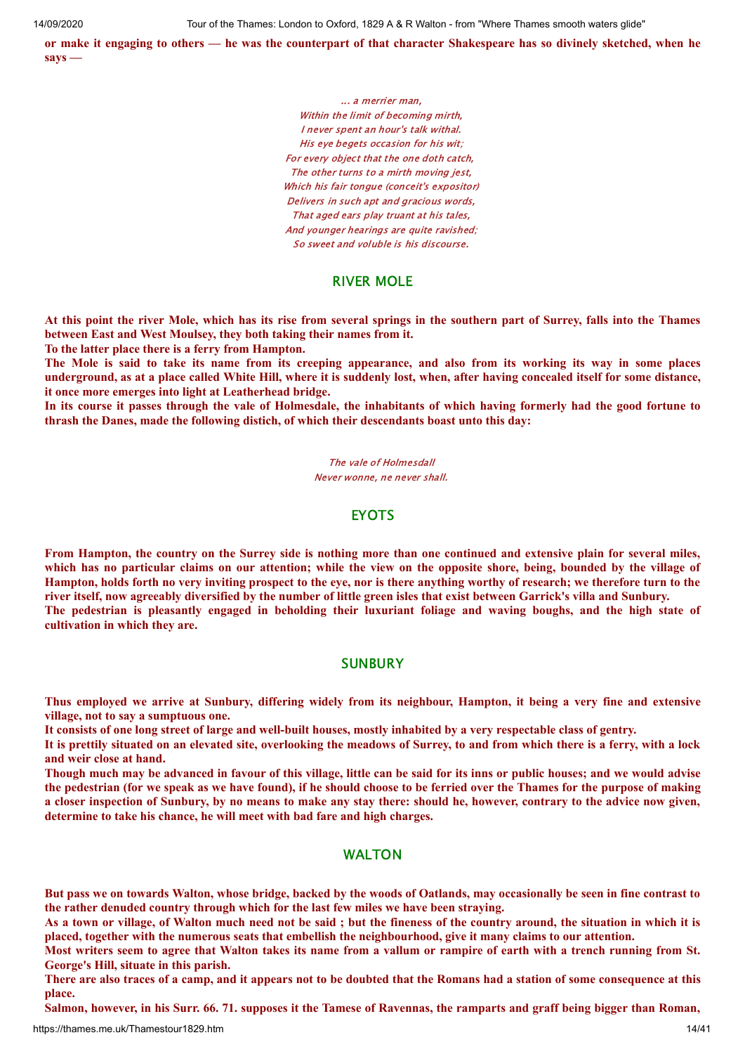**or make it engaging to others — he was the counterpart of that character Shakespeare has so divinely sketched, when he says —**

*... a merrier man,*
*Within the limit of becoming mirth,*
*I never spent an hour's talk withal.*
*His eye begets occasion for his wit;*
*For every object that the one doth catch,*
*The other turns to a mirth moving jest,*
*Which his fair tongue (conceit's expositor)*
*Delivers in such apt and gracious words,*
*That aged ears play truant at his tales,*
*And younger hearings are quite ravished;*
*So sweet and voluble is his discourse.*

## RIVER MOLE

**At this point the river Mole, which has its rise from several springs in the southern part of Surrey, falls into the Thames between East and West Moulsey, they both taking their names from it.**

**To the latter place there is a ferry from Hampton.**

**The Mole is said to take its name from its creeping appearance, and also from its working its way in some places underground, as at a place called White Hill, where it is suddenly lost, when, after having concealed itself for some distance, it once more emerges into light at Leatherhead bridge.**

**In its course it passes through the vale of Holmesdale, the inhabitants of which having formerly had the good fortune to thrash the Danes, made the following distich, of which their descendants boast unto this day:**

*The vale of Holmesdall*
*Never wonne, ne never shall.*

## EYOTS

**From Hampton, the country on the Surrey side is nothing more than one continued and extensive plain for several miles, which has no particular claims on our attention; while the view on the opposite shore, being, bounded by the village of Hampton, holds forth no very inviting prospect to the eye, nor is there anything worthy of research; we therefore turn to the river itself, now agreeably diversified by the number of little green isles that exist between Garrick's villa and Sunbury.**

**The pedestrian is pleasantly engaged in beholding their luxuriant foliage and waving boughs, and the high state of cultivation in which they are.**

## SUNBURY

**Thus employed we arrive at Sunbury, differing widely from its neighbour, Hampton, it being a very fine and extensive village, not to say a sumptuous one.**

**It consists of one long street of large and well-built houses, mostly inhabited by a very respectable class of gentry.**

**It is prettily situated on an elevated site, overlooking the meadows of Surrey, to and from which there is a ferry, with a lock and weir close at hand.**

**Though much may be advanced in favour of this village, little can be said for its inns or public houses; and we would advise the pedestrian (for we speak as we have found), if he should choose to be ferried over the Thames for the purpose of making a closer inspection of Sunbury, by no means to make any stay there: should he, however, contrary to the advice now given, determine to take his chance, he will meet with bad fare and high charges.**

## WALTON

**But pass we on towards Walton, whose bridge, backed by the woods of Oatlands, may occasionally be seen in fine contrast to the rather denuded country through which for the last few miles we have been straying.**

**As a town or village, of Walton much need not be said ; but the fineness of the country around, the situation in which it is placed, together with the numerous seats that embellish the neighbourhood, give it many claims to our attention.**

**Most writers seem to agree that Walton takes its name from a vallum or rampire of earth with a trench running from St. George's Hill, situate in this parish.**

**There are also traces of a camp, and it appears not to be doubted that the Romans had a station of some consequence at this place.**

**Salmon, however, in his Surr. 66. 71. supposes it the Tamese of Ravennas, the ramparts and graff being bigger than Roman,**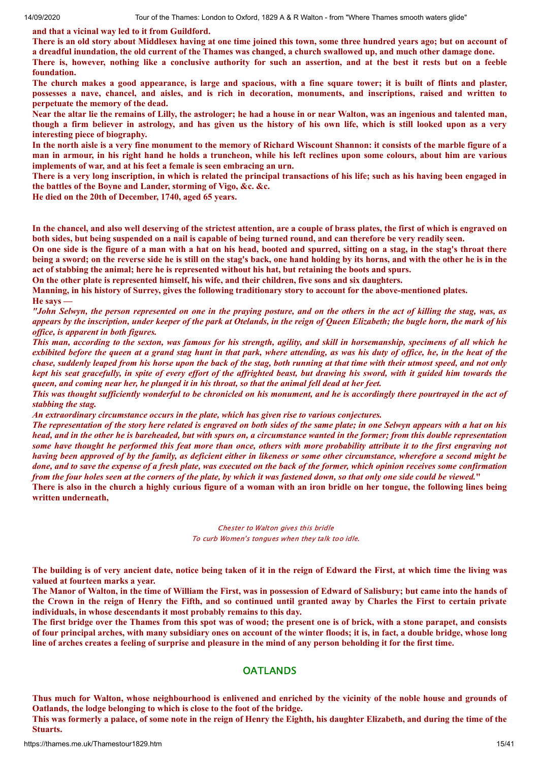**and that a vicinal way led to it from Guildford.**

**There is an old story about Middlesex having at one time joined this town, some three hundred years ago; but on account of a dreadful inundation, the old current of the Thames was changed, a church swallowed up, and much other damage done.**

**There is, however, nothing like a conclusive authority for such an assertion, and at the best it rests but on a feeble foundation.**

**The church makes a good appearance, is large and spacious, with a fine square tower; it is built of flints and plaster, possesses a nave, chancel, and aisles, and is rich in decoration, monuments, and inscriptions, raised and written to perpetuate the memory of the dead.**

**Near the altar lie the remains of Lilly, the astrologer; he had a house in or near Walton, was an ingenious and talented man, though a firm believer in astrology, and has given us the history of his own life, which is still looked upon as a very interesting piece of biography.**

**In the north aisle is a very fine monument to the memory of Richard Wiscount Shannon: it consists of the marble figure of a man in armour, in his right hand he holds a truncheon, while his left reclines upon some colours, about him are various implements of war, and at his feet a female is seen embracing an urn.**

**There is a very long inscription, in which is related the principal transactions of his life; such as his having been engaged in the battles of the Boyne and Lander, storming of Vigo, &c. &c.**

**He died on the 20th of December, 1740, aged 65 years.**

**In the chancel, and also well deserving of the strictest attention, are a couple of brass plates, the first of which is engraved on both sides, but being suspended on a nail is capable of being turned round, and can therefore be very readily seen.**

**On one side is the figure of a man with a hat on his head, booted and spurred, sitting on a stag, in the stag's throat there being a sword; on the reverse side he is still on the stag's back, one hand holding by its horns, and with the other he is in the act of stabbing the animal; here he is represented without his hat, but retaining the boots and spurs.**

**On the other plate is represented himself, his wife, and their children, five sons and six daughters.**

**Manning, in his history of Surrey, gives the following traditionary story to account for the above-mentioned plates.**

**He says —**

***"John Selwyn, the person represented on one in the praying posture, and on the others in the act of killing the stag, was, as appears by the inscription, under keeper of the park at Otelands, in the reign of Queen Elizabeth; the bugle horn, the mark of his office, is apparent in both figures.***

***This man, according to the sexton, was famous for his strength, agility, and skill in horsemanship, specimens of all which he exhibited before the queen at a grand stag hunt in that park, where attending, as was his duty of office, he, in the heat of the chase, suddenly leaped from his horse upon the back of the stag, both running at that time with their utmost speed, and not only kept his seat gracefully, in spite of every effort of the affrighted beast, but drawing his sword, with it guided him towards the queen, and coming near her, he plunged it in his throat, so that the animal fell dead at her feet.***

***This was thought sufficiently wonderful to be chronicled on his monument, and he is accordingly there pourtrayed in the act of stabbing the stag.***

***An extraordinary circumstance occurs in the plate, which has given rise to various conjectures.***

***The representation of the story here related is engraved on both sides of the same plate; in one Selwyn appears with a hat on his head, and in the other he is bareheaded, but with spurs on, a circumstance wanted in the former; from this double representation some have thought he performed this feat more than once, others with more probability attribute it to the first engraving not having been approved of by the family, as deficient either in likeness or some other circumstance, wherefore a second might be done, and to save the expense of a fresh plate, was executed on the back of the former, which opinion receives some confirmation from the four holes seen at the corners of the plate, by which it was fastened down, so that only one side could be viewed."***

**There is also in the church a highly curious figure of a woman with an iron bridle on her tongue, the following lines being written underneath,**

*Chester to Walton gives this bridle*
*To curb Women's tongues when they talk too idle.*

**The building is of very ancient date, notice being taken of it in the reign of Edward the First, at which time the living was valued at fourteen marks a year.**

**The Manor of Walton, in the time of William the First, was in possession of Edward of Salisbury; but came into the hands of the Crown in the reign of Henry the Fifth, and so continued until granted away by Charles the First to certain private individuals, in whose descendants it most probably remains to this day.**

**The first bridge over the Thames from this spot was of wood; the present one is of brick, with a stone parapet, and consists of four principal arches, with many subsidiary ones on account of the winter floods; it is, in fact, a double bridge, whose long line of arches creates a feeling of surprise and pleasure in the mind of any person beholding it for the first time.**

## OATLANDS

**Thus much for Walton, whose neighbourhood is enlivened and enriched by the vicinity of the noble house and grounds of Oatlands, the lodge belonging to which is close to the foot of the bridge.**

**This was formerly a palace, of some note in the reign of Henry the Eighth, his daughter Elizabeth, and during the time of the Stuarts.**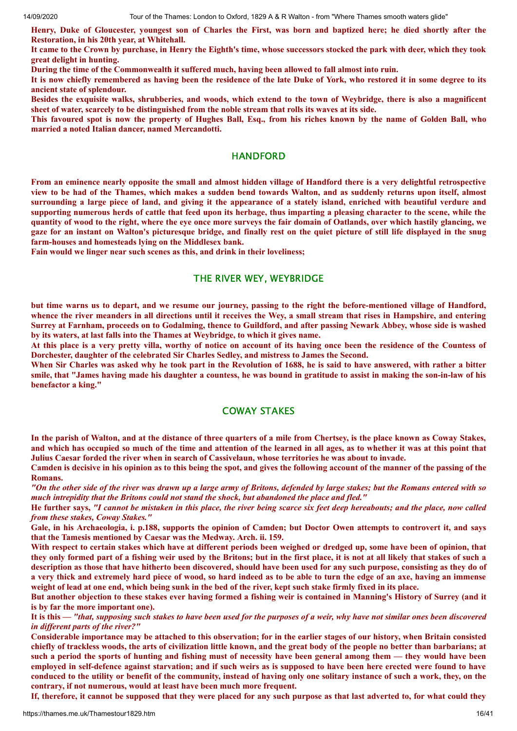**Henry, Duke of Gloucester, youngest son of Charles the First, was born and baptized here; he died shortly after the Restoration, in his 20th year, at Whitehall.**

**It came to the Crown by purchase, in Henry the Eighth's time, whose successors stocked the park with deer, which they took great delight in hunting.**

**During the time of the Commonwealth it suffered much, having been allowed to fall almost into ruin.**

**It is now chiefly remembered as having been the residence of the late Duke of York, who restored it in some degree to its ancient state of splendour.**

**Besides the exquisite walks, shrubberies, and woods, which extend to the town of Weybridge, there is also a magnificent sheet of water, scarcely to be distinguished from the noble stream that rolls its waves at its side.**

**This favoured spot is now the property of Hughes Ball, Esq., from his riches known by the name of Golden Ball, who married a noted Italian dancer, named Mercandotti.**

## HANDFORD

**From an eminence nearly opposite the small and almost hidden village of Handford there is a very delightful retrospective view to be had of the Thames, which makes a sudden bend towards Walton, and as suddenly returns upon itself, almost surrounding a large piece of land, and giving it the appearance of a stately island, enriched with beautiful verdure and supporting numerous herds of cattle that feed upon its herbage, thus imparting a pleasing character to the scene, while the quantity of wood to the right, where the eye once more surveys the fair domain of Oatlands, over which hastily glancing, we gaze for an instant on Walton's picturesque bridge, and finally rest on the quiet picture of still life displayed in the snug farm-houses and homesteads lying on the Middlesex bank.**

**Fain would we linger near such scenes as this, and drink in their loveliness;**

## THE RIVER WEY, WEYBRIDGE

**but time warns us to depart, and we resume our journey, passing to the right the before-mentioned village of Handford, whence the river meanders in all directions until it receives the Wey, a small stream that rises in Hampshire, and entering Surrey at Farnham, proceeds on to Godalming, thence to Guildford, and after passing Newark Abbey, whose side is washed by its waters, at last falls into the Thames at Weybridge, to which it gives name.**

**At this place is a very pretty villa, worthy of notice on account of its having once been the residence of the Countess of Dorchester, daughter of the celebrated Sir Charles Sedley, and mistress to James the Second.**

**When Sir Charles was asked why he took part in the Revolution of 1688, he is said to have answered, with rather a bitter smile, that "James having made his daughter a countess, he was bound in gratitude to assist in making the son-in-law of his benefactor a king."**

## COWAY STAKES

**In the parish of Walton, and at the distance of three quarters of a mile from Chertsey, is the place known as Coway Stakes, and which has occupied so much of the time and attention of the learned in all ages, as to whether it was at this point that Julius Caesar forded the river when in search of Cassivelaun, whose territories he was about to invade.**

**Camden is decisive in his opinion as to this being the spot, and gives the following account of the manner of the passing of the Romans.**

***"On the other side of the river was drawn up a large army of Britons, defended by large stakes; but the Romans entered with so much intrepidity that the Britons could not stand the shock, but abandoned the place and fled."***

**He further says, *"I cannot be mistaken in this place, the river being scarce six feet deep hereabouts; and the place, now called from these stakes, Coway Stakes."***

**Gale, in his Archaeologia, i. p.188, supports the opinion of Camden; but Doctor Owen attempts to controvert it, and says that the Tamesis mentioned by Caesar was the Medway. Arch. ii. 159.**

**With respect to certain stakes which have at different periods been weighed or dredged up, some have been of opinion, that they only formed part of a fishing weir used by the Britons; but in the first place, it is not at all likely that stakes of such a description as those that have hitherto been discovered, should have been used for any such purpose, consisting as they do of a very thick and extremely hard piece of wood, so hard indeed as to be able to turn the edge of an axe, having an immense weight of lead at one end, which being sunk in the bed of the river, kept such stake firmly fixed in its place.**

**But another objection to these stakes ever having formed a fishing weir is contained in Manning's History of Surrey (and it is by far the more important one).**

**It is this — *"that, supposing such stakes to have been used for the purposes of a weir, why have not similar ones been discovered in different parts of the river?"***

**Considerable importance may be attached to this observation; for in the earlier stages of our history, when Britain consisted chiefly of trackless woods, the arts of civilization little known, and the great body of the people no better than barbarians; at such a period the sports of hunting and fishing must of necessity have been general among them — they would have been employed in self-defence against starvation; and if such weirs as is supposed to have been here erected were found to have conduced to the utility or benefit of the community, instead of having only one solitary instance of such a work, they, on the contrary, if not numerous, would at least have been much more frequent.**

**If, therefore, it cannot be supposed that they were placed for any such purpose as that last adverted to, for what could they**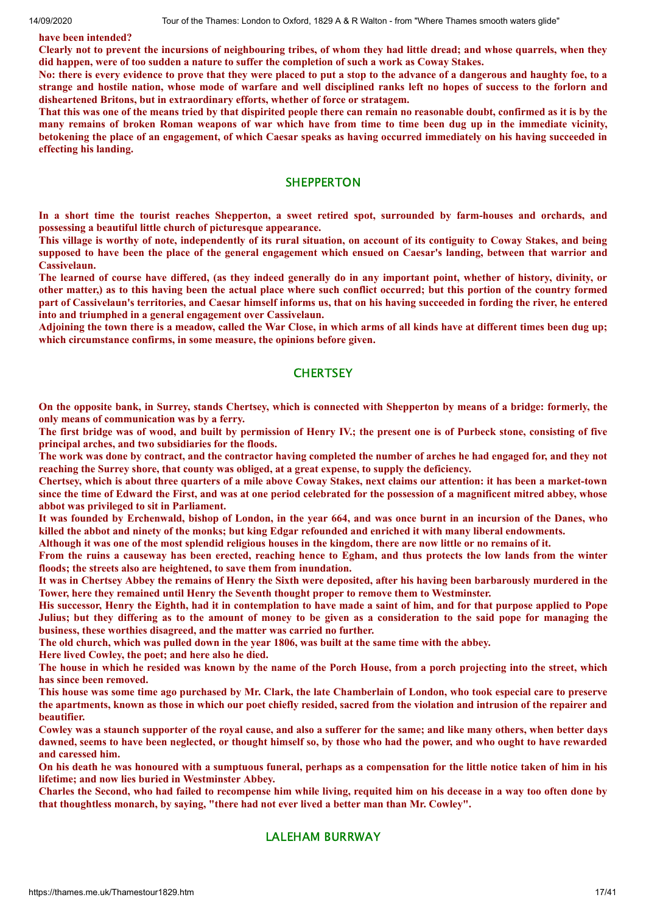**have been intended?**

**Clearly not to prevent the incursions of neighbouring tribes, of whom they had little dread; and whose quarrels, when they did happen, were of too sudden a nature to suffer the completion of such a work as Coway Stakes.**

**No: there is every evidence to prove that they were placed to put a stop to the advance of a dangerous and haughty foe, to a strange and hostile nation, whose mode of warfare and well disciplined ranks left no hopes of success to the forlorn and disheartened Britons, but in extraordinary efforts, whether of force or stratagem.**

**That this was one of the means tried by that dispirited people there can remain no reasonable doubt, confirmed as it is by the many remains of broken Roman weapons of war which have from time to time been dug up in the immediate vicinity, betokening the place of an engagement, of which Caesar speaks as having occurred immediately on his having succeeded in effecting his landing.**

## SHEPPERTON

**In a short time the tourist reaches Shepperton, a sweet retired spot, surrounded by farm-houses and orchards, and possessing a beautiful little church of picturesque appearance.**

**This village is worthy of note, independently of its rural situation, on account of its contiguity to Coway Stakes, and being supposed to have been the place of the general engagement which ensued on Caesar's landing, between that warrior and Cassivelaun.**

**The learned of course have differed, (as they indeed generally do in any important point, whether of history, divinity, or other matter,) as to this having been the actual place where such conflict occurred; but this portion of the country formed part of Cassivelaun's territories, and Caesar himself informs us, that on his having succeeded in fording the river, he entered into and triumphed in a general engagement over Cassivelaun.**

**Adjoining the town there is a meadow, called the War Close, in which arms of all kinds have at different times been dug up; which circumstance confirms, in some measure, the opinions before given.**

## CHERTSEY

**On the opposite bank, in Surrey, stands Chertsey, which is connected with Shepperton by means of a bridge: formerly, the only means of communication was by a ferry.**

**The first bridge was of wood, and built by permission of Henry IV.; the present one is of Purbeck stone, consisting of five principal arches, and two subsidiaries for the floods.**

**The work was done by contract, and the contractor having completed the number of arches he had engaged for, and they not reaching the Surrey shore, that county was obliged, at a great expense, to supply the deficiency.**

**Chertsey, which is about three quarters of a mile above Coway Stakes, next claims our attention: it has been a market-town since the time of Edward the First, and was at one period celebrated for the possession of a magnificent mitred abbey, whose abbot was privileged to sit in Parliament.**

**It was founded by Erchenwald, bishop of London, in the year 664, and was once burnt in an incursion of the Danes, who killed the abbot and ninety of the monks; but king Edgar refounded and enriched it with many liberal endowments.**

**Although it was one of the most splendid religious houses in the kingdom, there are now little or no remains of it.**

**From the ruins a causeway has been erected, reaching hence to Egham, and thus protects the low lands from the winter floods; the streets also are heightened, to save them from inundation.**

**It was in Chertsey Abbey the remains of Henry the Sixth were deposited, after his having been barbarously murdered in the Tower, here they remained until Henry the Seventh thought proper to remove them to Westminster.**

**His successor, Henry the Eighth, had it in contemplation to have made a saint of him, and for that purpose applied to Pope Julius; but they differing as to the amount of money to be given as a consideration to the said pope for managing the business, these worthies disagreed, and the matter was carried no further.**

**The old church, which was pulled down in the year 1806, was built at the same time with the abbey.**

**Here lived Cowley, the poet; and here also he died.**

**The house in which he resided was known by the name of the Porch House, from a porch projecting into the street, which has since been removed.**

**This house was some time ago purchased by Mr. Clark, the late Chamberlain of London, who took especial care to preserve the apartments, known as those in which our poet chiefly resided, sacred from the violation and intrusion of the repairer and beautifier.**

**Cowley was a staunch supporter of the royal cause, and also a sufferer for the same; and like many others, when better days dawned, seems to have been neglected, or thought himself so, by those who had the power, and who ought to have rewarded and caressed him.**

**On his death he was honoured with a sumptuous funeral, perhaps as a compensation for the little notice taken of him in his lifetime; and now lies buried in Westminster Abbey.**

**Charles the Second, who had failed to recompense him while living, requited him on his decease in a way too often done by that thoughtless monarch, by saying, "there had not ever lived a better man than Mr. Cowley".**

## LALEHAM BURRWAY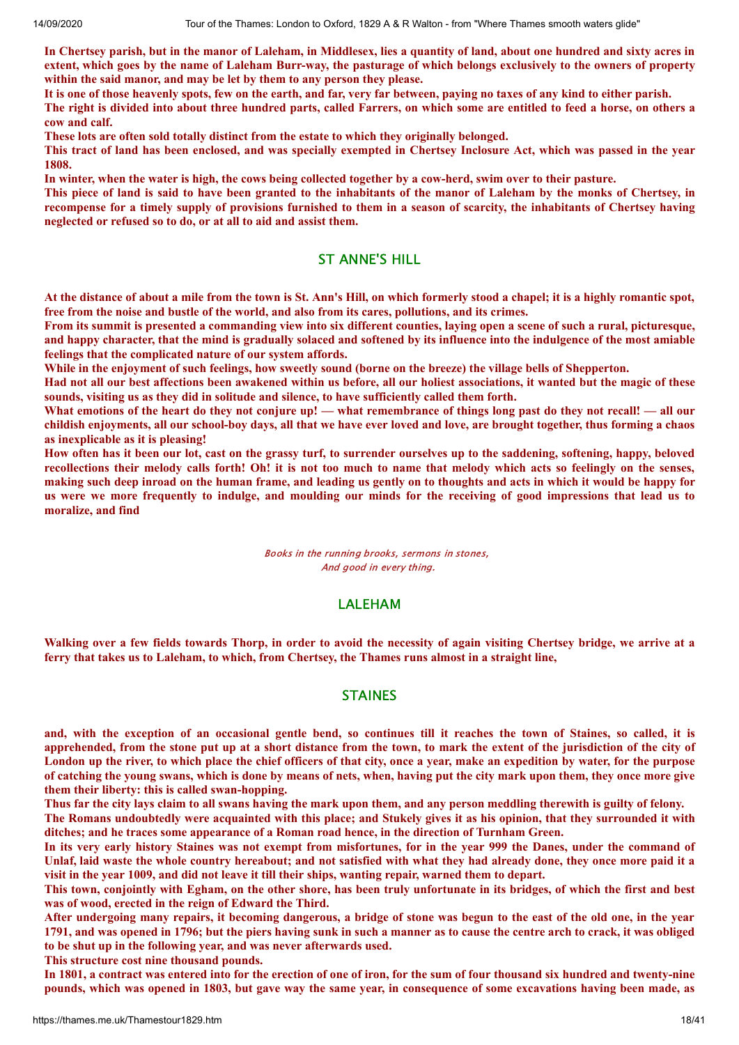**In Chertsey parish, but in the manor of Laleham, in Middlesex, lies a quantity of land, about one hundred and sixty acres in extent, which goes by the name of Laleham Burr-way, the pasturage of which belongs exclusively to the owners of property within the said manor, and may be let by them to any person they please.**

**It is one of those heavenly spots, few on the earth, and far, very far between, paying no taxes of any kind to either parish.**

**The right is divided into about three hundred parts, called Farrers, on which some are entitled to feed a horse, on others a cow and calf.**

**These lots are often sold totally distinct from the estate to which they originally belonged.**

**This tract of land has been enclosed, and was specially exempted in Chertsey Inclosure Act, which was passed in the year 1808.**

**In winter, when the water is high, the cows being collected together by a cow-herd, swim over to their pasture.**

**This piece of land is said to have been granted to the inhabitants of the manor of Laleham by the monks of Chertsey, in recompense for a timely supply of provisions furnished to them in a season of scarcity, the inhabitants of Chertsey having neglected or refused so to do, or at all to aid and assist them.**

## ST ANNE'S HILL

**At the distance of about a mile from the town is St. Ann's Hill, on which formerly stood a chapel; it is a highly romantic spot, free from the noise and bustle of the world, and also from its cares, pollutions, and its crimes.**

**From its summit is presented a commanding view into six different counties, laying open a scene of such a rural, picturesque, and happy character, that the mind is gradually solaced and softened by its influence into the indulgence of the most amiable feelings that the complicated nature of our system affords.**

**While in the enjoyment of such feelings, how sweetly sound (borne on the breeze) the village bells of Shepperton.**

**Had not all our best affections been awakened within us before, all our holiest associations, it wanted but the magic of these sounds, visiting us as they did in solitude and silence, to have sufficiently called them forth.**

**What emotions of the heart do they not conjure up! — what remembrance of things long past do they not recall! — all our childish enjoyments, all our school-boy days, all that we have ever loved and love, are brought together, thus forming a chaos as inexplicable as it is pleasing!**

**How often has it been our lot, cast on the grassy turf, to surrender ourselves up to the saddening, softening, happy, beloved recollections their melody calls forth! Oh! it is not too much to name that melody which acts so feelingly on the senses, making such deep inroad on the human frame, and leading us gently on to thoughts and acts in which it would be happy for us were we more frequently to indulge, and moulding our minds for the receiving of good impressions that lead us to moralize, and find**

*Books in the running brooks, sermons in stones,*
*And good in every thing.*

## LALEHAM

**Walking over a few fields towards Thorp, in order to avoid the necessity of again visiting Chertsey bridge, we arrive at a ferry that takes us to Laleham, to which, from Chertsey, the Thames runs almost in a straight line,**

## STAINES

**and, with the exception of an occasional gentle bend, so continues till it reaches the town of Staines, so called, it is apprehended, from the stone put up at a short distance from the town, to mark the extent of the jurisdiction of the city of London up the river, to which place the chief officers of that city, once a year, make an expedition by water, for the purpose of catching the young swans, which is done by means of nets, when, having put the city mark upon them, they once more give them their liberty: this is called swan-hopping.**

**Thus far the city lays claim to all swans having the mark upon them, and any person meddling therewith is guilty of felony.**

**The Romans undoubtedly were acquainted with this place; and Stukely gives it as his opinion, that they surrounded it with ditches; and he traces some appearance of a Roman road hence, in the direction of Turnham Green.**

**In its very early history Staines was not exempt from misfortunes, for in the year 999 the Danes, under the command of Unlaf, laid waste the whole country hereabout; and not satisfied with what they had already done, they once more paid it a visit in the year 1009, and did not leave it till their ships, wanting repair, warned them to depart.**

**This town, conjointly with Egham, on the other shore, has been truly unfortunate in its bridges, of which the first and best was of wood, erected in the reign of Edward the Third.**

**After undergoing many repairs, it becoming dangerous, a bridge of stone was begun to the east of the old one, in the year 1791, and was opened in 1796; but the piers having sunk in such a manner as to cause the centre arch to crack, it was obliged to be shut up in the following year, and was never afterwards used.**

**This structure cost nine thousand pounds.**

**In 1801, a contract was entered into for the erection of one of iron, for the sum of four thousand six hundred and twenty-nine pounds, which was opened in 1803, but gave way the same year, in consequence of some excavations having been made, as**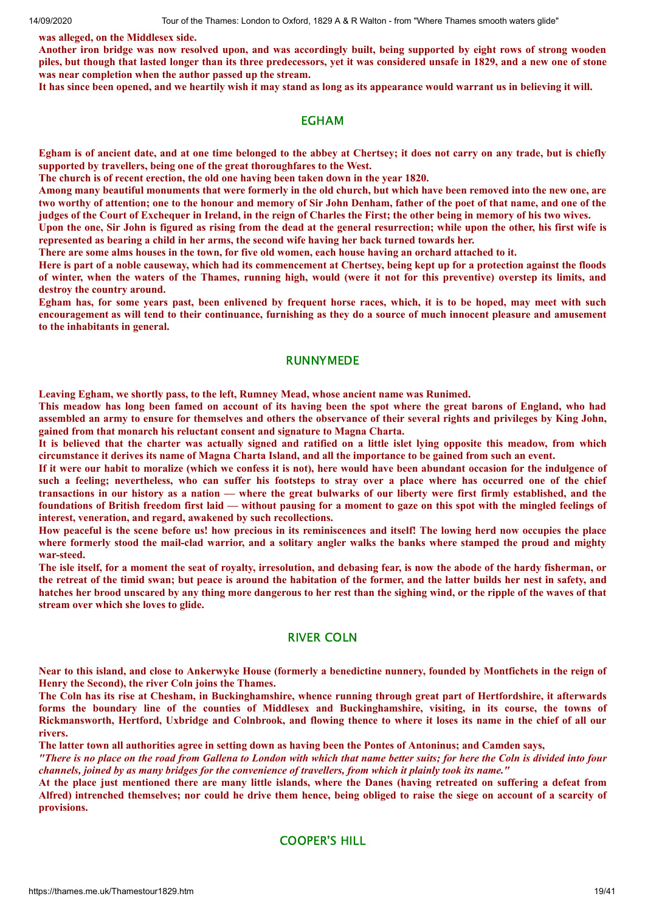**was alleged, on the Middlesex side.**

**Another iron bridge was now resolved upon, and was accordingly built, being supported by eight rows of strong wooden piles, but though that lasted longer than its three predecessors, yet it was considered unsafe in 1829, and a new one of stone was near completion when the author passed up the stream.**

**It has since been opened, and we heartily wish it may stand as long as its appearance would warrant us in believing it will.**

## EGHAM

**Egham is of ancient date, and at one time belonged to the abbey at Chertsey; it does not carry on any trade, but is chiefly supported by travellers, being one of the great thoroughfares to the West.**

**The church is of recent erection, the old one having been taken down in the year 1820.**

**Among many beautiful monuments that were formerly in the old church, but which have been removed into the new one, are two worthy of attention; one to the honour and memory of Sir John Denham, father of the poet of that name, and one of the judges of the Court of Exchequer in Ireland, in the reign of Charles the First; the other being in memory of his two wives.**

**Upon the one, Sir John is figured as rising from the dead at the general resurrection; while upon the other, his first wife is represented as bearing a child in her arms, the second wife having her back turned towards her.**

**There are some alms houses in the town, for five old women, each house having an orchard attached to it.**

**Here is part of a noble causeway, which had its commencement at Chertsey, being kept up for a protection against the floods of winter, when the waters of the Thames, running high, would (were it not for this preventive) overstep its limits, and destroy the country around.**

**Egham has, for some years past, been enlivened by frequent horse races, which, it is to be hoped, may meet with such encouragement as will tend to their continuance, furnishing as they do a source of much innocent pleasure and amusement to the inhabitants in general.**

## RUNNYMEDE

**Leaving Egham, we shortly pass, to the left, Rumney Mead, whose ancient name was Runimed.**

**This meadow has long been famed on account of its having been the spot where the great barons of England, who had assembled an army to ensure for themselves and others the observance of their several rights and privileges by King John, gained from that monarch his reluctant consent and signature to Magna Charta.**

**It is believed that the charter was actually signed and ratified on a little islet lying opposite this meadow, from which circumstance it derives its name of Magna Charta Island, and all the importance to be gained from such an event.**

**If it were our habit to moralize (which we confess it is not), here would have been abundant occasion for the indulgence of such a feeling; nevertheless, who can suffer his footsteps to stray over a place where has occurred one of the chief transactions in our history as a nation — where the great bulwarks of our liberty were first firmly established, and the foundations of British freedom first laid — without pausing for a moment to gaze on this spot with the mingled feelings of interest, veneration, and regard, awakened by such recollections.**

**How peaceful is the scene before us! how precious in its reminiscences and itself! The lowing herd now occupies the place where formerly stood the mail-clad warrior, and a solitary angler walks the banks where stamped the proud and mighty war-steed.**

**The isle itself, for a moment the seat of royalty, irresolution, and debasing fear, is now the abode of the hardy fisherman, or the retreat of the timid swan; but peace is around the habitation of the former, and the latter builds her nest in safety, and hatches her brood unscared by any thing more dangerous to her rest than the sighing wind, or the ripple of the waves of that stream over which she loves to glide.**

## RIVER COLN

**Near to this island, and close to Ankerwyke House (formerly a benedictine nunnery, founded by Montfichets in the reign of Henry the Second), the river Coln joins the Thames.**

**The Coln has its rise at Chesham, in Buckinghamshire, whence running through great part of Hertfordshire, it afterwards forms the boundary line of the counties of Middlesex and Buckinghamshire, visiting, in its course, the towns of Rickmansworth, Hertford, Uxbridge and Colnbrook, and flowing thence to where it loses its name in the chief of all our rivers.**

**The latter town all authorities agree in setting down as having been the Pontes of Antoninus; and Camden says,**

***"There is no place on the road from Gallena to London with which that name better suits; for here the Coln is divided into four channels, joined by as many bridges for the convenience of travellers, from which it plainly took its name."***

**At the place just mentioned there are many little islands, where the Danes (having retreated on suffering a defeat from Alfred) intrenched themselves; nor could he drive them hence, being obliged to raise the siege on account of a scarcity of provisions.**

## COOPER'S HILL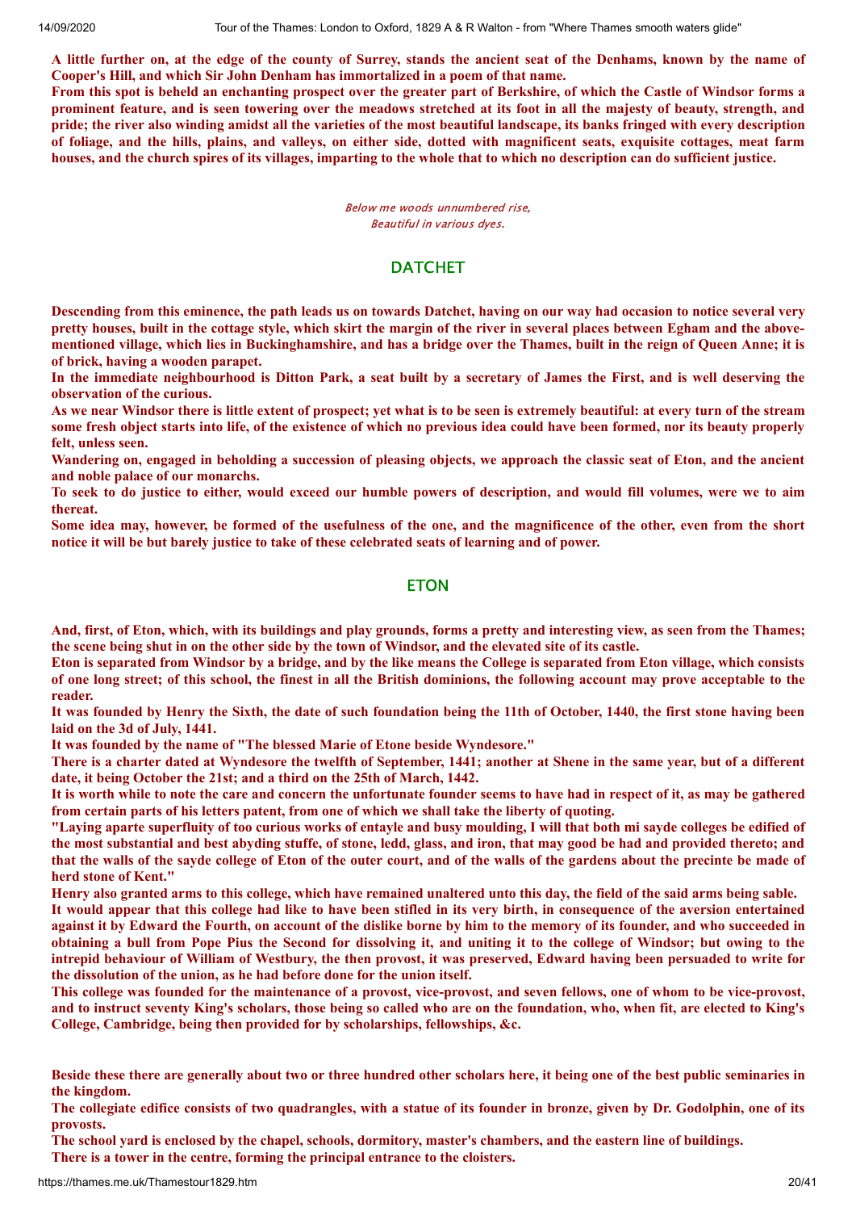**A little further on, at the edge of the county of Surrey, stands the ancient seat of the Denhams, known by the name of Cooper's Hill, and which Sir John Denham has immortalized in a poem of that name.**

**From this spot is beheld an enchanting prospect over the greater part of Berkshire, of which the Castle of Windsor forms a prominent feature, and is seen towering over the meadows stretched at its foot in all the majesty of beauty, strength, and pride; the river also winding amidst all the varieties of the most beautiful landscape, its banks fringed with every description of foliage, and the hills, plains, and valleys, on either side, dotted with magnificent seats, exquisite cottages, meat farm houses, and the church spires of its villages, imparting to the whole that to which no description can do sufficient justice.**

*Below me woods unnumbered rise,*
*Beautiful in various dyes.*

## DATCHET

**Descending from this eminence, the path leads us on towards Datchet, having on our way had occasion to notice several very pretty houses, built in the cottage style, which skirt the margin of the river in several places between Egham and the above-mentioned village, which lies in Buckinghamshire, and has a bridge over the Thames, built in the reign of Queen Anne; it is of brick, having a wooden parapet.**

**In the immediate neighbourhood is Ditton Park, a seat built by a secretary of James the First, and is well deserving the observation of the curious.**

**As we near Windsor there is little extent of prospect; yet what is to be seen is extremely beautiful: at every turn of the stream some fresh object starts into life, of the existence of which no previous idea could have been formed, nor its beauty properly felt, unless seen.**

**Wandering on, engaged in beholding a succession of pleasing objects, we approach the classic seat of Eton, and the ancient and noble palace of our monarchs.**

**To seek to do justice to either, would exceed our humble powers of description, and would fill volumes, were we to aim thereat.**

**Some idea may, however, be formed of the usefulness of the one, and the magnificence of the other, even from the short notice it will be but barely justice to take of these celebrated seats of learning and of power.**

## ETON

**And, first, of Eton, which, with its buildings and play grounds, forms a pretty and interesting view, as seen from the Thames; the scene being shut in on the other side by the town of Windsor, and the elevated site of its castle.**

**Eton is separated from Windsor by a bridge, and by the like means the College is separated from Eton village, which consists of one long street; of this school, the finest in all the British dominions, the following account may prove acceptable to the reader.**

**It was founded by Henry the Sixth, the date of such foundation being the 11th of October, 1440, the first stone having been laid on the 3d of July, 1441.**

**It was founded by the name of "The blessed Marie of Etone beside Wyndesore."**

**There is a charter dated at Wyndesore the twelfth of September, 1441; another at Shene in the same year, but of a different date, it being October the 21st; and a third on the 25th of March, 1442.**

**It is worth while to note the care and concern the unfortunate founder seems to have had in respect of it, as may be gathered from certain parts of his letters patent, from one of which we shall take the liberty of quoting.**

**"Laying aparte superfluity of too curious works of entayle and busy moulding, I will that both mi sayde colleges be edified of the most substantial and best abyding stuffe, of stone, ledd, glass, and iron, that may good be had and provided thereto; and that the walls of the sayde college of Eton of the outer court, and of the walls of the gardens about the precinte be made of herd stone of Kent."**

**Henry also granted arms to this college, which have remained unaltered unto this day, the field of the said arms being sable.**

**It would appear that this college had like to have been stifled in its very birth, in consequence of the aversion entertained against it by Edward the Fourth, on account of the dislike borne by him to the memory of its founder, and who succeeded in obtaining a bull from Pope Pius the Second for dissolving it, and uniting it to the college of Windsor; but owing to the intrepid behaviour of William of Westbury, the then provost, it was preserved, Edward having been persuaded to write for the dissolution of the union, as he had before done for the union itself.**

**This college was founded for the maintenance of a provost, vice-provost, and seven fellows, one of whom to be vice-provost, and to instruct seventy King's scholars, those being so called who are on the foundation, who, when fit, are elected to King's College, Cambridge, being then provided for by scholarships, fellowships, &c.**

**Beside these there are generally about two or three hundred other scholars here, it being one of the best public seminaries in the kingdom.**

**The collegiate edifice consists of two quadrangles, with a statue of its founder in bronze, given by Dr. Godolphin, one of its provosts.**

**The school yard is enclosed by the chapel, schools, dormitory, master's chambers, and the eastern line of buildings.**

**There is a tower in the centre, forming the principal entrance to the cloisters.**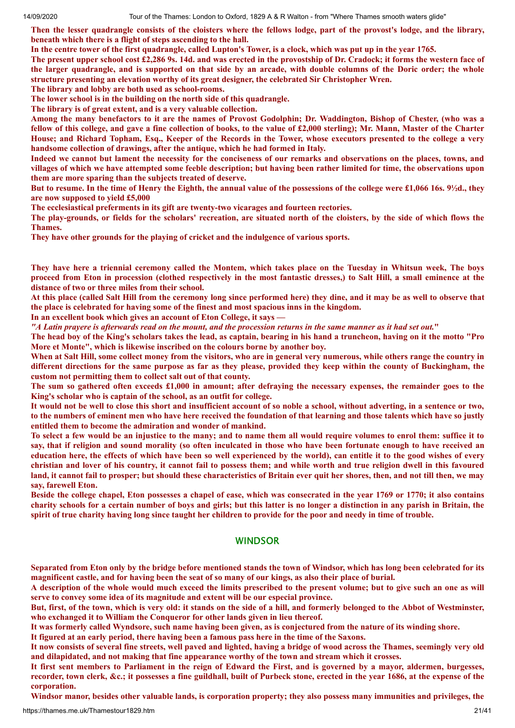**Then the lesser quadrangle consists of the cloisters where the fellows lodge, part of the provost's lodge, and the library, beneath which there is a flight of steps ascending to the hall.**

**In the centre tower of the first quadrangle, called Lupton's Tower, is a clock, which was put up in the year 1765.**

**The present upper school cost £2,286 9s. 14d. and was erected in the provostship of Dr. Cradock; it forms the western face of the larger quadrangle, and is supported on that side by an arcade, with double columns of the Doric order; the whole structure presenting an elevation worthy of its great designer, the celebrated Sir Christopher Wren.**

**The library and lobby are both used as school-rooms.**

**The lower school is in the building on the north side of this quadrangle.**

**The library is of great extent, and is a very valuable collection.**

**Among the many benefactors to it are the names of Provost Godolphin; Dr. Waddington, Bishop of Chester, (who was a fellow of this college, and gave a fine collection of books, to the value of £2,000 sterling); Mr. Mann, Master of the Charter House; and Richard Topham, Esq., Keeper of the Records in the Tower, whose executors presented to the college a very handsome collection of drawings, after the antique, which he had formed in Italy.**

**Indeed we cannot but lament the necessity for the conciseness of our remarks and observations on the places, towns, and villages of which we have attempted some feeble description; but having been rather limited for time, the observations upon them are more sparing than the subjects treated of deserve.**

**But to resume. In the time of Henry the Eighth, the annual value of the possessions of the college were £1,066 16s. 9½d., they are now supposed to yield £5,000**

**The ecclesiastical preferments in its gift are twenty-two vicarages and fourteen rectories.**

**The play-grounds, or fields for the scholars' recreation, are situated north of the cloisters, by the side of which flows the Thames.**

**They have other grounds for the playing of cricket and the indulgence of various sports.**

**They have here a triennial ceremony called the Montem, which takes place on the Tuesday in Whitsun week, The boys proceed from Eton in procession (clothed respectively in the most fantastic dresses,) to Salt Hill, a small eminence at the distance of two or three miles from their school.**

**At this place (called Salt Hill from the ceremony long since performed here) they dine, and it may be as well to observe that the place is celebrated for having some of the finest and most spacious inns in the kingdom.**

**In an excellent book which gives an account of Eton College, it says —**

***"A Latin prayere is afterwards read on the mount, and the procession returns in the same manner as it had set out."***

**The head boy of the King's scholars takes the lead, as captain, bearing in his hand a truncheon, having on it the motto "Pro More et Monte", which is likewise inscribed on the colours borne by another boy.**

**When at Salt Hill, some collect money from the visitors, who are in general very numerous, while others range the country in different directions for the same purpose as far as they please, provided they keep within the county of Buckingham, the custom not permitting them to collect salt out of that county.**

**The sum so gathered often exceeds £1,000 in amount; after defraying the necessary expenses, the remainder goes to the King's scholar who is captain of the school, as an outfit for college.**

**It would not be well to close this short and insufficient account of so noble a school, without adverting, in a sentence or two, to the numbers of eminent men who have here received the foundation of that learning and those talents which have so justly entitled them to become the admiration and wonder of mankind.**

**To select a few would be an injustice to the many; and to name them all would require volumes to enrol them: suffice it to say, that if religion and sound morality (so often inculcated in those who have been fortunate enough to have received an education here, the effects of which have been so well experienced by the world), can entitle it to the good wishes of every christian and lover of his country, it cannot fail to possess them; and while worth and true religion dwell in this favoured land, it cannot fail to prosper; but should these characteristics of Britain ever quit her shores, then, and not till then, we may say, farewell Eton.**

**Beside the college chapel, Eton possesses a chapel of ease, which was consecrated in the year 1769 or 1770; it also contains charity schools for a certain number of boys and girls; but this latter is no longer a distinction in any parish in Britain, the spirit of true charity having long since taught her children to provide for the poor and needy in time of trouble.**

## WINDSOR

**Separated from Eton only by the bridge before mentioned stands the town of Windsor, which has long been celebrated for its magnificent castle, and for having been the seat of so many of our kings, as also their place of burial.**

**A description of the whole would much exceed the limits prescribed to the present volume; but to give such an one as will serve to convey some idea of its magnitude and extent will be our especial province.**

**But, first, of the town, which is very old: it stands on the side of a hill, and formerly belonged to the Abbot of Westminster, who exchanged it to William the Conqueror for other lands given in lieu thereof.**

**It was formerly called Wyndsore, such name having been given, as is conjectured from the nature of its winding shore.**

**It figured at an early period, there having been a famous pass here in the time of the Saxons.**

**It now consists of several fine streets, well paved and lighted, having a bridge of wood across the Thames, seemingly very old and dilapidated, and not making that fine appearance worthy of the town and stream which it crosses.**

**It first sent members to Parliament in the reign of Edward the First, and is governed by a mayor, aldermen, burgesses, recorder, town clerk, &c.; it possesses a fine guildhall, built of Purbeck stone, erected in the year 1686, at the expense of the corporation.**

**Windsor manor, besides other valuable lands, is corporation property; they also possess many immunities and privileges, the**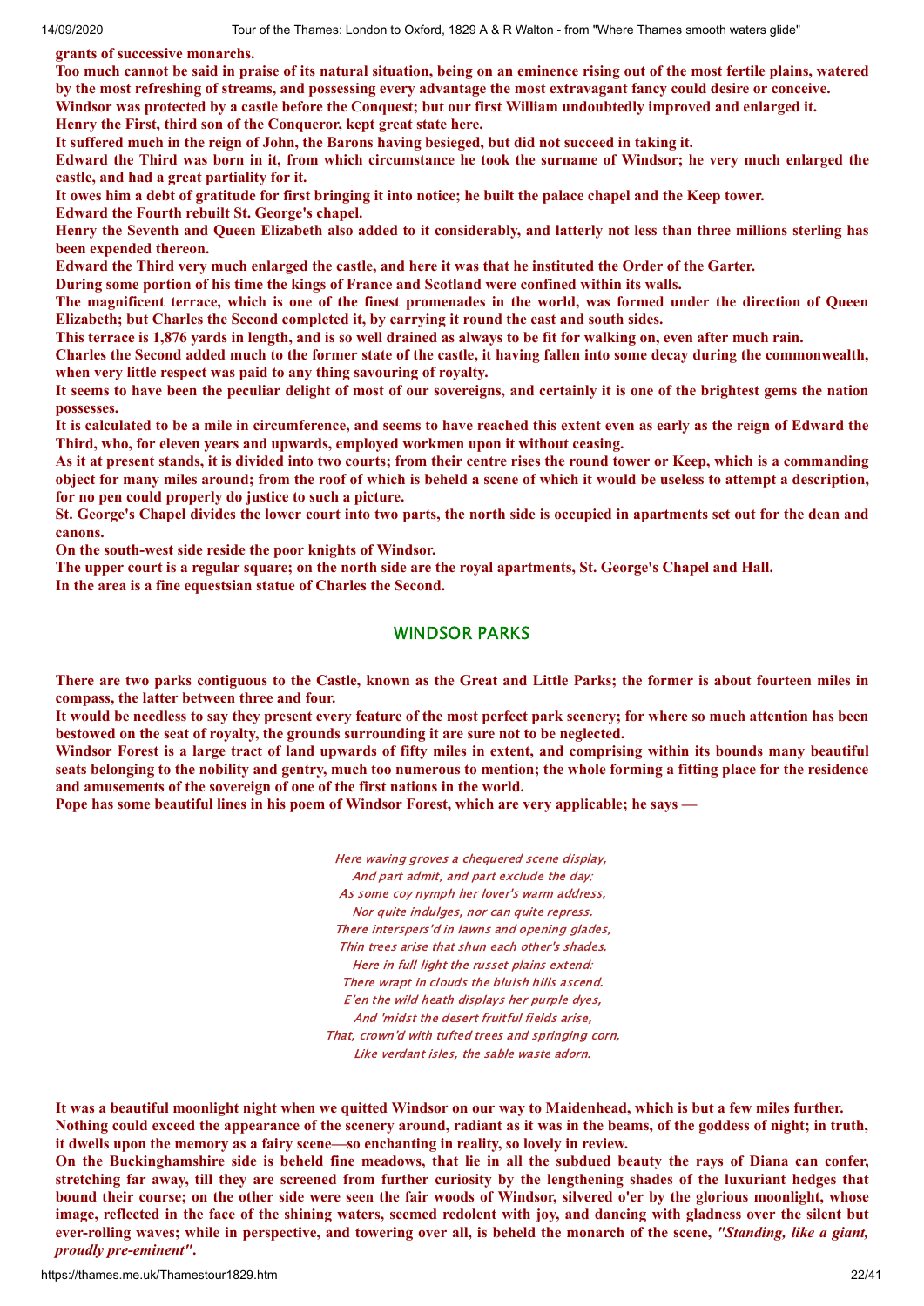**grants of successive monarchs.**

**Too much cannot be said in praise of its natural situation, being on an eminence rising out of the most fertile plains, watered by the most refreshing of streams, and possessing every advantage the most extravagant fancy could desire or conceive.**

**Windsor was protected by a castle before the Conquest; but our first William undoubtedly improved and enlarged it.**

**Henry the First, third son of the Conqueror, kept great state here.**

**It suffered much in the reign of John, the Barons having besieged, but did not succeed in taking it.**

**Edward the Third was born in it, from which circumstance he took the surname of Windsor; he very much enlarged the castle, and had a great partiality for it.**

**It owes him a debt of gratitude for first bringing it into notice; he built the palace chapel and the Keep tower.**

**Edward the Fourth rebuilt St. George's chapel.**

**Henry the Seventh and Queen Elizabeth also added to it considerably, and latterly not less than three millions sterling has been expended thereon.**

**Edward the Third very much enlarged the castle, and here it was that he instituted the Order of the Garter.**

**During some portion of his time the kings of France and Scotland were confined within its walls.**

**The magnificent terrace, which is one of the finest promenades in the world, was formed under the direction of Queen Elizabeth; but Charles the Second completed it, by carrying it round the east and south sides.**

**This terrace is 1,876 yards in length, and is so well drained as always to be fit for walking on, even after much rain.**

**Charles the Second added much to the former state of the castle, it having fallen into some decay during the commonwealth, when very little respect was paid to any thing savouring of royalty.**

**It seems to have been the peculiar delight of most of our sovereigns, and certainly it is one of the brightest gems the nation possesses.**

**It is calculated to be a mile in circumference, and seems to have reached this extent even as early as the reign of Edward the Third, who, for eleven years and upwards, employed workmen upon it without ceasing.**

**As it at present stands, it is divided into two courts; from their centre rises the round tower or Keep, which is a commanding object for many miles around; from the roof of which is beheld a scene of which it would be useless to attempt a description, for no pen could properly do justice to such a picture.**

**St. George's Chapel divides the lower court into two parts, the north side is occupied in apartments set out for the dean and canons.**

**On the south-west side reside the poor knights of Windsor.**

**The upper court is a regular square; on the north side are the royal apartments, St. George's Chapel and Hall.**

**In the area is a fine equestsian statue of Charles the Second.**

## WINDSOR PARKS

**There are two parks contiguous to the Castle, known as the Great and Little Parks; the former is about fourteen miles in compass, the latter between three and four.**

**It would be needless to say they present every feature of the most perfect park scenery; for where so much attention has been bestowed on the seat of royalty, the grounds surrounding it are sure not to be neglected.**

**Windsor Forest is a large tract of land upwards of fifty miles in extent, and comprising within its bounds many beautiful seats belonging to the nobility and gentry, much too numerous to mention; the whole forming a fitting place for the residence and amusements of the sovereign of one of the first nations in the world.**

**Pope has some beautiful lines in his poem of Windsor Forest, which are very applicable; he says —**

*Here waving groves a chequered scene display,*
*And part admit, and part exclude the day;*
*As some coy nymph her lover's warm address,*
*Nor quite indulges, nor can quite repress.*
*There interspers'd in lawns and opening glades,*
*Thin trees arise that shun each other's shades.*
*Here in full light the russet plains extend:*
*There wrapt in clouds the bluish hills ascend.*
*E'en the wild heath displays her purple dyes,*
*And 'midst the desert fruitful fields arise,*
*That, crown'd with tufted trees and springing corn,*
*Like verdant isles, the sable waste adorn.*

**It was a beautiful moonlight night when we quitted Windsor on our way to Maidenhead, which is but a few miles further.**

**Nothing could exceed the appearance of the scenery around, radiant as it was in the beams, of the goddess of night; in truth, it dwells upon the memory as a fairy scene—so enchanting in reality, so lovely in review.**

**On the Buckinghamshire side is beheld fine meadows, that lie in all the subdued beauty the rays of Diana can confer, stretching far away, till they are screened from further curiosity by the lengthening shades of the luxuriant hedges that bound their course; on the other side were seen the fair woods of Windsor, silvered o'er by the glorious moonlight, whose image, reflected in the face of the shining waters, seemed redolent with joy, and dancing with gladness over the silent but ever-rolling waves; while in perspective, and towering over all, is beheld the monarch of the scene, *"Standing, like a giant, proudly pre-eminent"*.**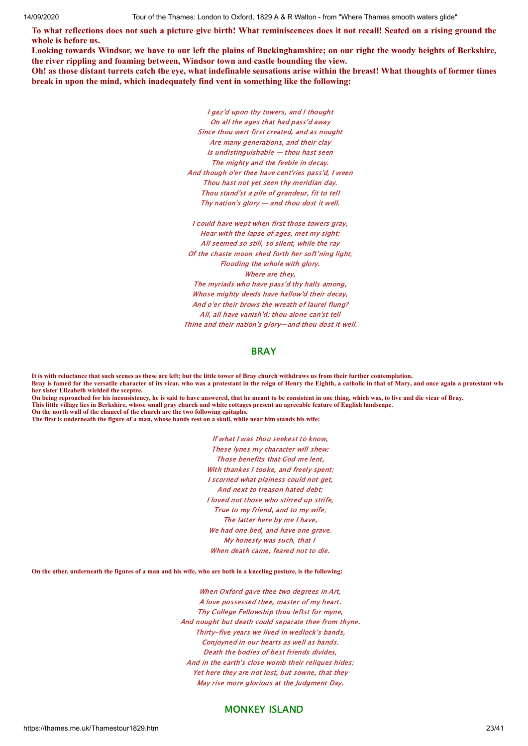**To what reflections does not such a picture give birth! What reminiscences does it not recall! Seated on a rising ground the whole is before us.**

**Looking towards Windsor, we have to our left the plains of Buckinghamshire; on our right the woody heights of Berkshire, the river rippling and foaming between, Windsor town and castle bounding the view.**

**Oh! as those distant turrets catch the eye, what indefinable sensations arise within the breast! What thoughts of former times break in upon the mind, which inadequately find vent in something like the following:**

*I gaz'd upon thy towers, and I thought*
*On all the ages that had pass'd away*
*Since thou wert first created, and as nought*
*Are many generations, and their clay*
*Is undistinguishable — thou hast seen*
*The mighty and the feeble in decay.*
*And though o'er thee have cent'ries pass'd, I ween*
*Thou hast not yet seen thy meridian day.*
*Thou stand'st a pile of grandeur, fit to tell*
*Thy nation's glory — and thou dost it well.*

*I could have wept when first those towers gray,*
*Hoar with the lapse of ages, met my sight;*
*All seemed so still, so silent, while the ray*
*Of the chaste moon shed forth her soft'ning light;*
*Flooding the whole with glory.*
*Where are they,*
*The myriads who have pass'd thy halls among,*
*Whose mighty deeds have hallow'd their decay,*
*And o'er their brows the wreath of laurel flung?*
*All, all have vanish'd; thou alone can'st tell*
*Thine and their nation's glory—and thou dost it well.*

## BRAY

**It is with reluctance that such scenes as these are left; but the little tower of Bray church withdraws us from their further contemplation.**
**Bray is famed for the versatile character of its vicar, who was a protestant in the reign of Henry the Eighth, a catholic in that of Mary, and once again a protestant when her sister Elizabeth wielded the sceptre.**
**On being reproached for his inconsistency, he is said to have answered, that he meant to be consistent in one thing, which was, to live and die vicar of Bray.**
**This little village lies in Berkshire, whose small gray church and white cottages present an agreeable feature of English landscape.**
**On the north wall of the chancel of the church are the two following epitaphs.**
**The first is underneath the figure of a man, whose hands rest on a skull, while near him stands his wife:**

*If what I was thou seekest to know,*
*These lynes my character will shew;*
*Those benefits that God me lent,*
*With thankes I tooke, and freely spent;*
*I scorned what plainess could not get,*
*And next to treason hated debt;*
*I loved not those who stirred up strife,*
*True to my friend, and to my wife;*
*The latter here by me I have,*
*We had one bed, and have one grave.*
*My honesty was such, that I*
*When death came, feared not to die.*

**On the other, underneath the figures of a man and his wife, who are both in a kneeling posture, is the following:**

*When Oxford gave thee two degrees in Art,*
*A love possessed thee, master of my heart.*
*Thy College Fellowship thou leftst for myne,*
*And nought but death could separate thee from thyne.*
*Thirty-five years we lived in wedlock's bands,*
*Conjoyned in our hearts as well as hands.*
*Death the bodies of best friends divides,*
*And in the earth's close womb their reliques hides;*
*Yet here they are not lost, but sowne, that they*
*May rise more glorious at the Judgment Day.*

## MONKEY ISLAND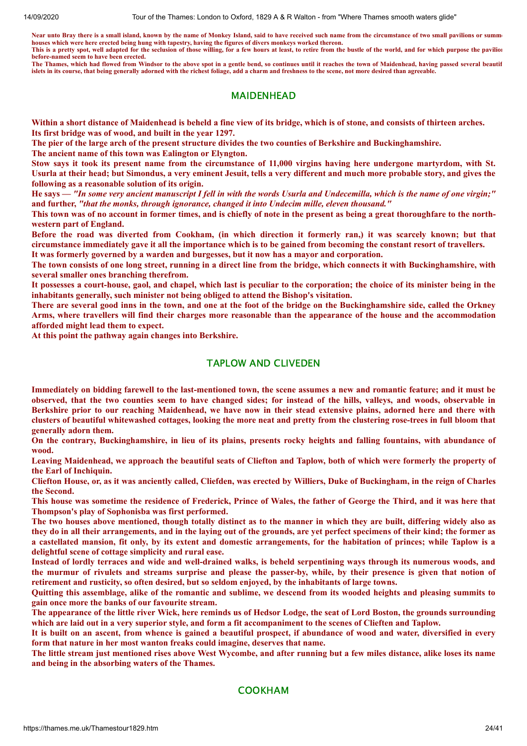**Near unto Bray there is a small island, known by the name of Monkey Island, said to have received such name from the circumstance of two small pavilions or summer houses which were here erected being hung with tapestry, having the figures of divers monkeys worked thereon.**
**This is a pretty spot, well adapted for the seclusion of those willing, for a few hours at least, to retire from the bustle of the world, and for which purpose the pavilions before-named seem to have been erected.**
**The Thames, which had flowed from Windsor to the above spot in a gentle bend, so continues until it reaches the town of Maidenhead, having passed several beautiful islets in its course, that being generally adorned with the richest foliage, add a charm and freshness to the scene, not more desired than agreeable.**

## MAIDENHEAD

**Within a short distance of Maidenhead is beheld a fine view of its bridge, which is of stone, and consists of thirteen arches. Its first bridge was of wood, and built in the year 1297.**
**The pier of the large arch of the present structure divides the two counties of Berkshire and Buckinghamshire.**
**The ancient name of this town was Ealington or Elyngton.**
**Stow says it took its present name from the circumstance of 11,000 virgins having here undergone martyrdom, with St. Usurla at their head; but Simondus, a very eminent Jesuit, tells a very different and much more probable story, and gives the following as a reasonable solution of its origin.**
**He says — *"In some very ancient manuscript I fell in with the words Usurla and Undecemilla, which is the name of one virgin;"* and further, *"that the monks, through ignorance, changed it into Undecim mille, eleven thousand."***
**This town was of no account in former times, and is chiefly of note in the present as being a great thoroughfare to the north-western part of England.**
**Before the road was diverted from Cookham, (in which direction it formerly ran,) it was scarcely known; but that circumstance immediately gave it all the importance which is to be gained from becoming the constant resort of travellers.**
**It was formerly governed by a warden and burgesses, but it now has a mayor and corporation.**
**The town consists of one long street, running in a direct line from the bridge, which connects it with Buckinghamshire, with several smaller ones branching therefrom.**
**It possesses a court-house, gaol, and chapel, which last is peculiar to the corporation; the choice of its minister being in the inhabitants generally, such minister not being obliged to attend the Bishop's visitation.**
**There are several good inns in the town, and one at the foot of the bridge on the Buckinghamshire side, called the Orkney Arms, where travellers will find their charges more reasonable than the appearance of the house and the accommodation afforded might lead them to expect.**
**At this point the pathway again changes into Berkshire.**

## TAPLOW AND CLIVEDEN

**Immediately on bidding farewell to the last-mentioned town, the scene assumes a new and romantic feature; and it must be observed, that the two counties seem to have changed sides; for instead of the hills, valleys, and woods, observable in Berkshire prior to our reaching Maidenhead, we have now in their stead extensive plains, adorned here and there with clusters of beautiful whitewashed cottages, looking the more neat and pretty from the clustering rose-trees in full bloom that generally adorn them.**
**On the contrary, Buckinghamshire, in lieu of its plains, presents rocky heights and falling fountains, with abundance of wood.**
**Leaving Maidenhead, we approach the beautiful seats of Cliefton and Taplow, both of which were formerly the property of the Earl of Inchiquin.**
**Cliefton House, or, as it was anciently called, Cliefden, was erected by Williers, Duke of Buckingham, in the reign of Charles the Second.**
**This house was sometime the residence of Frederick, Prince of Wales, the father of George the Third, and it was here that Thompson's play of Sophonisba was first performed.**
**The two houses above mentioned, though totally distinct as to the manner in which they are built, differing widely also as they do in all their arrangements, and in the laying out of the grounds, are yet perfect specimens of their kind; the former as a castellated mansion, fit only, by its extent and domestic arrangements, for the habitation of princes; while Taplow is a delightful scene of cottage simplicity and rural ease.**
**Instead of lordly terraces and wide and well-drained walks, is beheld serpentining ways through its numerous woods, and the murmur of rivulets and streams surprise and please the passer-by, while, by their presence is given that notion of retirement and rusticity, so often desired, but so seldom enjoyed, by the inhabitants of large towns.**
**Quitting this assemblage, alike of the romantic and sublime, we descend from its wooded heights and pleasing summits to gain once more the banks of our favourite stream.**
**The appearance of the little river Wick, here reminds us of Hedsor Lodge, the seat of Lord Boston, the grounds surrounding which are laid out in a very superior style, and form a fit accompaniment to the scenes of Cliefton and Taplow.**
**It is built on an ascent, from whence is gained a beautiful prospect, if abundance of wood and water, diversified in every form that nature in her most wanton freaks could imagine, deserves that name.**
**The little stream just mentioned rises above West Wycombe, and after running but a few miles distance, alike loses its name and being in the absorbing waters of the Thames.**

## COOKHAM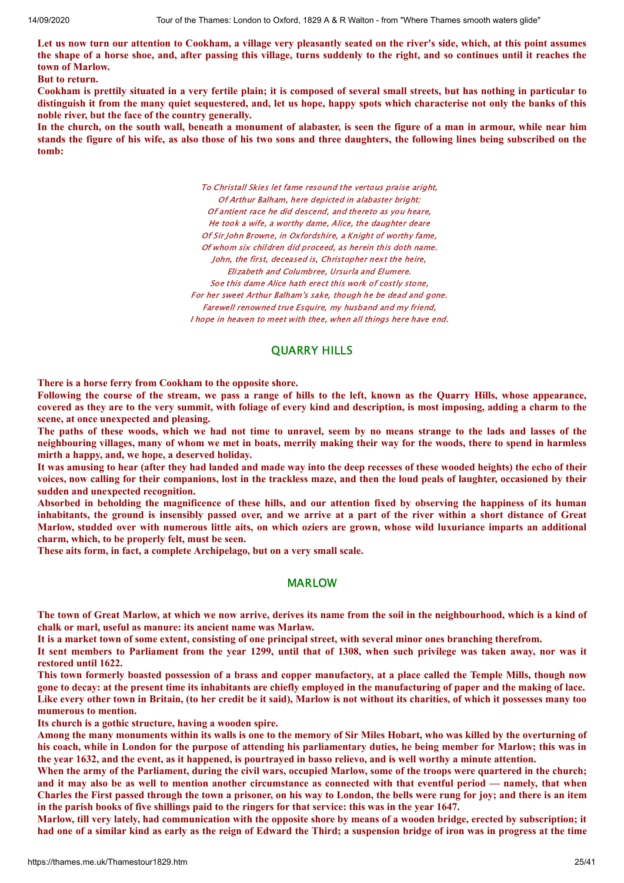**Let us now turn our attention to Cookham, a village very pleasantly seated on the river's side, which, at this point assumes the shape of a horse shoe, and, after passing this village, turns suddenly to the right, and so continues until it reaches the town of Marlow.**

**But to return.**

**Cookham is prettily situated in a very fertile plain; it is composed of several small streets, but has nothing in particular to distinguish it from the many quiet sequestered, and, let us hope, happy spots which characterise not only the banks of this noble river, but the face of the country generally.**

**In the church, on the south wall, beneath a monument of alabaster, is seen the figure of a man in armour, while near him stands the figure of his wife, as also those of his two sons and three daughters, the following lines being subscribed on the tomb:**

*To Christall Skies let fame resound the vertous praise aright,*
*Of Arthur Balham, here depicted in alabaster bright;*
*Of antient race he did descend, and thereto as you heare,*
*He took a wife, a worthy dame, Alice, the daughter deare*
*Of Sir John Browne, in Oxfordshire, a Knight of worthy fame,*
*Of whom six children did proceed, as herein this doth name.*
*John, the first, deceased is, Christopher next the heire,*
*Elizabeth and Columbree, Ursurla and Elumere.*
*Soe this dame Alice hath erect this work of costly stone,*
*For her sweet Arthur Balham's sake, though he be dead and gone.*
*Farewell renowned true Esquire, my husband and my friend,*
*I hope in heaven to meet with thee, when all things here have end.*

## QUARRY HILLS

**There is a horse ferry from Cookham to the opposite shore.**

**Following the course of the stream, we pass a range of hills to the left, known as the Quarry Hills, whose appearance, covered as they are to the very summit, with foliage of every kind and description, is most imposing, adding a charm to the scene, at once unexpected and pleasing.**

**The paths of these woods, which we had not time to unravel, seem by no means strange to the lads and lasses of the neighbouring villages, many of whom we met in boats, merrily making their way for the woods, there to spend in harmless mirth a happy, and, we hope, a deserved holiday.**

**It was amusing to hear (after they had landed and made way into the deep recesses of these wooded heights) the echo of their voices, now calling for their companions, lost in the trackless maze, and then the loud peals of laughter, occasioned by their sudden and unexpected recognition.**

**Absorbed in beholding the magnificence of these hills, and our attention fixed by observing the happiness of its human inhabitants, the ground is insensibly passed over, and we arrive at a part of the river within a short distance of Great Marlow, studded over with numerous little aits, on which oziers are grown, whose wild luxuriance imparts an additional charm, which, to be properly felt, must be seen.**

**These aits form, in fact, a complete Archipelago, but on a very small scale.**

## MARLOW

**The town of Great Marlow, at which we now arrive, derives its name from the soil in the neighbourhood, which is a kind of chalk or marl, useful as manure: its ancient name was Marlaw.**

**It is a market town of some extent, consisting of one principal street, with several minor ones branching therefrom.**

**It sent members to Parliament from the year 1299, until that of 1308, when such privilege was taken away, nor was it restored until 1622.**

**This town formerly boasted possession of a brass and copper manufactory, at a place called the Temple Mills, though now gone to decay: at the present time its inhabitants are chiefly employed in the manufacturing of paper and the making of lace.**

**Like every other town in Britain, (to her credit be it said), Marlow is not without its charities, of which it possesses many too mumerous to mention.**

**Its church is a gothic structure, having a wooden spire.**

**Among the many monuments within its walls is one to the memory of Sir Miles Hobart, who was killed by the overturning of his coach, while in London for the purpose of attending his parliamentary duties, he being member for Marlow; this was in the year 1632, and the event, as it happened, is pourtrayed in basso relievo, and is well worthy a minute attention.**

**When the army of the Parliament, during the civil wars, occupied Marlow, some of the troops were quartered in the church; and it may also be as well to mention another circumstance as connected with that eventful period — namely, that when Charles the First passed through the town a prisoner, on his way to London, the bells were rung for joy; and there is an item in the parish books of five shillings paid to the ringers for that service: this was in the year 1647.**

**Marlow, till very lately, had communication with the opposite shore by means of a wooden bridge, erected by subscription; it had one of a similar kind as early as the reign of Edward the Third; a suspension bridge of iron was in progress at the time**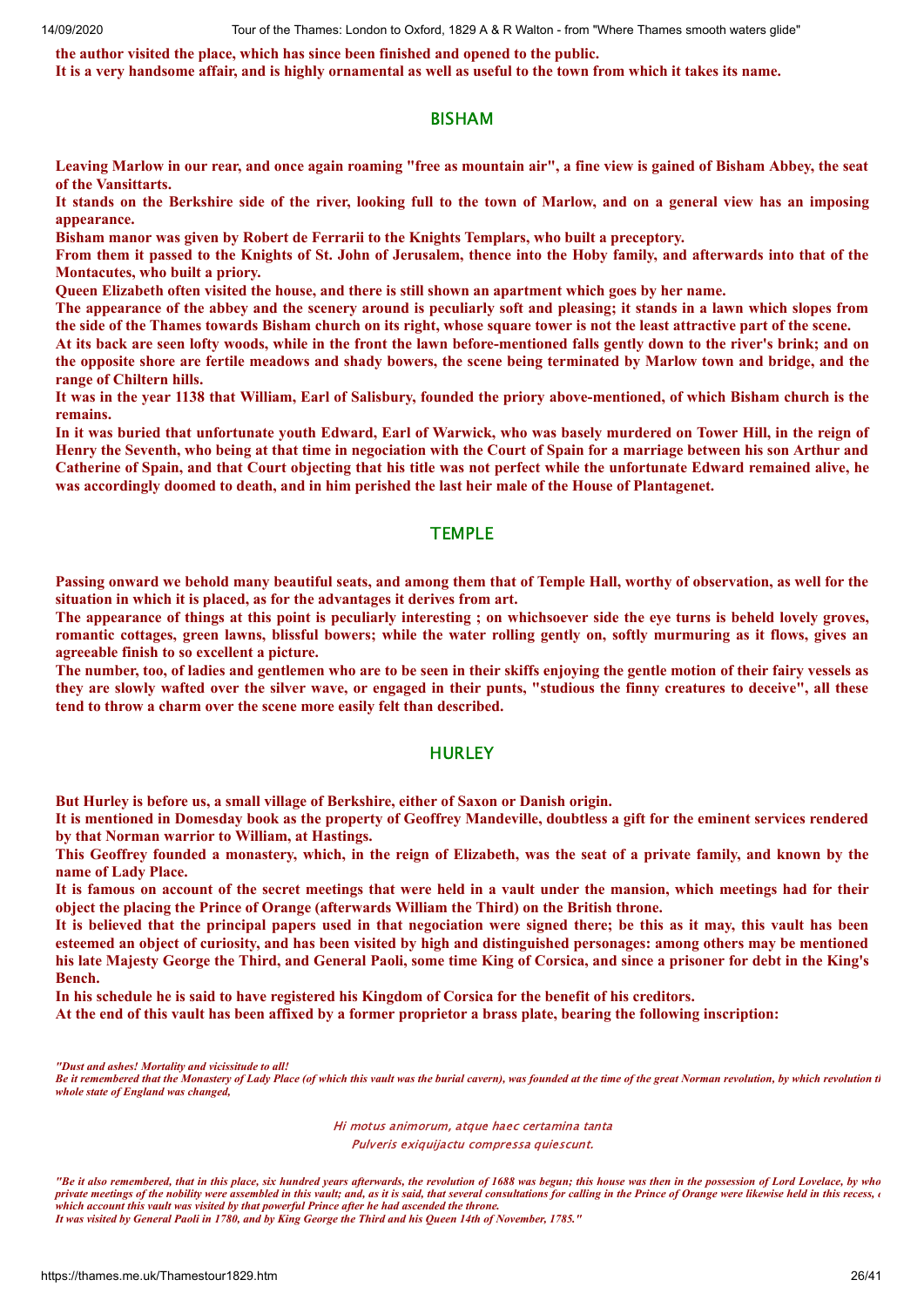**the author visited the place, which has since been finished and opened to the public.**
**It is a very handsome affair, and is highly ornamental as well as useful to the town from which it takes its name.**

## BISHAM

**Leaving Marlow in our rear, and once again roaming "free as mountain air", a fine view is gained of Bisham Abbey, the seat of the Vansittarts.**
**It stands on the Berkshire side of the river, looking full to the town of Marlow, and on a general view has an imposing appearance.**
**Bisham manor was given by Robert de Ferrarii to the Knights Templars, who built a preceptory.**
**From them it passed to the Knights of St. John of Jerusalem, thence into the Hoby family, and afterwards into that of the Montacutes, who built a priory.**
**Queen Elizabeth often visited the house, and there is still shown an apartment which goes by her name.**
**The appearance of the abbey and the scenery around is peculiarly soft and pleasing; it stands in a lawn which slopes from the side of the Thames towards Bisham church on its right, whose square tower is not the least attractive part of the scene.**
**At its back are seen lofty woods, while in the front the lawn before-mentioned falls gently down to the river's brink; and on the opposite shore are fertile meadows and shady bowers, the scene being terminated by Marlow town and bridge, and the range of Chiltern hills.**
**It was in the year 1138 that William, Earl of Salisbury, founded the priory above-mentioned, of which Bisham church is the remains.**
**In it was buried that unfortunate youth Edward, Earl of Warwick, who was basely murdered on Tower Hill, in the reign of Henry the Seventh, who being at that time in negociation with the Court of Spain for a marriage between his son Arthur and Catherine of Spain, and that Court objecting that his title was not perfect while the unfortunate Edward remained alive, he was accordingly doomed to death, and in him perished the last heir male of the House of Plantagenet.**

## TEMPLE

**Passing onward we behold many beautiful seats, and among them that of Temple Hall, worthy of observation, as well for the situation in which it is placed, as for the advantages it derives from art.**
**The appearance of things at this point is peculiarly interesting ; on whichsoever side the eye turns is beheld lovely groves, romantic cottages, green lawns, blissful bowers; while the water rolling gently on, softly murmuring as it flows, gives an agreeable finish to so excellent a picture.**
**The number, too, of ladies and gentlemen who are to be seen in their skiffs enjoying the gentle motion of their fairy vessels as they are slowly wafted over the silver wave, or engaged in their punts, "studious the finny creatures to deceive", all these tend to throw a charm over the scene more easily felt than described.**

## HURLEY

**But Hurley is before us, a small village of Berkshire, either of Saxon or Danish origin.**
**It is mentioned in Domesday book as the property of Geoffrey Mandeville, doubtless a gift for the eminent services rendered by that Norman warrior to William, at Hastings.**
**This Geoffrey founded a monastery, which, in the reign of Elizabeth, was the seat of a private family, and known by the name of Lady Place.**
**It is famous on account of the secret meetings that were held in a vault under the mansion, which meetings had for their object the placing the Prince of Orange (afterwards William the Third) on the British throne.**
**It is believed that the principal papers used in that negociation were signed there; be this as it may, this vault has been esteemed an object of curiosity, and has been visited by high and distinguished personages: among others may be mentioned his late Majesty George the Third, and General Paoli, some time King of Corsica, and since a prisoner for debt in the King's Bench.**
**In his schedule he is said to have registered his Kingdom of Corsica for the benefit of his creditors.**
**At the end of this vault has been affixed by a former proprietor a brass plate, bearing the following inscription:**

*"Dust and ashes! Mortality and vicissitude to all!*
*Be it remembered that the Monastery of Lady Place (of which this vault was the burial cavern), was founded at the time of the great Norman revolution, by which revolution the whole state of England was changed,*

*Hi motus animorum, atque haec certamina tanta*
*Pulveris exiquijactu compressa quiescunt.*

*"Be it also remembered, that in this place, six hundred years afterwards, the revolution of 1688 was begun; this house was then in the possession of Lord Lovelace, by whom private meetings of the nobility were assembled in this vault; and, as it is said, that several consultations for calling in the Prince of Orange were likewise held in this recess, on which account this vault was visited by that powerful Prince after he had ascended the throne.*
*It was visited by General Paoli in 1780, and by King George the Third and his Queen 14th of November, 1785."*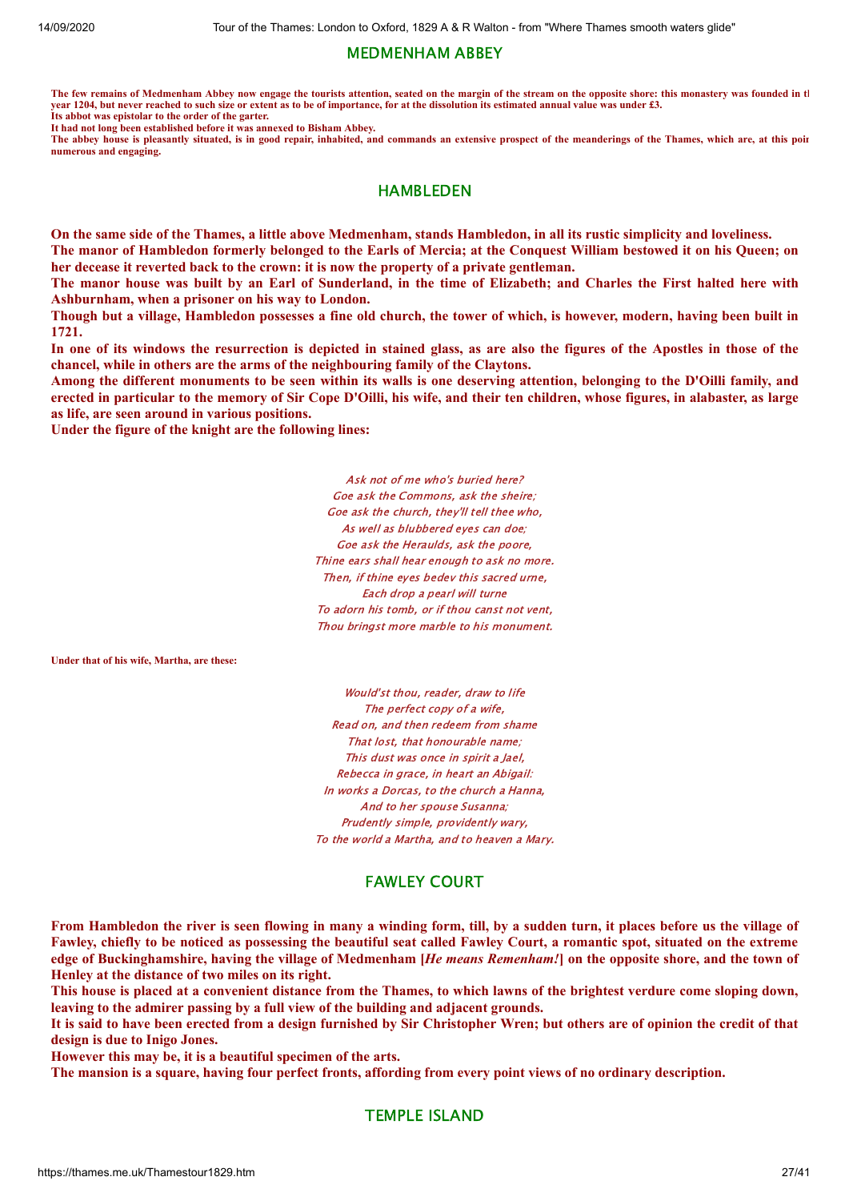## MEDMENHAM ABBEY

**The few remains of Medmenham Abbey now engage the tourists attention, seated on the margin of the stream on the opposite shore: this monastery was founded in th year 1204, but never reached to such size or extent as to be of importance, for at the dissolution its estimated annual value was under £3.**
**Its abbot was epistolar to the order of the garter.**
**It had not long been established before it was annexed to Bisham Abbey.**
**The abbey house is pleasantly situated, is in good repair, inhabited, and commands an extensive prospect of the meanderings of the Thames, which are, at this poin numerous and engaging.**

## HAMBLEDEN

**On the same side of the Thames, a little above Medmenham, stands Hambledon, in all its rustic simplicity and loveliness.**
**The manor of Hambledon formerly belonged to the Earls of Mercia; at the Conquest William bestowed it on his Queen; on her decease it reverted back to the crown: it is now the property of a private gentleman.**
**The manor house was built by an Earl of Sunderland, in the time of Elizabeth; and Charles the First halted here with Ashburnham, when a prisoner on his way to London.**
**Though but a village, Hambledon possesses a fine old church, the tower of which, is however, modern, having been built in 1721.**
**In one of its windows the resurrection is depicted in stained glass, as are also the figures of the Apostles in those of the chancel, while in others are the arms of the neighbouring family of the Claytons.**
**Among the different monuments to be seen within its walls is one deserving attention, belonging to the D'Oilli family, and erected in particular to the memory of Sir Cope D'Oilli, his wife, and their ten children, whose figures, in alabaster, as large as life, are seen around in various positions.**
**Under the figure of the knight are the following lines:**

*Ask not of me who's buried here?*
*Goe ask the Commons, ask the sheire;*
*Goe ask the church, they'll tell thee who,*
*As well as blubbered eyes can doe;*
*Goe ask the Heraulds, ask the poore,*
*Thine ears shall hear enough to ask no more.*
*Then, if thine eyes bedev this sacred urne,*
*Each drop a pearl will turne*
*To adorn his tomb, or if thou canst not vent,*
*Thou bringst more marble to his monument.*

**Under that of his wife, Martha, are these:**

*Would'st thou, reader, draw to life*
*The perfect copy of a wife,*
*Read on, and then redeem from shame*
*That lost, that honourable name;*
*This dust was once in spirit a Jael,*
*Rebecca in grace, in heart an Abigail:*
*In works a Dorcas, to the church a Hanna,*
*And to her spouse Susanna;*
*Prudently simple, providently wary,*
*To the world a Martha, and to heaven a Mary.*

## FAWLEY COURT

**From Hambledon the river is seen flowing in many a winding form, till, by a sudden turn, it places before us the village of Fawley, chiefly to be noticed as possessing the beautiful seat called Fawley Court, a romantic spot, situated on the extreme edge of Buckinghamshire, having the village of Medmenham [*He means Remenham!*] on the opposite shore, and the town of Henley at the distance of two miles on its right.**
**This house is placed at a convenient distance from the Thames, to which lawns of the brightest verdure come sloping down, leaving to the admirer passing by a full view of the building and adjacent grounds.**
**It is said to have been erected from a design furnished by Sir Christopher Wren; but others are of opinion the credit of that design is due to Inigo Jones.**
**However this may be, it is a beautiful specimen of the arts.**
**The mansion is a square, having four perfect fronts, affording from every point views of no ordinary description.**

## TEMPLE ISLAND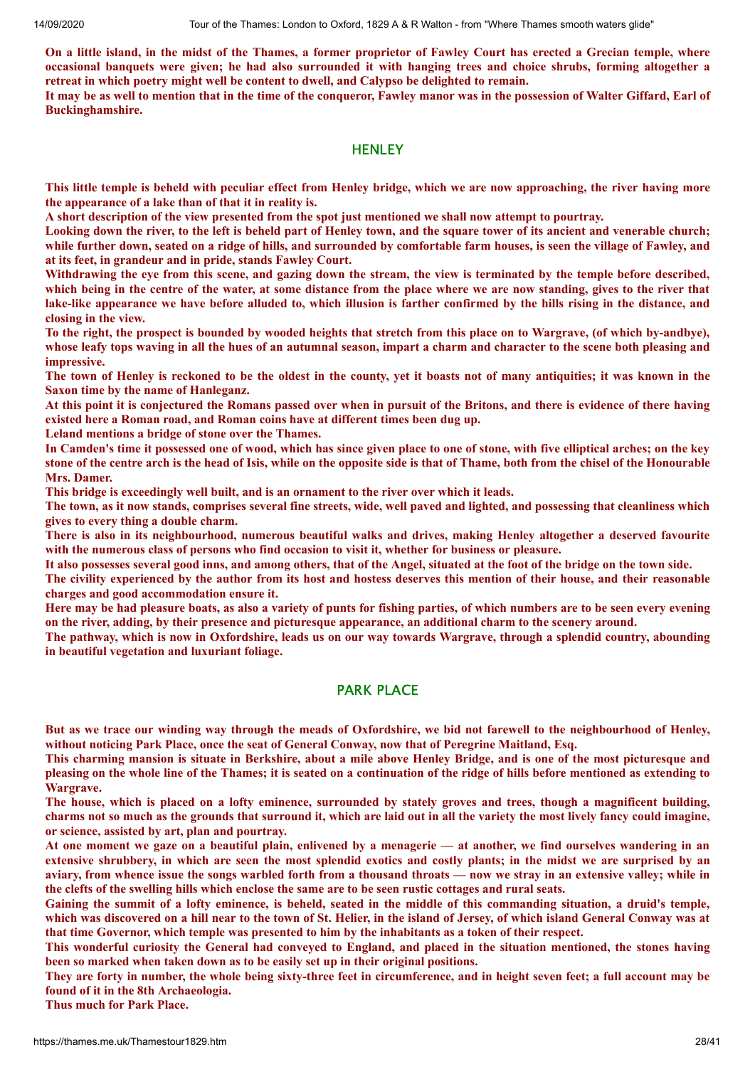**On a little island, in the midst of the Thames, a former proprietor of Fawley Court has erected a Grecian temple, where occasional banquets were given; he had also surrounded it with hanging trees and choice shrubs, forming altogether a retreat in which poetry might well be content to dwell, and Calypso be delighted to remain.**

**It may be as well to mention that in the time of the conqueror, Fawley manor was in the possession of Walter Giffard, Earl of Buckinghamshire.**

## HENLEY

**This little temple is beheld with peculiar effect from Henley bridge, which we are now approaching, the river having more the appearance of a lake than of that it in reality is.**

**A short description of the view presented from the spot just mentioned we shall now attempt to pourtray.**

**Looking down the river, to the left is beheld part of Henley town, and the square tower of its ancient and venerable church; while further down, seated on a ridge of hills, and surrounded by comfortable farm houses, is seen the village of Fawley, and at its feet, in grandeur and in pride, stands Fawley Court.**

**Withdrawing the eye from this scene, and gazing down the stream, the view is terminated by the temple before described, which being in the centre of the water, at some distance from the place where we are now standing, gives to the river that lake-like appearance we have before alluded to, which illusion is farther confirmed by the hills rising in the distance, and closing in the view.**

**To the right, the prospect is bounded by wooded heights that stretch from this place on to Wargrave, (of which by-andbye), whose leafy tops waving in all the hues of an autumnal season, impart a charm and character to the scene both pleasing and impressive.**

**The town of Henley is reckoned to be the oldest in the county, yet it boasts not of many antiquities; it was known in the Saxon time by the name of Hanleganz.**

**At this point it is conjectured the Romans passed over when in pursuit of the Britons, and there is evidence of there having existed here a Roman road, and Roman coins have at different times been dug up.**

**Leland mentions a bridge of stone over the Thames.**

**In Camden's time it possessed one of wood, which has since given place to one of stone, with five elliptical arches; on the key stone of the centre arch is the head of Isis, while on the opposite side is that of Thame, both from the chisel of the Honourable Mrs. Damer.**

**This bridge is exceedingly well built, and is an ornament to the river over which it leads.**

**The town, as it now stands, comprises several fine streets, wide, well paved and lighted, and possessing that cleanliness which gives to every thing a double charm.**

**There is also in its neighbourhood, numerous beautiful walks and drives, making Henley altogether a deserved favourite with the numerous class of persons who find occasion to visit it, whether for business or pleasure.**

**It also possesses several good inns, and among others, that of the Angel, situated at the foot of the bridge on the town side.**

**The civility experienced by the author from its host and hostess deserves this mention of their house, and their reasonable charges and good accommodation ensure it.**

**Here may be had pleasure boats, as also a variety of punts for fishing parties, of which numbers are to be seen every evening on the river, adding, by their presence and picturesque appearance, an additional charm to the scenery around.**

**The pathway, which is now in Oxfordshire, leads us on our way towards Wargrave, through a splendid country, abounding in beautiful vegetation and luxuriant foliage.**

## PARK PLACE

**But as we trace our winding way through the meads of Oxfordshire, we bid not farewell to the neighbourhood of Henley, without noticing Park Place, once the seat of General Conway, now that of Peregrine Maitland, Esq.**

**This charming mansion is situate in Berkshire, about a mile above Henley Bridge, and is one of the most picturesque and pleasing on the whole line of the Thames; it is seated on a continuation of the ridge of hills before mentioned as extending to Wargrave.**

**The house, which is placed on a lofty eminence, surrounded by stately groves and trees, though a magnificent building, charms not so much as the grounds that surround it, which are laid out in all the variety the most lively fancy could imagine, or science, assisted by art, plan and pourtray.**

**At one moment we gaze on a beautiful plain, enlivened by a menagerie — at another, we find ourselves wandering in an extensive shrubbery, in which are seen the most splendid exotics and costly plants; in the midst we are surprised by an aviary, from whence issue the songs warbled forth from a thousand throats — now we stray in an extensive valley; while in the clefts of the swelling hills which enclose the same are to be seen rustic cottages and rural seats.**

**Gaining the summit of a lofty eminence, is beheld, seated in the middle of this commanding situation, a druid's temple, which was discovered on a hill near to the town of St. Helier, in the island of Jersey, of which island General Conway was at that time Governor, which temple was presented to him by the inhabitants as a token of their respect.**

**This wonderful curiosity the General had conveyed to England, and placed in the situation mentioned, the stones having been so marked when taken down as to be easily set up in their original positions.**

**They are forty in number, the whole being sixty-three feet in circumference, and in height seven feet; a full account may be found of it in the 8th Archaeologia.**

**Thus much for Park Place.**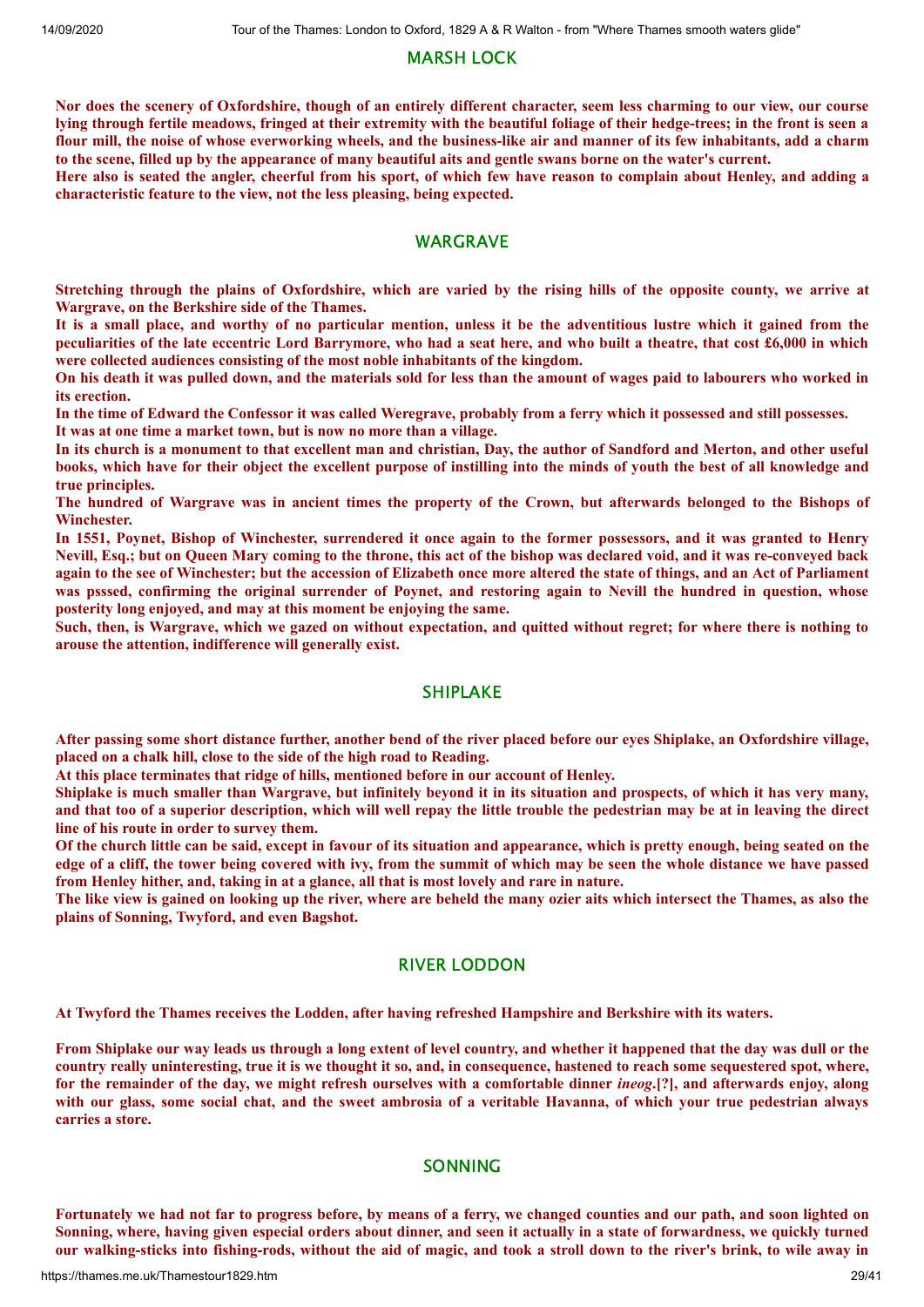## MARSH LOCK

**Nor does the scenery of Oxfordshire, though of an entirely different character, seem less charming to our view, our course lying through fertile meadows, fringed at their extremity with the beautiful foliage of their hedge-trees; in the front is seen a flour mill, the noise of whose everworking wheels, and the business-like air and manner of its few inhabitants, add a charm to the scene, filled up by the appearance of many beautiful aits and gentle swans borne on the water's current.**
**Here also is seated the angler, cheerful from his sport, of which few have reason to complain about Henley, and adding a characteristic feature to the view, not the less pleasing, being expected.**

## WARGRAVE

**Stretching through the plains of Oxfordshire, which are varied by the rising hills of the opposite county, we arrive at Wargrave, on the Berkshire side of the Thames.**
**It is a small place, and worthy of no particular mention, unless it be the adventitious lustre which it gained from the peculiarities of the late eccentric Lord Barrymore, who had a seat here, and who built a theatre, that cost £6,000 in which were collected audiences consisting of the most noble inhabitants of the kingdom.**
**On his death it was pulled down, and the materials sold for less than the amount of wages paid to labourers who worked in its erection.**
**In the time of Edward the Confessor it was called Weregrave, probably from a ferry which it possessed and still possesses.**
**It was at one time a market town, but is now no more than a village.**
**In its church is a monument to that excellent man and christian, Day, the author of Sandford and Merton, and other useful books, which have for their object the excellent purpose of instilling into the minds of youth the best of all knowledge and true principles.**
**The hundred of Wargrave was in ancient times the property of the Crown, but afterwards belonged to the Bishops of Winchester.**
**In 1551, Poynet, Bishop of Winchester, surrendered it once again to the former possessors, and it was granted to Henry Nevill, Esq.; but on Queen Mary coming to the throne, this act of the bishop was declared void, and it was re-conveyed back again to the see of Winchester; but the accession of Elizabeth once more altered the state of things, and an Act of Parliament was psssed, confirming the original surrender of Poynet, and restoring again to Nevill the hundred in question, whose posterity long enjoyed, and may at this moment be enjoying the same.**
**Such, then, is Wargrave, which we gazed on without expectation, and quitted without regret; for where there is nothing to arouse the attention, indifference will generally exist.**

## SHIPLAKE

**After passing some short distance further, another bend of the river placed before our eyes Shiplake, an Oxfordshire village, placed on a chalk hill, close to the side of the high road to Reading.**
**At this place terminates that ridge of hills, mentioned before in our account of Henley.**
**Shiplake is much smaller than Wargrave, but infinitely beyond it in its situation and prospects, of which it has very many, and that too of a superior description, which will well repay the little trouble the pedestrian may be at in leaving the direct line of his route in order to survey them.**
**Of the church little can be said, except in favour of its situation and appearance, which is pretty enough, being seated on the edge of a cliff, the tower being covered with ivy, from the summit of which may be seen the whole distance we have passed from Henley hither, and, taking in at a glance, all that is most lovely and rare in nature.**
**The like view is gained on looking up the river, where are beheld the many ozier aits which intersect the Thames, as also the plains of Sonning, Twyford, and even Bagshot.**

## RIVER LODDON

**At Twyford the Thames receives the Lodden, after having refreshed Hampshire and Berkshire with its waters.**

**From Shiplake our way leads us through a long extent of level country, and whether it happened that the day was dull or the country really uninteresting, true it is we thought it so, and, in consequence, hastened to reach some sequestered spot, where, for the remainder of the day, we might refresh ourselves with a comfortable dinner *ineog*.[?], and afterwards enjoy, along with our glass, some social chat, and the sweet ambrosia of a veritable Havanna, of which your true pedestrian always carries a store.**

## SONNING

**Fortunately we had not far to progress before, by means of a ferry, we changed counties and our path, and soon lighted on Sonning, where, having given especial orders about dinner, and seen it actually in a state of forwardness, we quickly turned our walking-sticks into fishing-rods, without the aid of magic, and took a stroll down to the river's brink, to wile away in**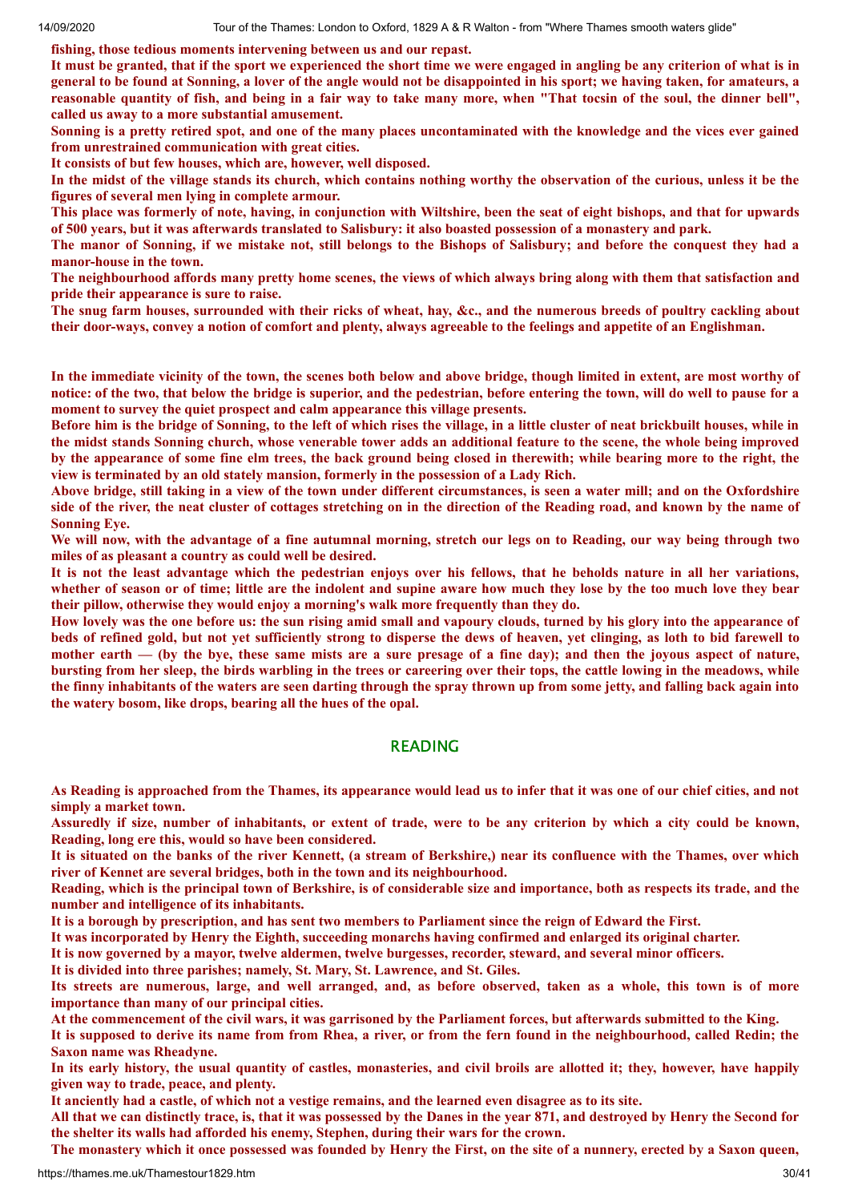**fishing, those tedious moments intervening between us and our repast.**

**It must be granted, that if the sport we experienced the short time we were engaged in angling be any criterion of what is in general to be found at Sonning, a lover of the angle would not be disappointed in his sport; we having taken, for amateurs, a reasonable quantity of fish, and being in a fair way to take many more, when "That tocsin of the soul, the dinner bell", called us away to a more substantial amusement.**

**Sonning is a pretty retired spot, and one of the many places uncontaminated with the knowledge and the vices ever gained from unrestrained communication with great cities.**

**It consists of but few houses, which are, however, well disposed.**

**In the midst of the village stands its church, which contains nothing worthy the observation of the curious, unless it be the figures of several men lying in complete armour.**

**This place was formerly of note, having, in conjunction with Wiltshire, been the seat of eight bishops, and that for upwards of 500 years, but it was afterwards translated to Salisbury: it also boasted possession of a monastery and park.**

**The manor of Sonning, if we mistake not, still belongs to the Bishops of Salisbury; and before the conquest they had a manor-house in the town.**

**The neighbourhood affords many pretty home scenes, the views of which always bring along with them that satisfaction and pride their appearance is sure to raise.**

**The snug farm houses, surrounded with their ricks of wheat, hay, &c., and the numerous breeds of poultry cackling about their door-ways, convey a notion of comfort and plenty, always agreeable to the feelings and appetite of an Englishman.**

**In the immediate vicinity of the town, the scenes both below and above bridge, though limited in extent, are most worthy of notice: of the two, that below the bridge is superior, and the pedestrian, before entering the town, will do well to pause for a moment to survey the quiet prospect and calm appearance this village presents.**

**Before him is the bridge of Sonning, to the left of which rises the village, in a little cluster of neat brickbuilt houses, while in the midst stands Sonning church, whose venerable tower adds an additional feature to the scene, the whole being improved by the appearance of some fine elm trees, the back ground being closed in therewith; while bearing more to the right, the view is terminated by an old stately mansion, formerly in the possession of a Lady Rich.**

**Above bridge, still taking in a view of the town under different circumstances, is seen a water mill; and on the Oxfordshire side of the river, the neat cluster of cottages stretching on in the direction of the Reading road, and known by the name of Sonning Eye.**

**We will now, with the advantage of a fine autumnal morning, stretch our legs on to Reading, our way being through two miles of as pleasant a country as could well be desired.**

**It is not the least advantage which the pedestrian enjoys over his fellows, that he beholds nature in all her variations, whether of season or of time; little are the indolent and supine aware how much they lose by the too much love they bear their pillow, otherwise they would enjoy a morning's walk more frequently than they do.**

**How lovely was the one before us: the sun rising amid small and vapoury clouds, turned by his glory into the appearance of beds of refined gold, but not yet sufficiently strong to disperse the dews of heaven, yet clinging, as loth to bid farewell to mother earth — (by the bye, these same mists are a sure presage of a fine day); and then the joyous aspect of nature, bursting from her sleep, the birds warbling in the trees or careering over their tops, the cattle lowing in the meadows, while the finny inhabitants of the waters are seen darting through the spray thrown up from some jetty, and falling back again into the watery bosom, like drops, bearing all the hues of the opal.**

## READING

**As Reading is approached from the Thames, its appearance would lead us to infer that it was one of our chief cities, and not simply a market town.**

**Assuredly if size, number of inhabitants, or extent of trade, were to be any criterion by which a city could be known, Reading, long ere this, would so have been considered.**

**It is situated on the banks of the river Kennett, (a stream of Berkshire,) near its confluence with the Thames, over which river of Kennet are several bridges, both in the town and its neighbourhood.**

**Reading, which is the principal town of Berkshire, is of considerable size and importance, both as respects its trade, and the number and intelligence of its inhabitants.**

**It is a borough by prescription, and has sent two members to Parliament since the reign of Edward the First.**

**It was incorporated by Henry the Eighth, succeeding monarchs having confirmed and enlarged its original charter.**

**It is now governed by a mayor, twelve aldermen, twelve burgesses, recorder, steward, and several minor officers.**

**It is divided into three parishes; namely, St. Mary, St. Lawrence, and St. Giles.**

**Its streets are numerous, large, and well arranged, and, as before observed, taken as a whole, this town is of more importance than many of our principal cities.**

**At the commencement of the civil wars, it was garrisoned by the Parliament forces, but afterwards submitted to the King.**

**It is supposed to derive its name from from Rhea, a river, or from the fern found in the neighbourhood, called Redin; the Saxon name was Rheadyne.**

**In its early history, the usual quantity of castles, monasteries, and civil broils are allotted it; they, however, have happily given way to trade, peace, and plenty.**

**It anciently had a castle, of which not a vestige remains, and the learned even disagree as to its site.**

**All that we can distinctly trace, is, that it was possessed by the Danes in the year 871, and destroyed by Henry the Second for the shelter its walls had afforded his enemy, Stephen, during their wars for the crown.**

**The monastery which it once possessed was founded by Henry the First, on the site of a nunnery, erected by a Saxon queen,**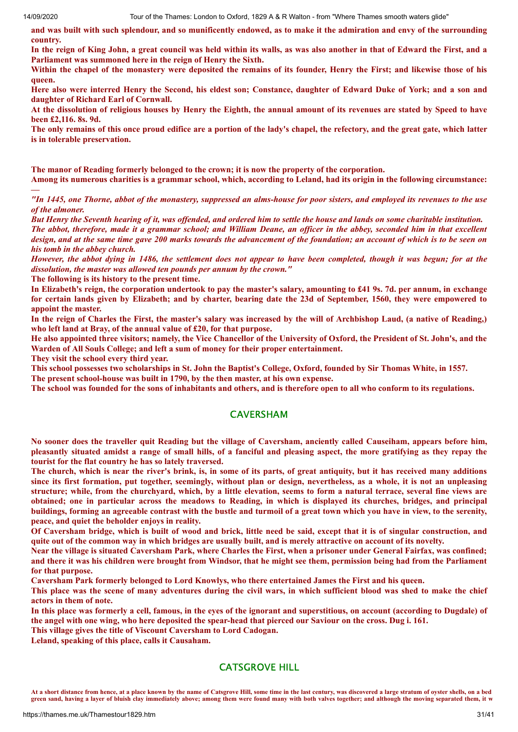**and was built with such splendour, and so munificently endowed, as to make it the admiration and envy of the surrounding country.**

**In the reign of King John, a great council was held within its walls, as was also another in that of Edward the First, and a Parliament was summoned here in the reign of Henry the Sixth.**

**Within the chapel of the monastery were deposited the remains of its founder, Henry the First; and likewise those of his queen.**

**Here also were interred Henry the Second, his eldest son; Constance, daughter of Edward Duke of York; and a son and daughter of Richard Earl of Cornwall.**

**At the dissolution of religious houses by Henry the Eighth, the annual amount of its revenues are stated by Speed to have been £2,116. 8s. 9d.**

**The only remains of this once proud edifice are a portion of the lady's chapel, the refectory, and the great gate, which latter is in tolerable preservation.**

**The manor of Reading formerly belonged to the crown; it is now the property of the corporation.**

**Among its numerous charities is a grammar school, which, according to Leland, had its origin in the following circumstance: —**

***"In 1445, one Thorne, abbot of the monastery, suppressed an alms-house for poor sisters, and employed its revenues to the use of the almoner.***

***But Henry the Seventh hearing of it, was offended, and ordered him to settle the house and lands on some charitable institution.***

***The abbot, therefore, made it a grammar school; and William Deane, an officer in the abbey, seconded him in that excellent design, and at the same time gave 200 marks towards the advancement of the foundation; an account of which is to be seen on his tomb in the abbey church.***

***However, the abbot dying in 1486, the settlement does not appear to have been completed, though it was begun; for at the dissolution, the master was allowed ten pounds per annum by the crown."***

**The following is its history to the present time.**

**In Elizabeth's reign, the corporation undertook to pay the master's salary, amounting to £41 9s. 7d. per annum, in exchange for certain lands given by Elizabeth; and by charter, bearing date the 23d of September, 1560, they were empowered to appoint the master.**

**In the reign of Charles the First, the master's salary was increased by the will of Archbishop Laud, (a native of Reading,) who left land at Bray, of the annual value of £20, for that purpose.**

**He also appointed three visitors; namely, the Vice Chancellor of the University of Oxford, the President of St. John's, and the Warden of All Souls College; and left a sum of money for their proper entertainment.**

**They visit the school every third year.**

**This school possesses two scholarships in St. John the Baptist's College, Oxford, founded by Sir Thomas White, in 1557.**

**The present school-house was built in 1790, by the then master, at his own expense.**

**The school was founded for the sons of inhabitants and others, and is therefore open to all who conform to its regulations.**

## CAVERSHAM

**No sooner does the traveller quit Reading but the village of Caversham, anciently called Causeiham, appears before him, pleasantly situated amidst a range of small hills, of a fanciful and pleasing aspect, the more gratifying as they repay the tourist for the flat country he has so lately traversed.**

**The church, which is near the river's brink, is, in some of its parts, of great antiquity, but it has received many additions since its first formation, put together, seemingly, without plan or design, nevertheless, as a whole, it is not an unpleasing structure; while, from the churchyard, which, by a little elevation, seems to form a natural terrace, several fine views are obtained; one in particular across the meadows to Reading, in which is displayed its churches, bridges, and principal buildings, forming an agreeable contrast with the bustle and turmoil of a great town which you have in view, to the serenity, peace, and quiet the beholder enjoys in reality.**

**Of Caversham bridge, which is built of wood and brick, little need be said, except that it is of singular construction, and quite out of the common way in which bridges are usually built, and is merely attractive on account of its novelty.**

**Near the village is situated Caversham Park, where Charles the First, when a prisoner under General Fairfax, was confined; and there it was his children were brought from Windsor, that he might see them, permission being had from the Parliament for that purpose.**

**Caversham Park formerly belonged to Lord Knowlys, who there entertained James the First and his queen.**

**This place was the scene of many adventures during the civil wars, in which sufficient blood was shed to make the chief actors in them of note.**

**In this place was formerly a cell, famous, in the eyes of the ignorant and superstitious, on account (according to Dugdale) of the angel with one wing, who here deposited the spear-head that pierced our Saviour on the cross. Dug i. 161.**

**This village gives the title of Viscount Caversham to Lord Cadogan.**

**Leland, speaking of this place, calls it Causaham.**

## CATSGROVE HILL

**At a short distance from hence, at a place known by the name of Catsgrove Hill, some time in the last century, was discovered a large stratum of oyster shells, on a bed green sand, having a layer of bluish clay immediately above; among them were found many with both valves together; and although the moving separated them, it w**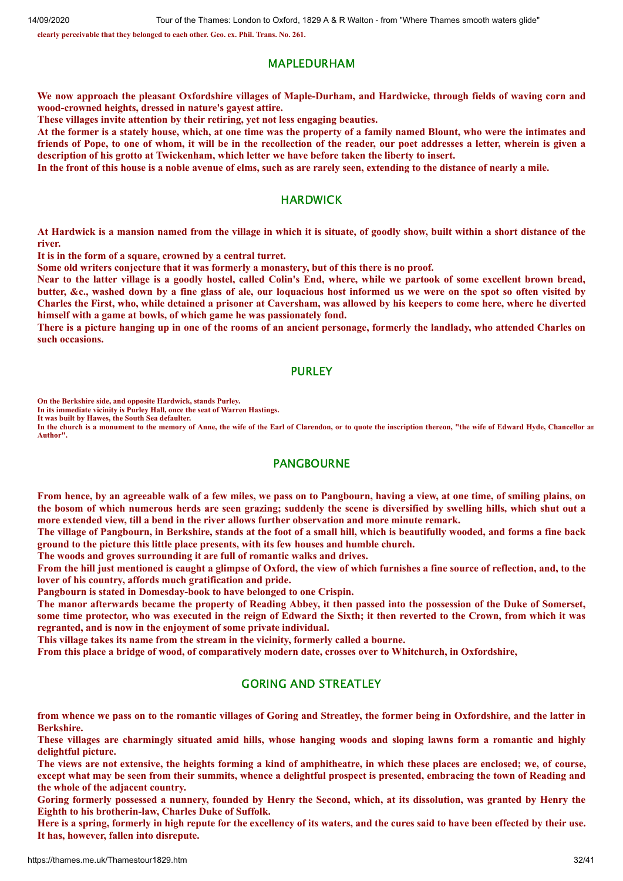**clearly perceivable that they belonged to each other. Geo. ex. Phil. Trans. No. 261.**

## MAPLEDURHAM

**We now approach the pleasant Oxfordshire villages of Maple-Durham, and Hardwicke, through fields of waving corn and wood-crowned heights, dressed in nature's gayest attire.**

**These villages invite attention by their retiring, yet not less engaging beauties.**

**At the former is a stately house, which, at one time was the property of a family named Blount, who were the intimates and friends of Pope, to one of whom, it will be in the recollection of the reader, our poet addresses a letter, wherein is given a description of his grotto at Twickenham, which letter we have before taken the liberty to insert.**

**In the front of this house is a noble avenue of elms, such as are rarely seen, extending to the distance of nearly a mile.**

## HARDWICK

**At Hardwick is a mansion named from the village in which it is situate, of goodly show, built within a short distance of the river.**

**It is in the form of a square, crowned by a central turret.**

**Some old writers conjecture that it was formerly a monastery, but of this there is no proof.**

**Near to the latter village is a goodly hostel, called Colin's End, where, while we partook of some excellent brown bread, butter, &c., washed down by a fine glass of ale, our loquacious host informed us we were on the spot so often visited by Charles the First, who, while detained a prisoner at Caversham, was allowed by his keepers to come here, where he diverted himself with a game at bowls, of which game he was passionately fond.**

**There is a picture hanging up in one of the rooms of an ancient personage, formerly the landlady, who attended Charles on such occasions.**

## PURLEY

**On the Berkshire side, and opposite Hardwick, stands Purley.**

**In its immediate vicinity is Purley Hall, once the seat of Warren Hastings.**

**It was built by Hawes, the South Sea defaulter.**

**In the church is a monument to the memory of Anne, the wife of the Earl of Clarendon, or to quote the inscription thereon, "the wife of Edward Hyde, Chancellor an Author".**

## PANGBOURNE

**From hence, by an agreeable walk of a few miles, we pass on to Pangbourn, having a view, at one time, of smiling plains, on the bosom of which numerous herds are seen grazing; suddenly the scene is diversified by swelling hills, which shut out a more extended view, till a bend in the river allows further observation and more minute remark.**

**The village of Pangbourn, in Berkshire, stands at the foot of a small hill, which is beautifully wooded, and forms a fine back ground to the picture this little place presents, with its few houses and humble church.**

**The woods and groves surrounding it are full of romantic walks and drives.**

**From the hill just mentioned is caught a glimpse of Oxford, the view of which furnishes a fine source of reflection, and, to the lover of his country, affords much gratification and pride.**

**Pangbourn is stated in Domesday-book to have belonged to one Crispin.**

**The manor afterwards became the property of Reading Abbey, it then passed into the possession of the Duke of Somerset, some time protector, who was executed in the reign of Edward the Sixth; it then reverted to the Crown, from which it was regranted, and is now in the enjoyment of some private individual.**

**This village takes its name from the stream in the vicinity, formerly called a bourne.**

**From this place a bridge of wood, of comparatively modern date, crosses over to Whitchurch, in Oxfordshire,**

## GORING AND STREATLEY

**from whence we pass on to the romantic villages of Goring and Streatley, the former being in Oxfordshire, and the latter in Berkshire.**

**These villages are charmingly situated amid hills, whose hanging woods and sloping lawns form a romantic and highly delightful picture.**

**The views are not extensive, the heights forming a kind of amphitheatre, in which these places are enclosed; we, of course, except what may be seen from their summits, whence a delightful prospect is presented, embracing the town of Reading and the whole of the adjacent country.**

**Goring formerly possessed a nunnery, founded by Henry the Second, which, at its dissolution, was granted by Henry the Eighth to his brotherin-law, Charles Duke of Suffolk.**

**Here is a spring, formerly in high repute for the excellency of its waters, and the cures said to have been effected by their use. It has, however, fallen into disrepute.**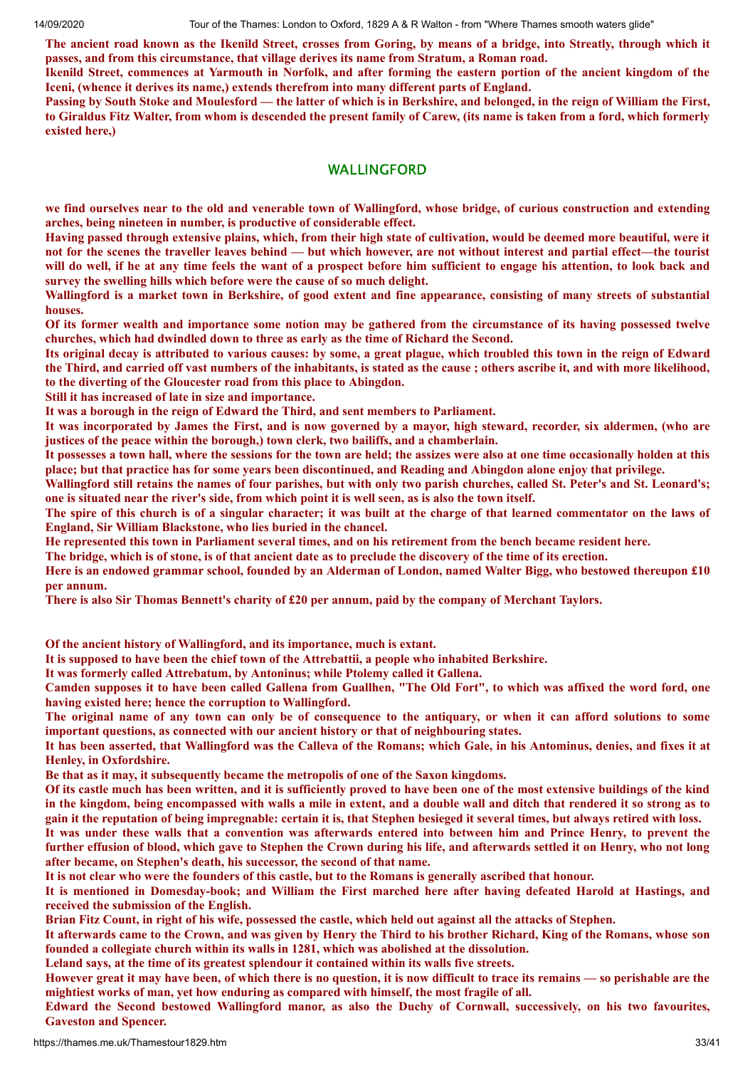**The ancient road known as the Ikenild Street, crosses from Goring, by means of a bridge, into Streatly, through which it passes, and from this circumstance, that village derives its name from Stratum, a Roman road.**
**Ikenild Street, commences at Yarmouth in Norfolk, and after forming the eastern portion of the ancient kingdom of the Iceni, (whence it derives its name,) extends therefrom into many different parts of England.**
**Passing by South Stoke and Moulesford — the latter of which is in Berkshire, and belonged, in the reign of William the First, to Giraldus Fitz Walter, from whom is descended the present family of Carew, (its name is taken from a ford, which formerly existed here,)**

## WALLINGFORD

**we find ourselves near to the old and venerable town of Wallingford, whose bridge, of curious construction and extending arches, being nineteen in number, is productive of considerable effect.**
**Having passed through extensive plains, which, from their high state of cultivation, would be deemed more beautiful, were it not for the scenes the traveller leaves behind — but which however, are not without interest and partial effect—the tourist will do well, if he at any time feels the want of a prospect before him sufficient to engage his attention, to look back and survey the swelling hills which before were the cause of so much delight.**
**Wallingford is a market town in Berkshire, of good extent and fine appearance, consisting of many streets of substantial houses.**
**Of its former wealth and importance some notion may be gathered from the circumstance of its having possessed twelve churches, which had dwindled down to three as early as the time of Richard the Second.**
**Its original decay is attributed to various causes: by some, a great plague, which troubled this town in the reign of Edward the Third, and carried off vast numbers of the inhabitants, is stated as the cause ; others ascribe it, and with more likelihood, to the diverting of the Gloucester road from this place to Abingdon.**
**Still it has increased of late in size and importance.**
**It was a borough in the reign of Edward the Third, and sent members to Parliament.**
**It was incorporated by James the First, and is now governed by a mayor, high steward, recorder, six aldermen, (who are justices of the peace within the borough,) town clerk, two bailiffs, and a chamberlain.**
**It possesses a town hall, where the sessions for the town are held; the assizes were also at one time occasionally holden at this place; but that practice has for some years been discontinued, and Reading and Abingdon alone enjoy that privilege.**
**Wallingford still retains the names of four parishes, but with only two parish churches, called St. Peter's and St. Leonard's; one is situated near the river's side, from which point it is well seen, as is also the town itself.**
**The spire of this church is of a singular character; it was built at the charge of that learned commentator on the laws of England, Sir William Blackstone, who lies buried in the chancel.**
**He represented this town in Parliament several times, and on his retirement from the bench became resident here.**
**The bridge, which is of stone, is of that ancient date as to preclude the discovery of the time of its erection.**
**Here is an endowed grammar school, founded by an Alderman of London, named Walter Bigg, who bestowed thereupon £10 per annum.**
**There is also Sir Thomas Bennett's charity of £20 per annum, paid by the company of Merchant Taylors.**

**Of the ancient history of Wallingford, and its importance, much is extant.**
**It is supposed to have been the chief town of the Attrebattii, a people who inhabited Berkshire.**
**It was formerly called Attrebatum, by Antoninus; while Ptolemy called it Gallena.**
**Camden supposes it to have been called Gallena from Guallhen, "The Old Fort", to which was affixed the word ford, one having existed here; hence the corruption to Wallingford.**
**The original name of any town can only be of consequence to the antiquary, or when it can afford solutions to some important questions, as connected with our ancient history or that of neighbouring states.**
**It has been asserted, that Wallingford was the Calleva of the Romans; which Gale, in his Antominus, denies, and fixes it at Henley, in Oxfordshire.**
**Be that as it may, it subsequently became the metropolis of one of the Saxon kingdoms.**
**Of its castle much has been written, and it is sufficiently proved to have been one of the most extensive buildings of the kind in the kingdom, being encompassed with walls a mile in extent, and a double wall and ditch that rendered it so strong as to gain it the reputation of being impregnable: certain it is, that Stephen besieged it several times, but always retired with loss.**
**It was under these walls that a convention was afterwards entered into between him and Prince Henry, to prevent the further effusion of blood, which gave to Stephen the Crown during his life, and afterwards settled it on Henry, who not long after became, on Stephen's death, his successor, the second of that name.**
**It is not clear who were the founders of this castle, but to the Romans is generally ascribed that honour.**
**It is mentioned in Domesday-book; and William the First marched here after having defeated Harold at Hastings, and received the submission of the English.**
**Brian Fitz Count, in right of his wife, possessed the castle, which held out against all the attacks of Stephen.**
**It afterwards came to the Crown, and was given by Henry the Third to his brother Richard, King of the Romans, whose son founded a collegiate church within its walls in 1281, which was abolished at the dissolution.**
**Leland says, at the time of its greatest splendour it contained within its walls five streets.**
**However great it may have been, of which there is no question, it is now difficult to trace its remains — so perishable are the mightiest works of man, yet how enduring as compared with himself, the most fragile of all.**
**Edward the Second bestowed Wallingford manor, as also the Duchy of Cornwall, successively, on his two favourites, Gaveston and Spencer.**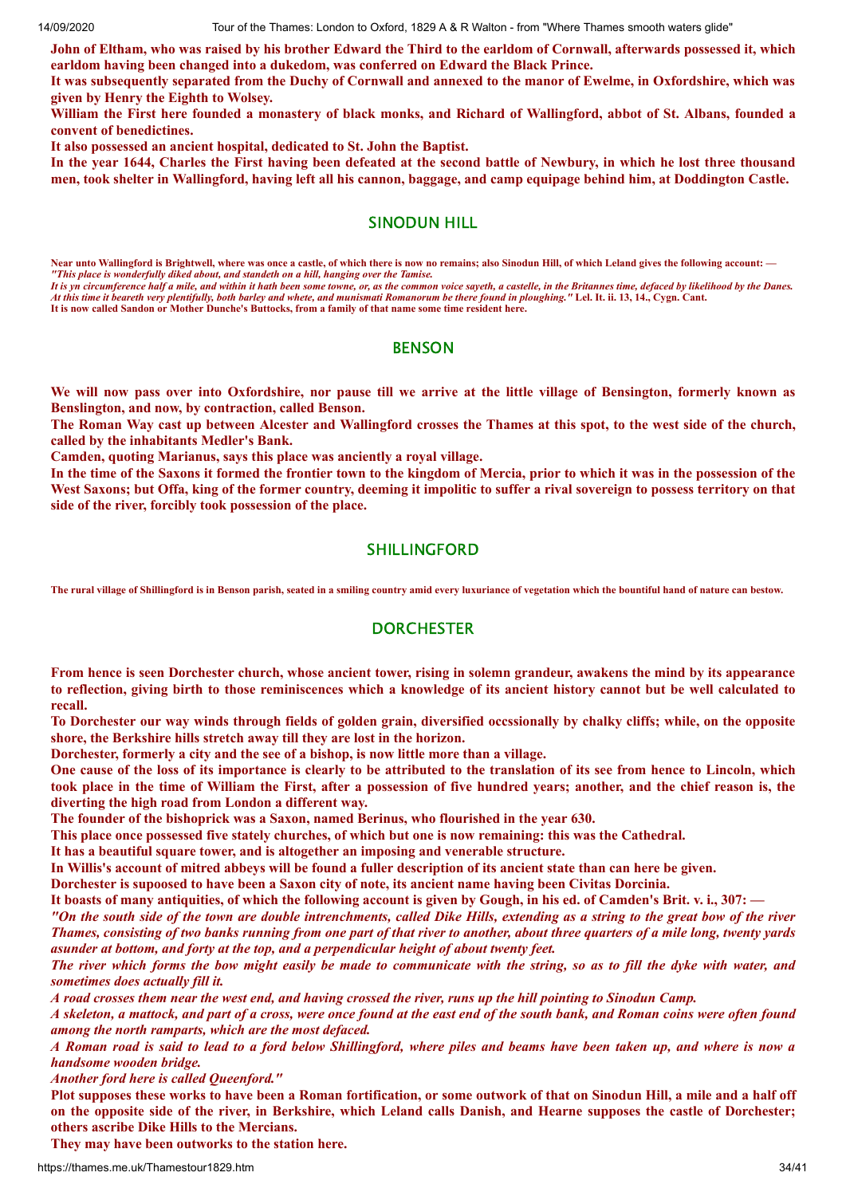**John of Eltham, who was raised by his brother Edward the Third to the earldom of Cornwall, afterwards possessed it, which earldom having been changed into a dukedom, was conferred on Edward the Black Prince.**

**It was subsequently separated from the Duchy of Cornwall and annexed to the manor of Ewelme, in Oxfordshire, which was given by Henry the Eighth to Wolsey.**

**William the First here founded a monastery of black monks, and Richard of Wallingford, abbot of St. Albans, founded a convent of benedictines.**

**It also possessed an ancient hospital, dedicated to St. John the Baptist.**

**In the year 1644, Charles the First having been defeated at the second battle of Newbury, in which he lost three thousand men, took shelter in Wallingford, having left all his cannon, baggage, and camp equipage behind him, at Doddington Castle.**

## SINODUN HILL

**Near unto Wallingford is Brightwell, where was once a castle, of which there is now no remains; also Sinodun Hill, of which Leland gives the following account: —**
***"This place is wonderfully diked about, and standeth on a hill, hanging over the Tamise.***
***It is yn circumference half a mile, and within it hath been some towne, or, as the common voice sayeth, a castelle, in the Britannes time, defaced by likelihood by the Danes. At this time it beareth very plentifully, both barley and whete, and munismati Romanorum be there found in ploughing."*** **Lel. It. ii. 13, 14., Cygn. Cant.**
**It is now called Sandon or Mother Dunche's Buttocks, from a family of that name some time resident here.**

## BENSON

**We will now pass over into Oxfordshire, nor pause till we arrive at the little village of Bensington, formerly known as Benslington, and now, by contraction, called Benson.**

**The Roman Way cast up between Alcester and Wallingford crosses the Thames at this spot, to the west side of the church, called by the inhabitants Medler's Bank.**

**Camden, quoting Marianus, says this place was anciently a royal village.**

**In the time of the Saxons it formed the frontier town to the kingdom of Mercia, prior to which it was in the possession of the West Saxons; but Offa, king of the former country, deeming it impolitic to suffer a rival sovereign to possess territory on that side of the river, forcibly took possession of the place.**

## SHILLINGFORD

**The rural village of Shillingford is in Benson parish, seated in a smiling country amid every luxuriance of vegetation which the bountiful hand of nature can bestow.**

## DORCHESTER

**From hence is seen Dorchester church, whose ancient tower, rising in solemn grandeur, awakens the mind by its appearance to reflection, giving birth to those reminiscences which a knowledge of its ancient history cannot but be well calculated to recall.**

**To Dorchester our way winds through fields of golden grain, diversified occssionally by chalky cliffs; while, on the opposite shore, the Berkshire hills stretch away till they are lost in the horizon.**

**Dorchester, formerly a city and the see of a bishop, is now little more than a village.**

**One cause of the loss of its importance is clearly to be attributed to the translation of its see from hence to Lincoln, which took place in the time of William the First, after a possession of five hundred years; another, and the chief reason is, the diverting the high road from London a different way.**

**The founder of the bishoprick was a Saxon, named Berinus, who flourished in the year 630.**

**This place once possessed five stately churches, of which but one is now remaining: this was the Cathedral.**

**It has a beautiful square tower, and is altogether an imposing and venerable structure.**

**In Willis's account of mitred abbeys will be found a fuller description of its ancient state than can here be given.**

**Dorchester is supoosed to have been a Saxon city of note, its ancient name having been Civitas Dorcinia.**

**It boasts of many antiquities, of which the following account is given by Gough, in his ed. of Camden's Brit. v. i., 307: —**

***"On the south side of the town are double intrenchments, called Dike Hills, extending as a string to the great bow of the river Thames, consisting of two banks running from one part of that river to another, about three quarters of a mile long, twenty yards asunder at bottom, and forty at the top, and a perpendicular height of about twenty feet.***

***The river which forms the bow might easily be made to communicate with the string, so as to fill the dyke with water, and sometimes does actually fill it.***

***A road crosses them near the west end, and having crossed the river, runs up the hill pointing to Sinodun Camp.***

***A skeleton, a mattock, and part of a cross, were once found at the east end of the south bank, and Roman coins were often found among the north ramparts, which are the most defaced.***

***A Roman road is said to lead to a ford below Shillingford, where piles and beams have been taken up, and where is now a handsome wooden bridge.***

***Another ford here is called Queenford."***

**Plot supposes these works to have been a Roman fortification, or some outwork of that on Sinodun Hill, a mile and a half off on the opposite side of the river, in Berkshire, which Leland calls Danish, and Hearne supposes the castle of Dorchester; others ascribe Dike Hills to the Mercians.**

**They may have been outworks to the station here.**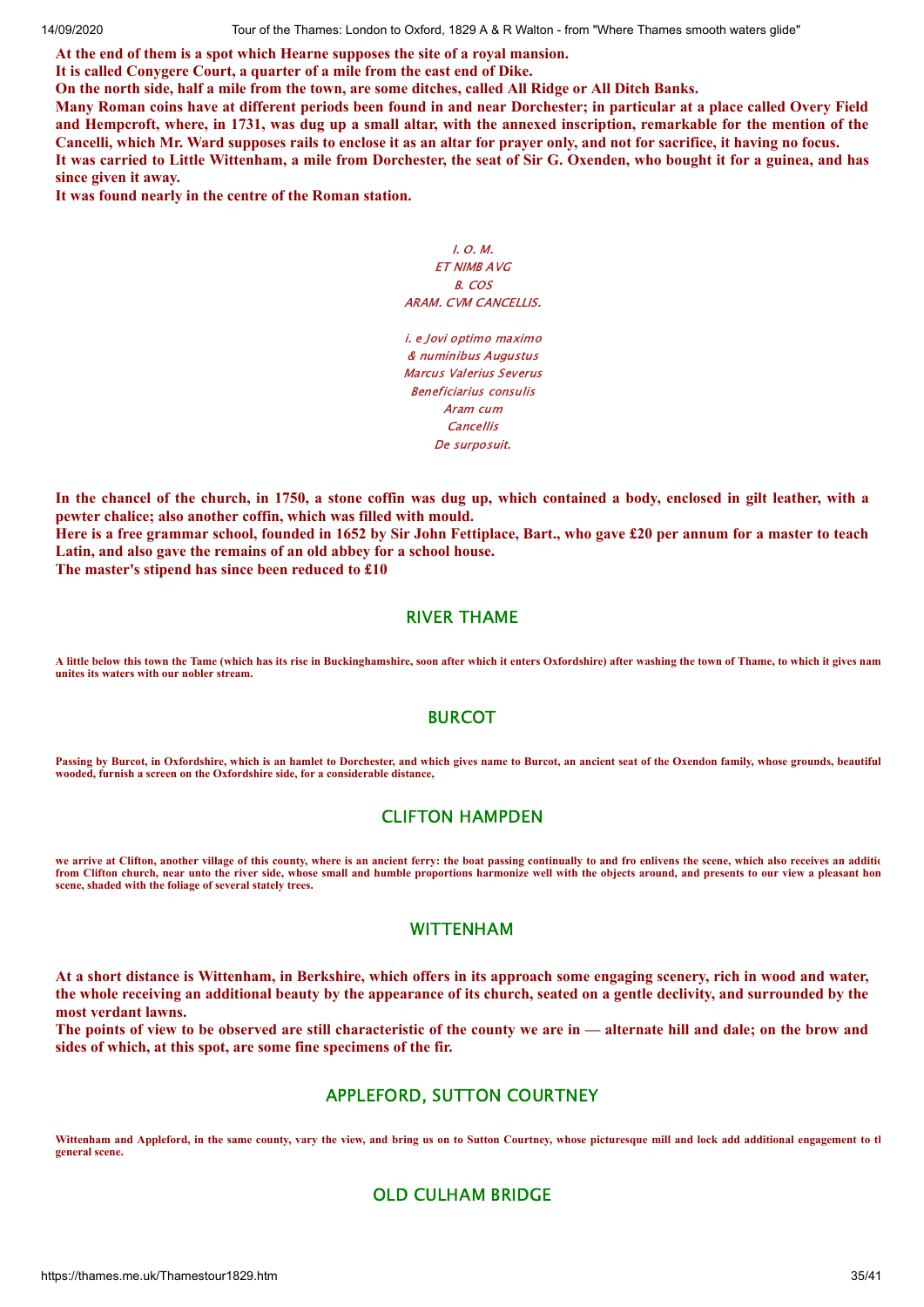**At the end of them is a spot which Hearne supposes the site of a royal mansion.**
**It is called Conygere Court, a quarter of a mile from the east end of Dike.**
**On the north side, half a mile from the town, are some ditches, called All Ridge or All Ditch Banks.**
**Many Roman coins have at different periods been found in and near Dorchester; in particular at a place called Overy Field and Hempcroft, where, in 1731, was dug up a small altar, with the annexed inscription, remarkable for the mention of the Cancelli, which Mr. Ward supposes rails to enclose it as an altar for prayer only, and not for sacrifice, it having no focus.**
**It was carried to Little Wittenham, a mile from Dorchester, the seat of Sir G. Oxenden, who bought it for a guinea, and has since given it away.**
**It was found nearly in the centre of the Roman station.**

*I. O. M.*
*ET NIMB AVG*
*B. COS*
*ARAM. CVM CANCELLIS.*

*i. e Jovi optimo maximo*
*& numinibus Augustus*
*Marcus Valerius Severus*
*Beneficiarius consulis*
*Aram cum*
*Cancellis*
*De surposuit.*

**In the chancel of the church, in 1750, a stone coffin was dug up, which contained a body, enclosed in gilt leather, with a pewter chalice; also another coffin, which was filled with mould.**
**Here is a free grammar school, founded in 1652 by Sir John Fettiplace, Bart., who gave £20 per annum for a master to teach Latin, and also gave the remains of an old abbey for a school house.**
**The master's stipend has since been reduced to £10**

## RIVER THAME

**A little below this town the Tame (which has its rise in Buckinghamshire, soon after which it enters Oxfordshire) after washing the town of Thame, to which it gives nam unites its waters with our nobler stream.**

## BURCOT

**Passing by Burcot, in Oxfordshire, which is an hamlet to Dorchester, and which gives name to Burcot, an ancient seat of the Oxendon family, whose grounds, beautiful wooded, furnish a screen on the Oxfordshire side, for a considerable distance,**

## CLIFTON HAMPDEN

**we arrive at Clifton, another village of this county, where is an ancient ferry: the boat passing continually to and fro enlivens the scene, which also receives an additio from Clifton church, near unto the river side, whose small and humble proportions harmonize well with the objects around, and presents to our view a pleasant hon scene, shaded with the foliage of several stately trees.**

## WITTENHAM

**At a short distance is Wittenham, in Berkshire, which offers in its approach some engaging scenery, rich in wood and water, the whole receiving an additional beauty by the appearance of its church, seated on a gentle declivity, and surrounded by the most verdant lawns.**
**The points of view to be observed are still characteristic of the county we are in — alternate hill and dale; on the brow and sides of which, at this spot, are some fine specimens of the fir.**

## APPLEFORD, SUTTON COURTNEY

**Wittenham and Appleford, in the same county, vary the view, and bring us on to Sutton Courtney, whose picturesque mill and lock add additional engagement to tl general scene.**

## OLD CULHAM BRIDGE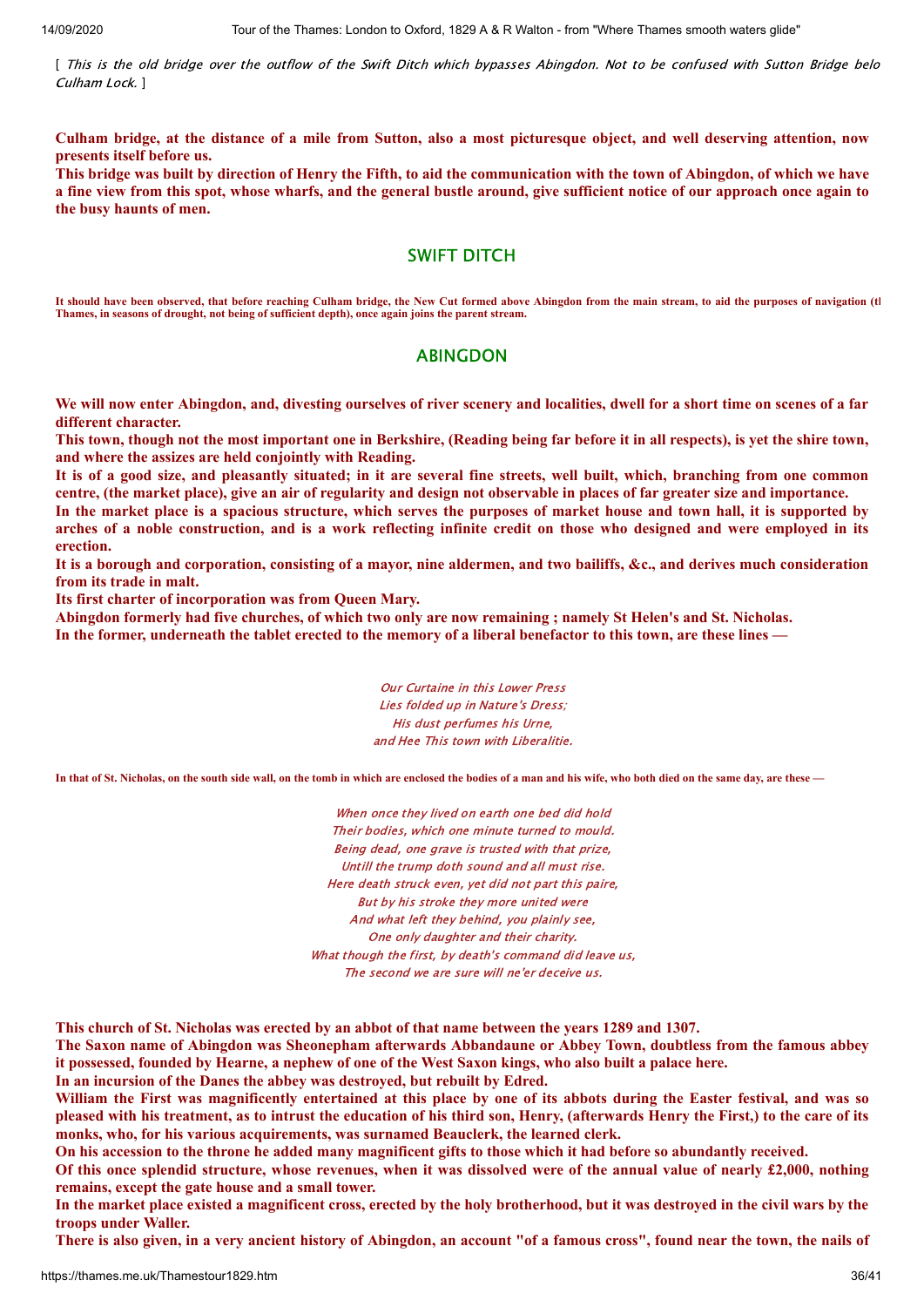[ *This is the old bridge over the outflow of the Swift Ditch which bypasses Abingdon. Not to be confused with Sutton Bridge belo Culham Lock.* ]

**Culham bridge, at the distance of a mile from Sutton, also a most picturesque object, and well deserving attention, now presents itself before us.**

**This bridge was built by direction of Henry the Fifth, to aid the communication with the town of Abingdon, of which we have a fine view from this spot, whose wharfs, and the general bustle around, give sufficient notice of our approach once again to the busy haunts of men.**

## SWIFT DITCH

**It should have been observed, that before reaching Culham bridge, the New Cut formed above Abingdon from the main stream, to aid the purposes of navigation (tl Thames, in seasons of drought, not being of sufficient depth), once again joins the parent stream.**

## ABINGDON

**We will now enter Abingdon, and, divesting ourselves of river scenery and localities, dwell for a short time on scenes of a far different character.**

**This town, though not the most important one in Berkshire, (Reading being far before it in all respects), is yet the shire town, and where the assizes are held conjointly with Reading.**

**It is of a good size, and pleasantly situated; in it are several fine streets, well built, which, branching from one common centre, (the market place), give an air of regularity and design not observable in places of far greater size and importance.**

**In the market place is a spacious structure, which serves the purposes of market house and town hall, it is supported by arches of a noble construction, and is a work reflecting infinite credit on those who designed and were employed in its erection.**

**It is a borough and corporation, consisting of a mayor, nine aldermen, and two bailiffs, &c., and derives much consideration from its trade in malt.**

**Its first charter of incorporation was from Queen Mary.**

**Abingdon formerly had five churches, of which two only are now remaining ; namely St Helen's and St. Nicholas.**

**In the former, underneath the tablet erected to the memory of a liberal benefactor to this town, are these lines —**

*Our Curtaine in this Lower Press*
*Lies folded up in Nature's Dress;*
*His dust perfumes his Urne,*
*and Hee This town with Liberalitie.*

**In that of St. Nicholas, on the south side wall, on the tomb in which are enclosed the bodies of a man and his wife, who both died on the same day, are these —**

*When once they lived on earth one bed did hold*
*Their bodies, which one minute turned to mould.*
*Being dead, one grave is trusted with that prize,*
*Untill the trump doth sound and all must rise.*
*Here death struck even, yet did not part this paire,*
*But by his stroke they more united were*
*And what left they behind, you plainly see,*
*One only daughter and their charity.*
*What though the first, by death's command did leave us,*
*The second we are sure will ne'er deceive us.*

**This church of St. Nicholas was erected by an abbot of that name between the years 1289 and 1307.**

**The Saxon name of Abingdon was Sheonepham afterwards Abbandaune or Abbey Town, doubtless from the famous abbey it possessed, founded by Hearne, a nephew of one of the West Saxon kings, who also built a palace here.**

**In an incursion of the Danes the abbey was destroyed, but rebuilt by Edred.**

**William the First was magnificently entertained at this place by one of its abbots during the Easter festival, and was so pleased with his treatment, as to intrust the education of his third son, Henry, (afterwards Henry the First,) to the care of its monks, who, for his various acquirements, was surnamed Beauclerk, the learned clerk.**

**On his accession to the throne he added many magnificent gifts to those which it had before so abundantly received.**

**Of this once splendid structure, whose revenues, when it was dissolved were of the annual value of nearly £2,000, nothing remains, except the gate house and a small tower.**

**In the market place existed a magnificent cross, erected by the holy brotherhood, but it was destroyed in the civil wars by the troops under Waller.**

**There is also given, in a very ancient history of Abingdon, an account "of a famous cross", found near the town, the nails of**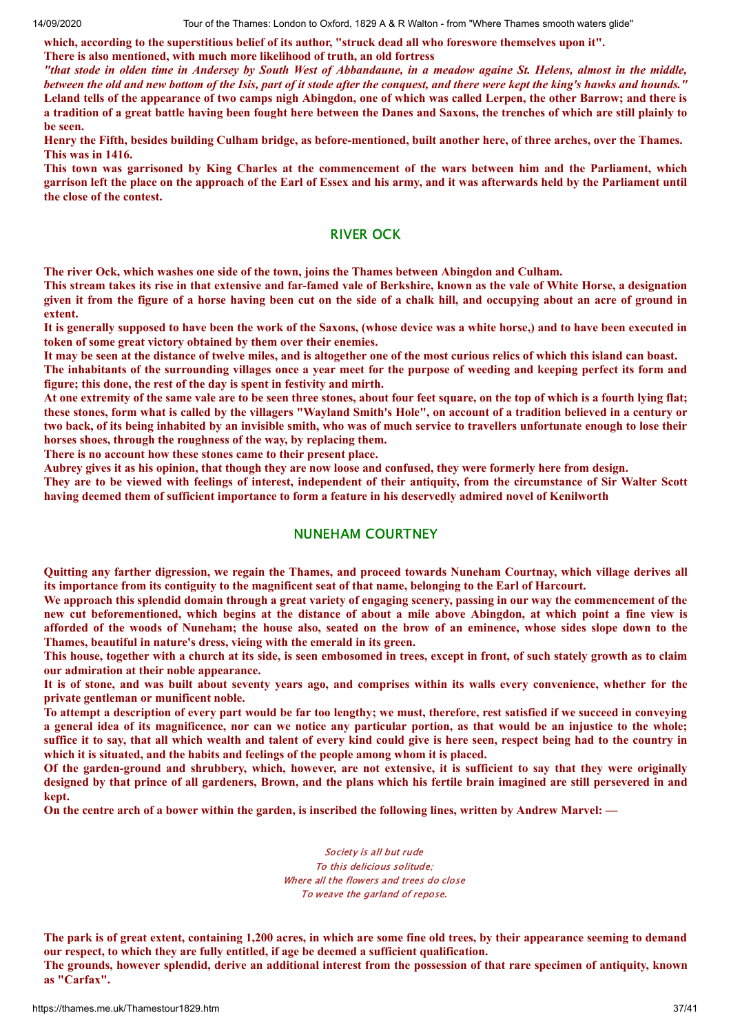**which, according to the superstitious belief of its author, "struck dead all who foreswore themselves upon it".**

**There is also mentioned, with much more likelihood of truth, an old fortress**

***"that stode in olden time in Andersey by South West of Abbandaune, in a meadow againe St. Helens, almost in the middle, between the old and new bottom of the Isis, part of it stode after the conquest, and there were kept the king's hawks and hounds."***

**Leland tells of the appearance of two camps nigh Abingdon, one of which was called Lerpen, the other Barrow; and there is a tradition of a great battle having been fought here between the Danes and Saxons, the trenches of which are still plainly to be seen.**

**Henry the Fifth, besides building Culham bridge, as before-mentioned, built another here, of three arches, over the Thames. This was in 1416.**

**This town was garrisoned by King Charles at the commencement of the wars between him and the Parliament, which garrison left the place on the approach of the Earl of Essex and his army, and it was afterwards held by the Parliament until the close of the contest.**

## RIVER OCK

**The river Ock, which washes one side of the town, joins the Thames between Abingdon and Culham.**

**This stream takes its rise in that extensive and far-famed vale of Berkshire, known as the vale of White Horse, a designation given it from the figure of a horse having been cut on the side of a chalk hill, and occupying about an acre of ground in extent.**

**It is generally supposed to have been the work of the Saxons, (whose device was a white horse,) and to have been executed in token of some great victory obtained by them over their enemies.**

**It may be seen at the distance of twelve miles, and is altogether one of the most curious relics of which this island can boast.**

**The inhabitants of the surrounding villages once a year meet for the purpose of weeding and keeping perfect its form and figure; this done, the rest of the day is spent in festivity and mirth.**

**At one extremity of the same vale are to be seen three stones, about four feet square, on the top of which is a fourth lying flat; these stones, form what is called by the villagers "Wayland Smith's Hole", on account of a tradition believed in a century or two back, of its being inhabited by an invisible smith, who was of much service to travellers unfortunate enough to lose their horses shoes, through the roughness of the way, by replacing them.**

**There is no account how these stones came to their present place.**

**Aubrey gives it as his opinion, that though they are now loose and confused, they were formerly here from design.**

**They are to be viewed with feelings of interest, independent of their antiquity, from the circumstance of Sir Walter Scott having deemed them of sufficient importance to form a feature in his deservedly admired novel of Kenilworth**

## NUNEHAM COURTNEY

**Quitting any farther digression, we regain the Thames, and proceed towards Nuneham Courtnay, which village derives all its importance from its contiguity to the magnificent seat of that name, belonging to the Earl of Harcourt.**

**We approach this splendid domain through a great variety of engaging scenery, passing in our way the commencement of the new cut beforementioned, which begins at the distance of about a mile above Abingdon, at which point a fine view is afforded of the woods of Nuneham; the house also, seated on the brow of an eminence, whose sides slope down to the Thames, beautiful in nature's dress, vieing with the emerald in its green.**

**This house, together with a church at its side, is seen embosomed in trees, except in front, of such stately growth as to claim our admiration at their noble appearance.**

**It is of stone, and was built about seventy years ago, and comprises within its walls every convenience, whether for the private gentleman or munificent noble.**

**To attempt a description of every part would be far too lengthy; we must, therefore, rest satisfied if we succeed in conveying a general idea of its magnificence, nor can we notice any particular portion, as that would be an injustice to the whole; suffice it to say, that all which wealth and talent of every kind could give is here seen, respect being had to the country in which it is situated, and the habits and feelings of the people among whom it is placed.**

**Of the garden-ground and shrubbery, which, however, are not extensive, it is sufficient to say that they were originally designed by that prince of all gardeners, Brown, and the plans which his fertile brain imagined are still persevered in and kept.**

**On the centre arch of a bower within the garden, is inscribed the following lines, written by Andrew Marvel: —**

*Society is all but rude*
*To this delicious solitude;*
*Where all the flowers and trees do close*
*To weave the garland of repose.*

**The park is of great extent, containing 1,200 acres, in which are some fine old trees, by their appearance seeming to demand our respect, to which they are fully entitled, if age be deemed a sufficient qualification.**

**The grounds, however splendid, derive an additional interest from the possession of that rare specimen of antiquity, known as "Carfax".**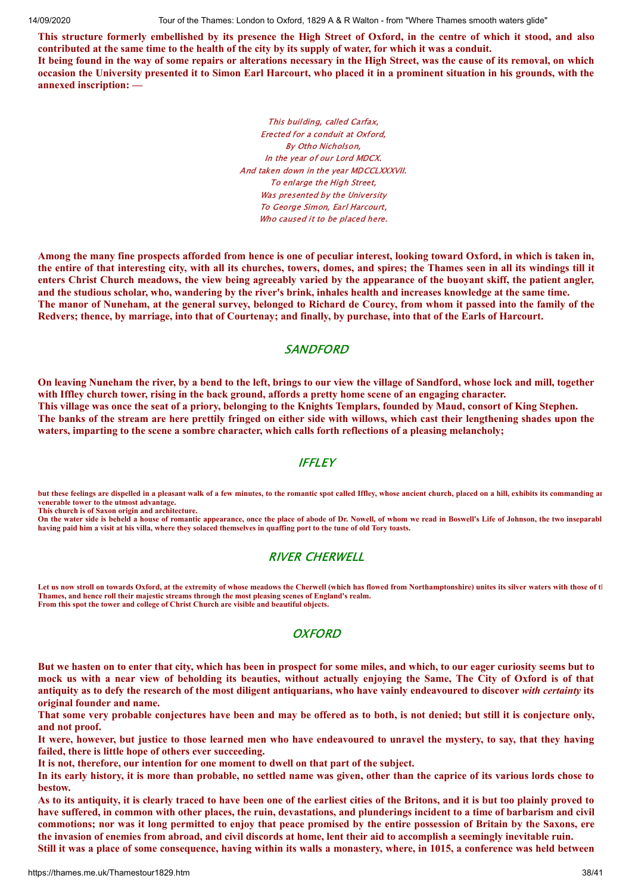**This structure formerly embellished by its presence the High Street of Oxford, in the centre of which it stood, and also contributed at the same time to the health of the city by its supply of water, for which it was a conduit.**
**It being found in the way of some repairs or alterations necessary in the High Street, was the cause of its removal, on which occasion the University presented it to Simon Earl Harcourt, who placed it in a prominent situation in his grounds, with the annexed inscription: —**

*This building, called Carfax,*
*Erected for a conduit at Oxford,*
*By Otho Nicholson,*
*In the year of our Lord MDCX.*
*And taken down in the year MDCCLXXXVII.*
*To enlarge the High Street,*
*Was presented by the University*
*To George Simon, Earl Harcourt,*
*Who caused it to be placed here.*

**Among the many fine prospects afforded from hence is one of peculiar interest, looking toward Oxford, in which is taken in, the entire of that interesting city, with all its churches, towers, domes, and spires; the Thames seen in all its windings till it enters Christ Church meadows, the view being agreeably varied by the appearance of the buoyant skiff, the patient angler, and the studious scholar, who, wandering by the river's brink, inhales health and increases knowledge at the same time.**
**The manor of Nuneham, at the general survey, belonged to Richard de Courcy, from whom it passed into the family of the Redvers; thence, by marriage, into that of Courtenay; and finally, by purchase, into that of the Earls of Harcourt.**

## *SANDFORD*

**On leaving Nuneham the river, by a bend to the left, brings to our view the village of Sandford, whose lock and mill, together with Iffley church tower, rising in the back ground, affords a pretty home scene of an engaging character.**
**This village was once the seat of a priory, belonging to the Knights Templars, founded by Maud, consort of King Stephen.**
**The banks of the stream are here prettily fringed on either side with willows, which cast their lengthening shades upon the waters, imparting to the scene a sombre character, which calls forth reflections of a pleasing melancholy;**

## *IFFLEY*

**but these feelings are dispelled in a pleasant walk of a few minutes, to the romantic spot called Iffley, whose ancient church, placed on a hill, exhibits its commanding ar venerable tower to the utmost advantage.**
**This church is of Saxon origin and architecture.**
**On the water side is beheld a house of romantic appearance, once the place of abode of Dr. Nowell, of whom we read in Boswell's Life of Johnson, the two inseparabl having paid him a visit at his villa, where they solaced themselves in quaffing port to the tune of old Tory toasts.**

## *RIVER CHERWELL*

**Let us now stroll on towards Oxford, at the extremity of whose meadows the Cherwell (which has flowed from Northamptonshire) unites its silver waters with those of tl Thames, and hence roll their majestic streams through the most pleasing scenes of England's realm.**
**From this spot the tower and college of Christ Church are visible and beautiful objects.**

## *OXFORD*

**But we hasten on to enter that city, which has been in prospect for some miles, and which, to our eager curiosity seems but to mock us with a near view of beholding its beauties, without actually enjoying the Same, The City of Oxford is of that antiquity as to defy the research of the most diligent antiquarians, who have vainly endeavoured to discover *with certainty* its original founder and name.**
**That some very probable conjectures have been and may be offered as to both, is not denied; but still it is conjecture only, and not proof.**
**It were, however, but justice to those learned men who have endeavoured to unravel the mystery, to say, that they having failed, there is little hope of others ever succeeding.**
**It is not, therefore, our intention for one moment to dwell on that part of the subject.**
**In its early history, it is more than probable, no settled name was given, other than the caprice of its various lords chose to bestow.**
**As to its antiquity, it is clearly traced to have been one of the earliest cities of the Britons, and it is but too plainly proved to have suffered, in common with other places, the ruin, devastations, and plunderings incident to a time of barbarism and civil commotions; nor was it long permitted to enjoy that peace promised by the entire possession of Britain by the Saxons, ere the invasion of enemies from abroad, and civil discords at home, lent their aid to accomplish a seemingly inevitable ruin.**
**Still it was a place of some consequence, having within its walls a monastery, where, in 1015, a conference was held between**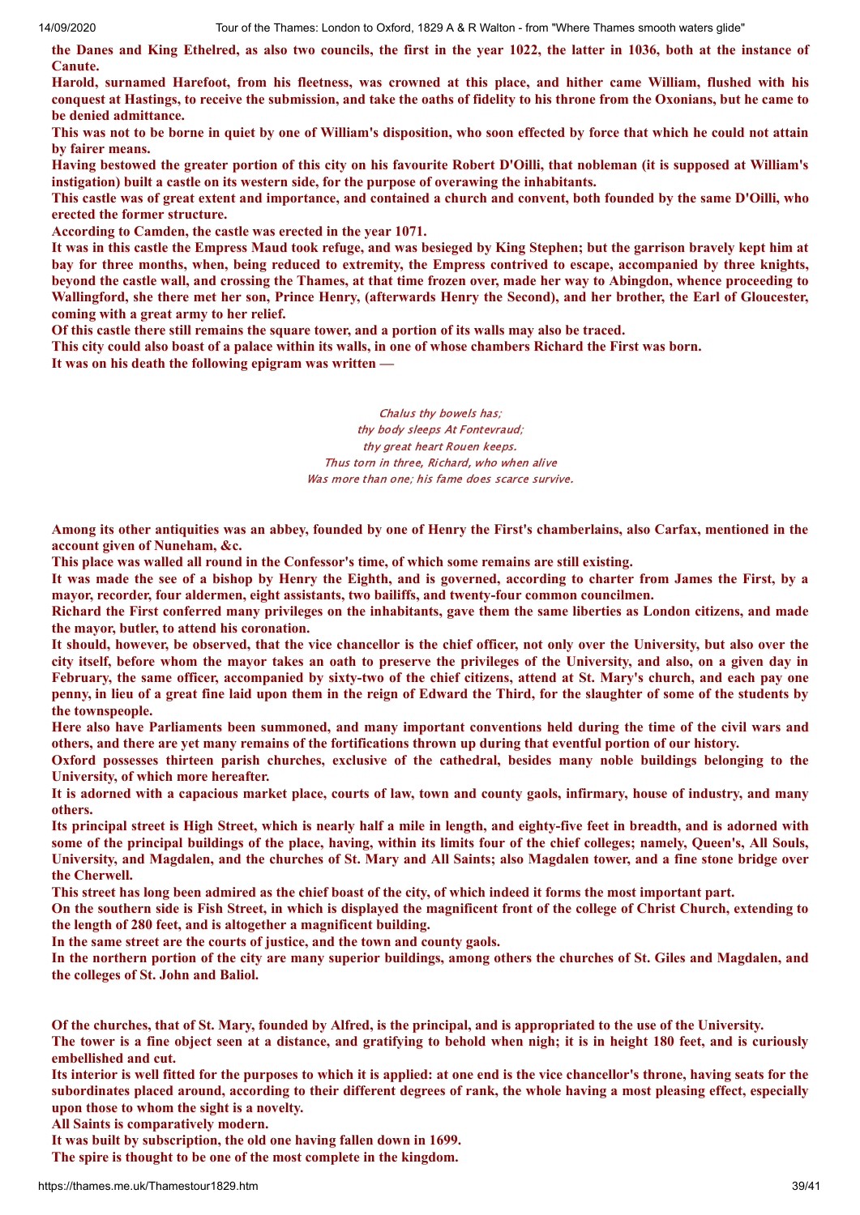**the Danes and King Ethelred, as also two councils, the first in the year 1022, the latter in 1036, both at the instance of Canute.**

**Harold, surnamed Harefoot, from his fleetness, was crowned at this place, and hither came William, flushed with his conquest at Hastings, to receive the submission, and take the oaths of fidelity to his throne from the Oxonians, but he came to be denied admittance.**

**This was not to be borne in quiet by one of William's disposition, who soon effected by force that which he could not attain by fairer means.**

**Having bestowed the greater portion of this city on his favourite Robert D'Oilli, that nobleman (it is supposed at William's instigation) built a castle on its western side, for the purpose of overawing the inhabitants.**

**This castle was of great extent and importance, and contained a church and convent, both founded by the same D'Oilli, who erected the former structure.**

**According to Camden, the castle was erected in the year 1071.**

**It was in this castle the Empress Maud took refuge, and was besieged by King Stephen; but the garrison bravely kept him at bay for three months, when, being reduced to extremity, the Empress contrived to escape, accompanied by three knights, beyond the castle wall, and crossing the Thames, at that time frozen over, made her way to Abingdon, whence proceeding to Wallingford, she there met her son, Prince Henry, (afterwards Henry the Second), and her brother, the Earl of Gloucester, coming with a great army to her relief.**

**Of this castle there still remains the square tower, and a portion of its walls may also be traced.**

**This city could also boast of a palace within its walls, in one of whose chambers Richard the First was born.**

**It was on his death the following epigram was written —**

*Chalus thy bowels has;*
*thy body sleeps At Fontevraud;*
*thy great heart Rouen keeps.*
*Thus torn in three, Richard, who when alive*
*Was more than one; his fame does scarce survive.*

**Among its other antiquities was an abbey, founded by one of Henry the First's chamberlains, also Carfax, mentioned in the account given of Nuneham, &c.**

**This place was walled all round in the Confessor's time, of which some remains are still existing.**

**It was made the see of a bishop by Henry the Eighth, and is governed, according to charter from James the First, by a mayor, recorder, four aldermen, eight assistants, two bailiffs, and twenty-four common councilmen.**

**Richard the First conferred many privileges on the inhabitants, gave them the same liberties as London citizens, and made the mayor, butler, to attend his coronation.**

**It should, however, be observed, that the vice chancellor is the chief officer, not only over the University, but also over the city itself, before whom the mayor takes an oath to preserve the privileges of the University, and also, on a given day in February, the same officer, accompanied by sixty-two of the chief citizens, attend at St. Mary's church, and each pay one penny, in lieu of a great fine laid upon them in the reign of Edward the Third, for the slaughter of some of the students by the townspeople.**

**Here also have Parliaments been summoned, and many important conventions held during the time of the civil wars and others, and there are yet many remains of the fortifications thrown up during that eventful portion of our history.**

**Oxford possesses thirteen parish churches, exclusive of the cathedral, besides many noble buildings belonging to the University, of which more hereafter.**

**It is adorned with a capacious market place, courts of law, town and county gaols, infirmary, house of industry, and many others.**

**Its principal street is High Street, which is nearly half a mile in length, and eighty-five feet in breadth, and is adorned with some of the principal buildings of the place, having, within its limits four of the chief colleges; namely, Queen's, All Souls, University, and Magdalen, and the churches of St. Mary and All Saints; also Magdalen tower, and a fine stone bridge over the Cherwell.**

**This street has long been admired as the chief boast of the city, of which indeed it forms the most important part.**

**On the southern side is Fish Street, in which is displayed the magnificent front of the college of Christ Church, extending to the length of 280 feet, and is altogether a magnificent building.**

**In the same street are the courts of justice, and the town and county gaols.**

**In the northern portion of the city are many superior buildings, among others the churches of St. Giles and Magdalen, and the colleges of St. John and Baliol.**

**Of the churches, that of St. Mary, founded by Alfred, is the principal, and is appropriated to the use of the University.**

**The tower is a fine object seen at a distance, and gratifying to behold when nigh; it is in height 180 feet, and is curiously embellished and cut.**

**Its interior is well fitted for the purposes to which it is applied: at one end is the vice chancellor's throne, having seats for the subordinates placed around, according to their different degrees of rank, the whole having a most pleasing effect, especially upon those to whom the sight is a novelty.**

**All Saints is comparatively modern.**

**It was built by subscription, the old one having fallen down in 1699.**

**The spire is thought to be one of the most complete in the kingdom.**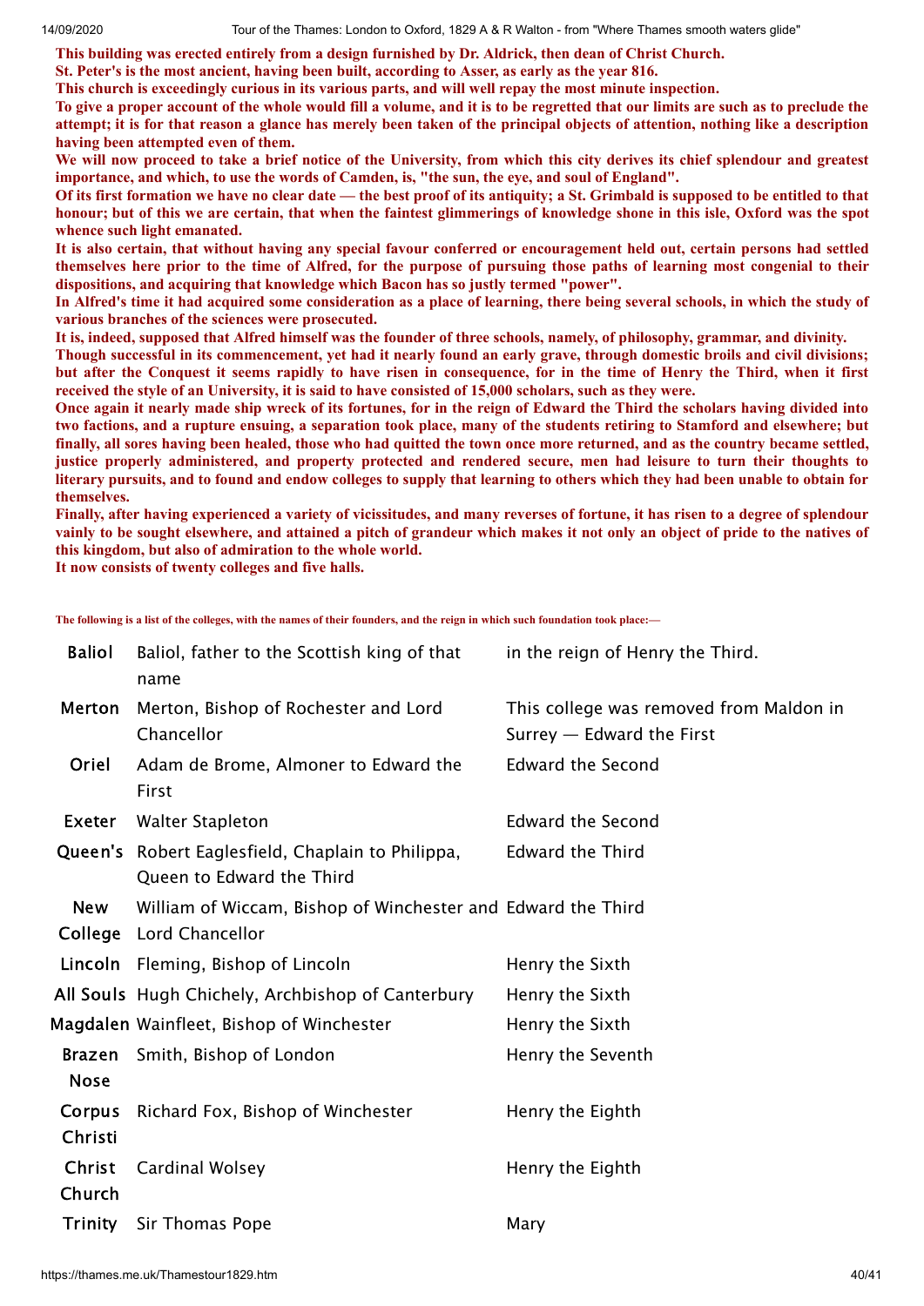**This building was erected entirely from a design furnished by Dr. Aldrick, then dean of Christ Church.**
**St. Peter's is the most ancient, having been built, according to Asser, as early as the year 816.**
**This church is exceedingly curious in its various parts, and will well repay the most minute inspection.**
**To give a proper account of the whole would fill a volume, and it is to be regretted that our limits are such as to preclude the attempt; it is for that reason a glance has merely been taken of the principal objects of attention, nothing like a description having been attempted even of them.**
**We will now proceed to take a brief notice of the University, from which this city derives its chief splendour and greatest importance, and which, to use the words of Camden, is, "the sun, the eye, and soul of England".**
**Of its first formation we have no clear date — the best proof of its antiquity; a St. Grimbald is supposed to be entitled to that honour; but of this we are certain, that when the faintest glimmerings of knowledge shone in this isle, Oxford was the spot whence such light emanated.**
**It is also certain, that without having any special favour conferred or encouragement held out, certain persons had settled themselves here prior to the time of Alfred, for the purpose of pursuing those paths of learning most congenial to their dispositions, and acquiring that knowledge which Bacon has so justly termed "power".**
**In Alfred's time it had acquired some consideration as a place of learning, there being several schools, in which the study of various branches of the sciences were prosecuted.**
**It is, indeed, supposed that Alfred himself was the founder of three schools, namely, of philosophy, grammar, and divinity.**
**Though successful in its commencement, yet had it nearly found an early grave, through domestic broils and civil divisions; but after the Conquest it seems rapidly to have risen in consequence, for in the time of Henry the Third, when it first received the style of an University, it is said to have consisted of 15,000 scholars, such as they were.**
**Once again it nearly made ship wreck of its fortunes, for in the reign of Edward the Third the scholars having divided into two factions, and a rupture ensuing, a separation took place, many of the students retiring to Stamford and elsewhere; but finally, all sores having been healed, those who had quitted the town once more returned, and as the country became settled, justice properly administered, and property protected and rendered secure, men had leisure to turn their thoughts to literary pursuits, and to found and endow colleges to supply that learning to others which they had been unable to obtain for themselves.**
**Finally, after having experienced a variety of vicissitudes, and many reverses of fortune, it has risen to a degree of splendour vainly to be sought elsewhere, and attained a pitch of grandeur which makes it not only an object of pride to the natives of this kingdom, but also of admiration to the whole world.**
**It now consists of twenty colleges and five halls.**

**The following is a list of the colleges, with the names of their founders, and the reign in which such foundation took place:—**

| | | |
|---|---|---|
| **Baliol** | Baliol, father to the Scottish king of that name | in the reign of Henry the Third. |
| **Merton** | Merton, Bishop of Rochester and Lord Chancellor | This college was removed from Maldon in Surrey — Edward the First |
| **Oriel** | Adam de Brome, Almoner to Edward the First | Edward the Second |
| **Exeter** | Walter Stapleton | Edward the Second |
| **Queen's** | Robert Eaglesfield, Chaplain to Philippa, Queen to Edward the Third | Edward the Third |
| **New College** | William of Wiccam, Bishop of Winchester and Lord Chancellor | Edward the Third |
| **Lincoln** | Fleming, Bishop of Lincoln | Henry the Sixth |
| **All Souls** | Hugh Chichely, Archbishop of Canterbury | Henry the Sixth |
| **Magdalen** | Wainfleet, Bishop of Winchester | Henry the Sixth |
| **Brazen Nose** | Smith, Bishop of London | Henry the Seventh |
| **Corpus Christi** | Richard Fox, Bishop of Winchester | Henry the Eighth |
| **Christ Church** | Cardinal Wolsey | Henry the Eighth |
| **Trinity** | Sir Thomas Pope | Mary |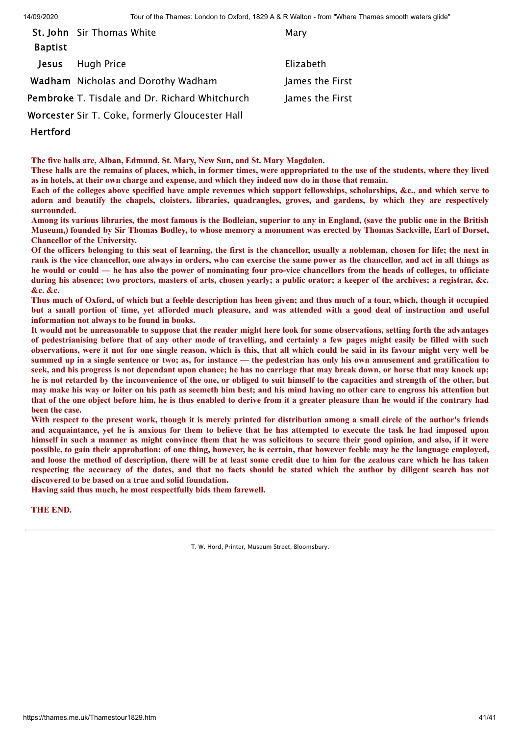| | | |
|---|---|---|
| St. John Baptist | Sir Thomas White | Mary |
| Jesus | Hugh Price | Elizabeth |
| Wadham | Nicholas and Dorothy Wadham | James the First |
| Pembroke | T. Tisdale and Dr. Richard Whitchurch | James the First |
| Worcester | Sir T. Coke, formerly Gloucester Hall | |
| Hertford | | |

**The five halls are, Alban, Edmund, St. Mary, New Sun, and St. Mary Magdalen.**

**These halls are the remains of places, which, in former times, were appropriated to the use of the students, where they lived as in hotels, at their own charge and expense, and which they indeed now do in those that remain.**

**Each of the colleges above specified have ample revenues which support fellowships, scholarships, &c., and which serve to adorn and beautify the chapels, cloisters, libraries, quadrangles, groves, and gardens, by which they are respectively surrounded.**

**Among its various libraries, the most famous is the Bodleian, superior to any in England, (save the public one in the British Museum,) founded by Sir Thomas Bodley, to whose memory a monument was erected by Thomas Sackville, Earl of Dorset, Chancellor of the University.**

**Of the officers belonging to this seat of learning, the first is the chancellor, usually a nobleman, chosen for life; the next in rank is the vice chancellor, one always in orders, who can exercise the same power as the chancellor, and act in all things as he would or could — he has also the power of nominating four pro-vice chancellors from the heads of colleges, to officiate during his absence; two proctors, masters of arts, chosen yearly; a public orator; a keeper of the archives; a registrar, &c. &c. &c.**

**Thus much of Oxford, of which but a feeble description has been given; and thus much of a tour, which, though it occupied but a small portion of time, yet afforded much pleasure, and was attended with a good deal of instruction and useful information not always to be found in books.**

**It would not be unreasonable to suppose that the reader might here look for some observations, setting forth the advantages of pedestrianising before that of any other mode of travelling, and certainly a few pages might easily be filled with such observations, were it not for one single reason, which is this, that all which could be said in its favour might very well be summed up in a single sentence or two; as, for instance — the pedestrian has only his own amusement and gratification to seek, and his progress is not dependant upon chance; he has no carriage that may break down, or horse that may knock up; he is not retarded by the inconvenience of the one, or obliged to suit himself to the capacities and strength of the other, but may make his way or loiter on his path as seemeth him best; and his mind having no other care to engross his attention but that of the one object before him, he is thus enabled to derive from it a greater pleasure than he would if the contrary had been the case.**

**With respect to the present work, though it is merely printed for distribution among a small circle of the author's friends and acquaintance, yet he is anxious for them to believe that he has attempted to execute the task he had imposed upon himself in such a manner as might convince them that he was solicitous to secure their good opinion, and also, if it were possible, to gain their approbation: of one thing, however, he is certain, that however feeble may be the language employed, and loose the method of description, there will be at least some credit due to him for the zealous care which he has taken respecting the accuracy of the dates, and that no facts should be stated which the author by diligent search has not discovered to be based on a true and solid foundation.**

**Having said thus much, he most respectfully bids them farewell.**

**THE END.**

---

T. W. Hord, Printer, Museum Street, Bloomsbury.